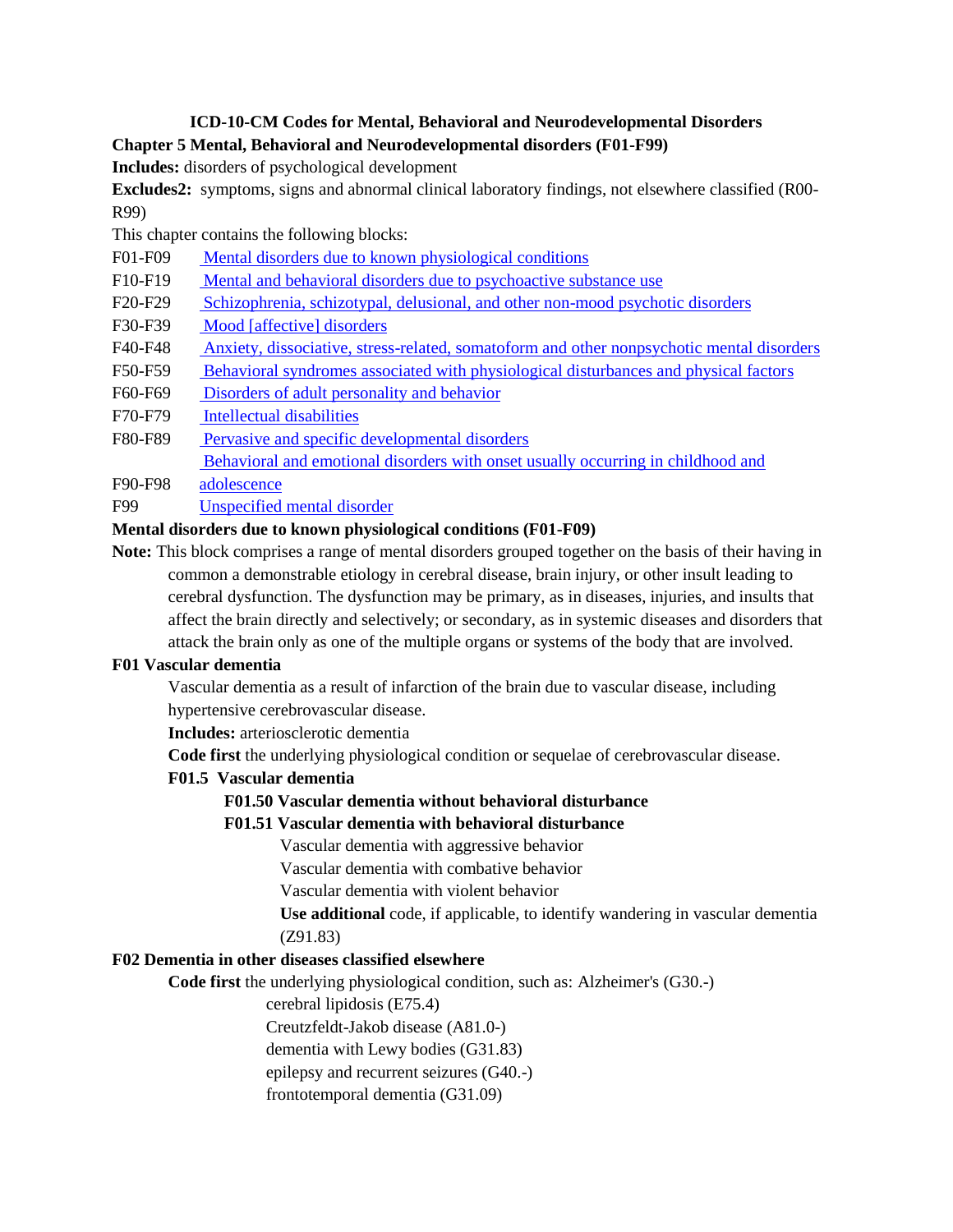# ICD-10-CM Codes for Mental, Behavioral and Neurodevelopmental Disorders

## Chapter 5 Mental, Behavioral and Neurodevelopmental disorders (F01-F99)

**Includes:** disorders of psychological development

**Excludes2:** symptoms, signs and abnormal clinical laboratory findings, not elsewhere classified (R00-R99)

This chapter contains the following blocks:

- F01-F09 Mental disorders due to known physiological conditions
- F10-F19 Mental and behavioral disorders due to psychoactive substance use
- F20-F29 Schizophrenia, schizotypal, delusional, and other non-mood psychotic disorders
- F30-F39 Mood [affective] disorders
- F40-F48 Anxiety, dissociative, stress-related, somatoform and other nonpsychotic mental disorders
- F50-F59 Behavioral syndromes associated with physiological disturbances and physical factors
- F60-F69 Disorders of adult personality and behavior
- F70-F79 Intellectual disabilities
- F80-F89 Pervasive and specific developmental disorders
- F90-F98 Behavioral and emotional disorders with onset usually occurring in childhood and adolescence
- F99 Unspecified mental disorder

### Mental disorders due to known physiological conditions (F01-F09)

**Note:** This block comprises a range of mental disorders grouped together on the basis of their having in common a demonstrable etiology in cerebral disease, brain injury, or other insult leading to cerebral dysfunction. The dysfunction may be primary, as in diseases, injuries, and insults that affect the brain directly and selectively; or secondary, as in systemic diseases and disorders that attack the brain only as one of the multiple organs or systems of the body that are involved.

#### F01 Vascular dementia

Vascular dementia as a result of infarction of the brain due to vascular disease, including hypertensive cerebrovascular disease.

**Includes:** arteriosclerotic dementia

**Code first** the underlying physiological condition or sequelae of cerebrovascular disease.

**F01.5 Vascular dementia**

**F01.50 Vascular dementia without behavioral disturbance**

**F01.51 Vascular dementia with behavioral disturbance**

Vascular dementia with aggressive behavior
Vascular dementia with combative behavior
Vascular dementia with violent behavior

**Use additional** code, if applicable, to identify wandering in vascular dementia (Z91.83)

#### F02 Dementia in other diseases classified elsewhere

**Code first** the underlying physiological condition, such as: Alzheimer's (G30.-)

cerebral lipidosis (E75.4)
Creutzfeldt-Jakob disease (A81.0-)
dementia with Lewy bodies (G31.83)
epilepsy and recurrent seizures (G40.-)
frontotemporal dementia (G31.09)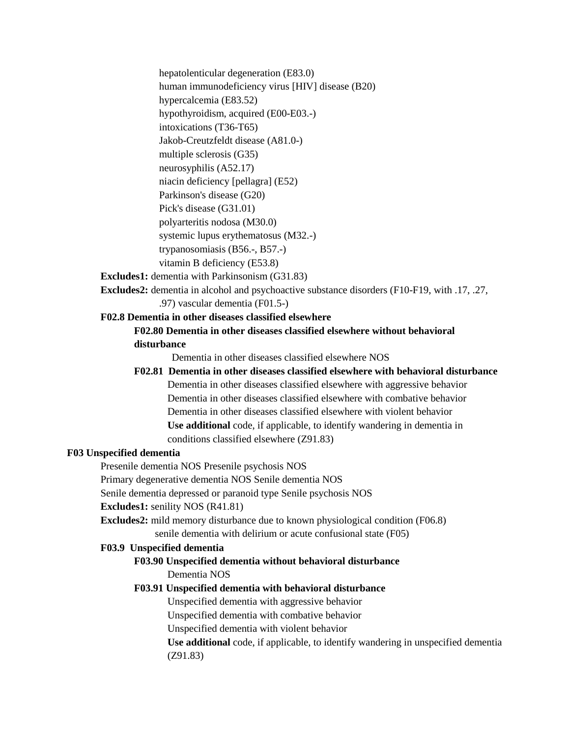hepatolenticular degeneration (E83.0)
human immunodeficiency virus [HIV] disease (B20)
hypercalcemia (E83.52)
hypothyroidism, acquired (E00-E03.-)
intoxications (T36-T65)
Jakob-Creutzfeldt disease (A81.0-)
multiple sclerosis (G35)
neurosyphilis (A52.17)
niacin deficiency [pellagra] (E52)
Parkinson's disease (G20)
Pick's disease (G31.01)
polyarteritis nodosa (M30.0)
systemic lupus erythematosus (M32.-)
trypanosomiasis (B56.-, B57.-)
vitamin B deficiency (E53.8)

**Excludes1:** dementia with Parkinsonism (G31.83)

**Excludes2:** dementia in alcohol and psychoactive substance disorders (F10-F19, with .17, .27, .97) vascular dementia (F01.5-)

**F02.8 Dementia in other diseases classified elsewhere**

**F02.80 Dementia in other diseases classified elsewhere without behavioral disturbance**

Dementia in other diseases classified elsewhere NOS

**F02.81 Dementia in other diseases classified elsewhere with behavioral disturbance**

Dementia in other diseases classified elsewhere with aggressive behavior
Dementia in other diseases classified elsewhere with combative behavior
Dementia in other diseases classified elsewhere with violent behavior
**Use additional** code, if applicable, to identify wandering in dementia in conditions classified elsewhere (Z91.83)

**F03 Unspecified dementia**

Presenile dementia NOS Presenile psychosis NOS
Primary degenerative dementia NOS Senile dementia NOS
Senile dementia depressed or paranoid type Senile psychosis NOS

**Excludes1:** senility NOS (R41.81)

**Excludes2:** mild memory disturbance due to known physiological condition (F06.8)
senile dementia with delirium or acute confusional state (F05)

**F03.9 Unspecified dementia**

**F03.90 Unspecified dementia without behavioral disturbance**

Dementia NOS

**F03.91 Unspecified dementia with behavioral disturbance**

Unspecified dementia with aggressive behavior
Unspecified dementia with combative behavior
Unspecified dementia with violent behavior
**Use additional** code, if applicable, to identify wandering in unspecified dementia (Z91.83)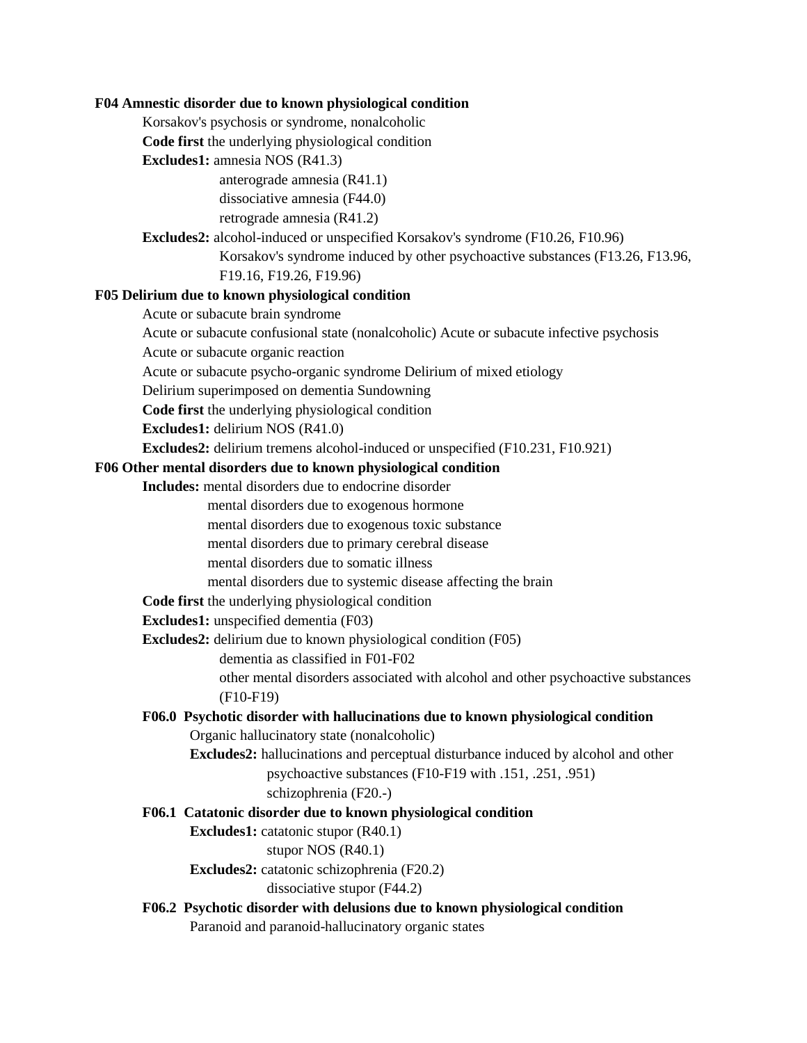**F04 Amnestic disorder due to known physiological condition**

Korsakov's psychosis or syndrome, nonalcoholic

**Code first** the underlying physiological condition

**Excludes1:** amnesia NOS (R41.3)

anterograde amnesia (R41.1)

dissociative amnesia (F44.0)

retrograde amnesia (R41.2)

**Excludes2:** alcohol-induced or unspecified Korsakov's syndrome (F10.26, F10.96)

Korsakov's syndrome induced by other psychoactive substances (F13.26, F13.96, F19.16, F19.26, F19.96)

**F05 Delirium due to known physiological condition**

Acute or subacute brain syndrome

Acute or subacute confusional state (nonalcoholic) Acute or subacute infective psychosis

Acute or subacute organic reaction

Acute or subacute psycho-organic syndrome Delirium of mixed etiology

Delirium superimposed on dementia Sundowning

**Code first** the underlying physiological condition

**Excludes1:** delirium NOS (R41.0)

**Excludes2:** delirium tremens alcohol-induced or unspecified (F10.231, F10.921)

**F06 Other mental disorders due to known physiological condition**

**Includes:** mental disorders due to endocrine disorder

mental disorders due to exogenous hormone

mental disorders due to exogenous toxic substance

mental disorders due to primary cerebral disease

mental disorders due to somatic illness

mental disorders due to systemic disease affecting the brain

**Code first** the underlying physiological condition

**Excludes1:** unspecified dementia (F03)

**Excludes2:** delirium due to known physiological condition (F05)

dementia as classified in F01-F02

other mental disorders associated with alcohol and other psychoactive substances (F10-F19)

**F06.0 Psychotic disorder with hallucinations due to known physiological condition**

Organic hallucinatory state (nonalcoholic)

**Excludes2:** hallucinations and perceptual disturbance induced by alcohol and other psychoactive substances (F10-F19 with .151, .251, .951)

schizophrenia (F20.-)

**F06.1 Catatonic disorder due to known physiological condition**

**Excludes1:** catatonic stupor (R40.1)

stupor NOS (R40.1)

**Excludes2:** catatonic schizophrenia (F20.2)

dissociative stupor (F44.2)

**F06.2 Psychotic disorder with delusions due to known physiological condition**

Paranoid and paranoid-hallucinatory organic states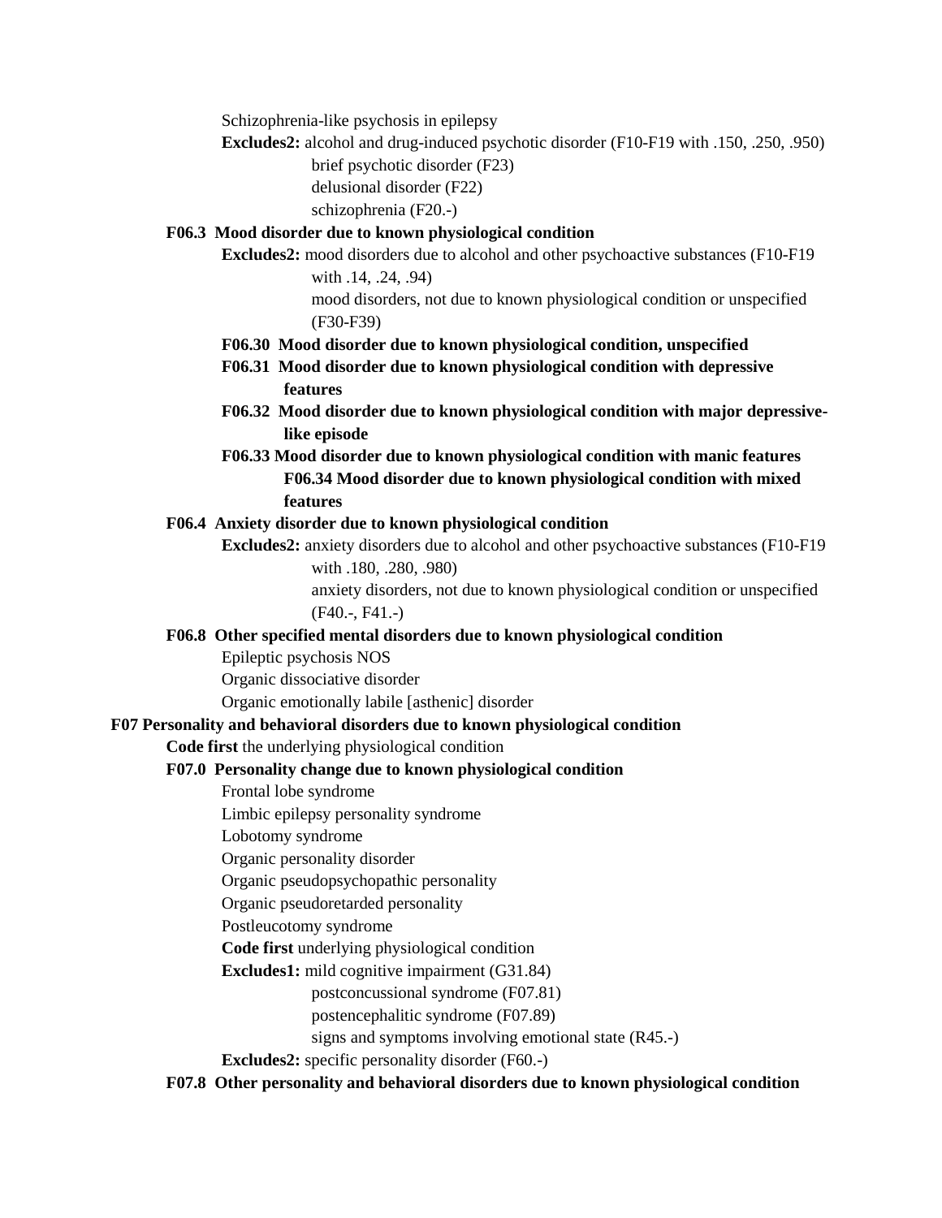Schizophrenia-like psychosis in epilepsy

**Excludes2:** alcohol and drug-induced psychotic disorder (F10-F19 with .150, .250, .950)
brief psychotic disorder (F23)
delusional disorder (F22)
schizophrenia (F20.-)

**F06.3 Mood disorder due to known physiological condition**

**Excludes2:** mood disorders due to alcohol and other psychoactive substances (F10-F19 with .14, .24, .94)
mood disorders, not due to known physiological condition or unspecified (F30-F39)

**F06.30 Mood disorder due to known physiological condition, unspecified**

**F06.31 Mood disorder due to known physiological condition with depressive features**

**F06.32 Mood disorder due to known physiological condition with major depressive-like episode**

**F06.33 Mood disorder due to known physiological condition with manic features**

**F06.34 Mood disorder due to known physiological condition with mixed features**

**F06.4 Anxiety disorder due to known physiological condition**

**Excludes2:** anxiety disorders due to alcohol and other psychoactive substances (F10-F19 with .180, .280, .980)
anxiety disorders, not due to known physiological condition or unspecified (F40.-, F41.-)

**F06.8 Other specified mental disorders due to known physiological condition**

Epileptic psychosis NOS
Organic dissociative disorder
Organic emotionally labile [asthenic] disorder

**F07 Personality and behavioral disorders due to known physiological condition**

**Code first** the underlying physiological condition

**F07.0 Personality change due to known physiological condition**

Frontal lobe syndrome
Limbic epilepsy personality syndrome
Lobotomy syndrome
Organic personality disorder
Organic pseudopsychopathic personality
Organic pseudoretarded personality
Postleucotomy syndrome

**Code first** underlying physiological condition

**Excludes1:** mild cognitive impairment (G31.84)
postconcussional syndrome (F07.81)
postencephalitic syndrome (F07.89)
signs and symptoms involving emotional state (R45.-)

**Excludes2:** specific personality disorder (F60.-)

**F07.8 Other personality and behavioral disorders due to known physiological condition**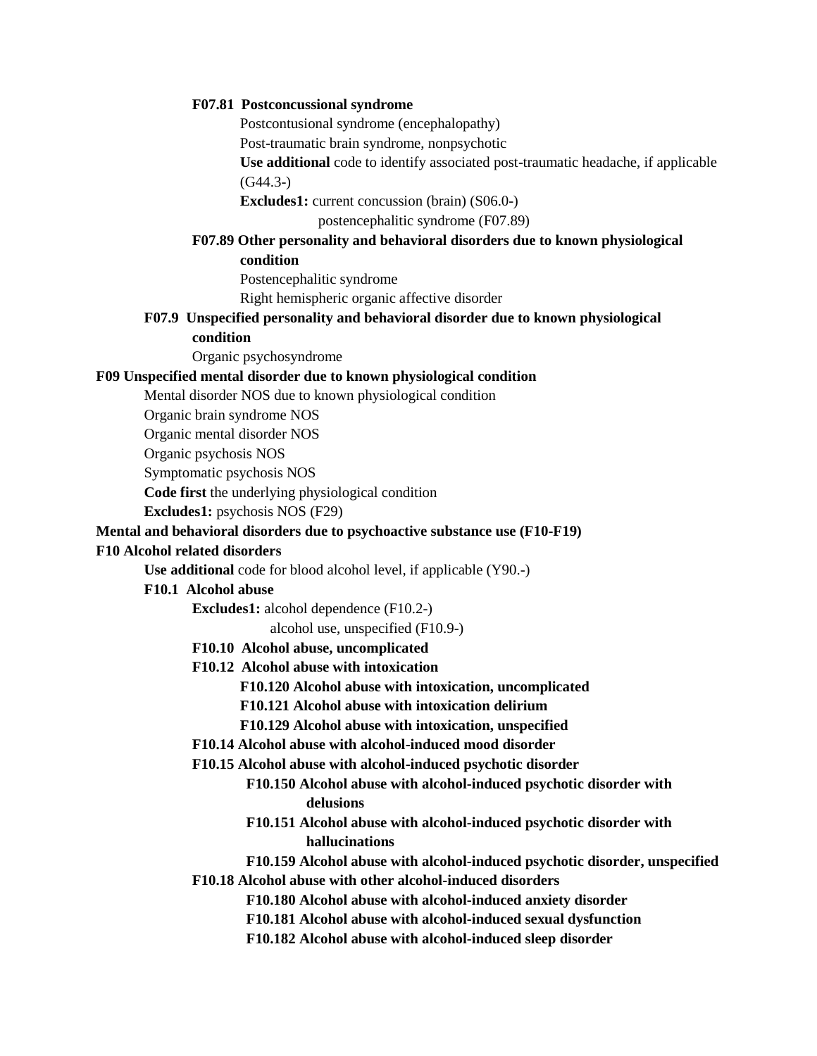**F07.81 Postconcussional syndrome**

Postcontusional syndrome (encephalopathy)

Post-traumatic brain syndrome, nonpsychotic

**Use additional** code to identify associated post-traumatic headache, if applicable (G44.3-)

**Excludes1:** current concussion (brain) (S06.0-)

postencephalitic syndrome (F07.89)

**F07.89 Other personality and behavioral disorders due to known physiological condition**

Postencephalitic syndrome

Right hemispheric organic affective disorder

**F07.9 Unspecified personality and behavioral disorder due to known physiological condition**

Organic psychosyndrome

**F09 Unspecified mental disorder due to known physiological condition**

Mental disorder NOS due to known physiological condition

Organic brain syndrome NOS

Organic mental disorder NOS

Organic psychosis NOS

Symptomatic psychosis NOS

**Code first** the underlying physiological condition

**Excludes1:** psychosis NOS (F29)

**Mental and behavioral disorders due to psychoactive substance use (F10-F19)**

**F10 Alcohol related disorders**

**Use additional** code for blood alcohol level, if applicable (Y90.-)

**F10.1 Alcohol abuse**

**Excludes1:** alcohol dependence (F10.2-)

alcohol use, unspecified (F10.9-)

**F10.10 Alcohol abuse, uncomplicated**

**F10.12 Alcohol abuse with intoxication**

**F10.120 Alcohol abuse with intoxication, uncomplicated**

**F10.121 Alcohol abuse with intoxication delirium**

**F10.129 Alcohol abuse with intoxication, unspecified**

**F10.14 Alcohol abuse with alcohol-induced mood disorder**

**F10.15 Alcohol abuse with alcohol-induced psychotic disorder**

**F10.150 Alcohol abuse with alcohol-induced psychotic disorder with delusions**

**F10.151 Alcohol abuse with alcohol-induced psychotic disorder with hallucinations**

**F10.159 Alcohol abuse with alcohol-induced psychotic disorder, unspecified**

**F10.18 Alcohol abuse with other alcohol-induced disorders**

**F10.180 Alcohol abuse with alcohol-induced anxiety disorder**

**F10.181 Alcohol abuse with alcohol-induced sexual dysfunction**

**F10.182 Alcohol abuse with alcohol-induced sleep disorder**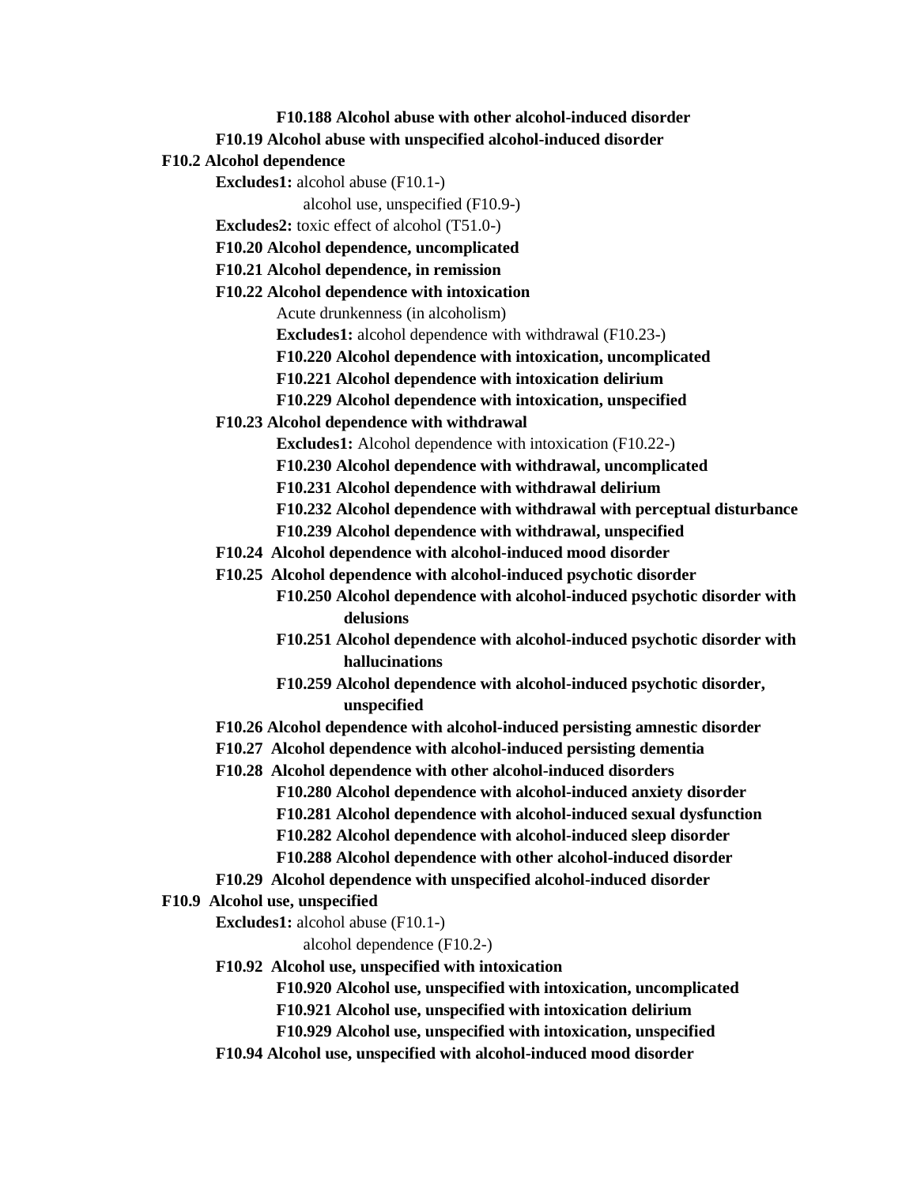**F10.188 Alcohol abuse with other alcohol-induced disorder**

**F10.19 Alcohol abuse with unspecified alcohol-induced disorder**

**F10.2 Alcohol dependence**

**Excludes1:** alcohol abuse (F10.1-)

alcohol use, unspecified (F10.9-)

**Excludes2:** toxic effect of alcohol (T51.0-)

**F10.20 Alcohol dependence, uncomplicated**

**F10.21 Alcohol dependence, in remission**

**F10.22 Alcohol dependence with intoxication**

Acute drunkenness (in alcoholism)

**Excludes1:** alcohol dependence with withdrawal (F10.23-)

**F10.220 Alcohol dependence with intoxication, uncomplicated**

**F10.221 Alcohol dependence with intoxication delirium**

**F10.229 Alcohol dependence with intoxication, unspecified**

**F10.23 Alcohol dependence with withdrawal**

**Excludes1:** Alcohol dependence with intoxication (F10.22-)

**F10.230 Alcohol dependence with withdrawal, uncomplicated**

**F10.231 Alcohol dependence with withdrawal delirium**

**F10.232 Alcohol dependence with withdrawal with perceptual disturbance**

**F10.239 Alcohol dependence with withdrawal, unspecified**

**F10.24 Alcohol dependence with alcohol-induced mood disorder**

**F10.25 Alcohol dependence with alcohol-induced psychotic disorder**

**F10.250 Alcohol dependence with alcohol-induced psychotic disorder with delusions**

**F10.251 Alcohol dependence with alcohol-induced psychotic disorder with hallucinations**

**F10.259 Alcohol dependence with alcohol-induced psychotic disorder, unspecified**

**F10.26 Alcohol dependence with alcohol-induced persisting amnestic disorder**

**F10.27 Alcohol dependence with alcohol-induced persisting dementia**

**F10.28 Alcohol dependence with other alcohol-induced disorders**

**F10.280 Alcohol dependence with alcohol-induced anxiety disorder**

**F10.281 Alcohol dependence with alcohol-induced sexual dysfunction**

**F10.282 Alcohol dependence with alcohol-induced sleep disorder**

**F10.288 Alcohol dependence with other alcohol-induced disorder**

**F10.29 Alcohol dependence with unspecified alcohol-induced disorder**

**F10.9 Alcohol use, unspecified**

**Excludes1:** alcohol abuse (F10.1-)

alcohol dependence (F10.2-)

**F10.92 Alcohol use, unspecified with intoxication**

**F10.920 Alcohol use, unspecified with intoxication, uncomplicated**

**F10.921 Alcohol use, unspecified with intoxication delirium**

**F10.929 Alcohol use, unspecified with intoxication, unspecified**

**F10.94 Alcohol use, unspecified with alcohol-induced mood disorder**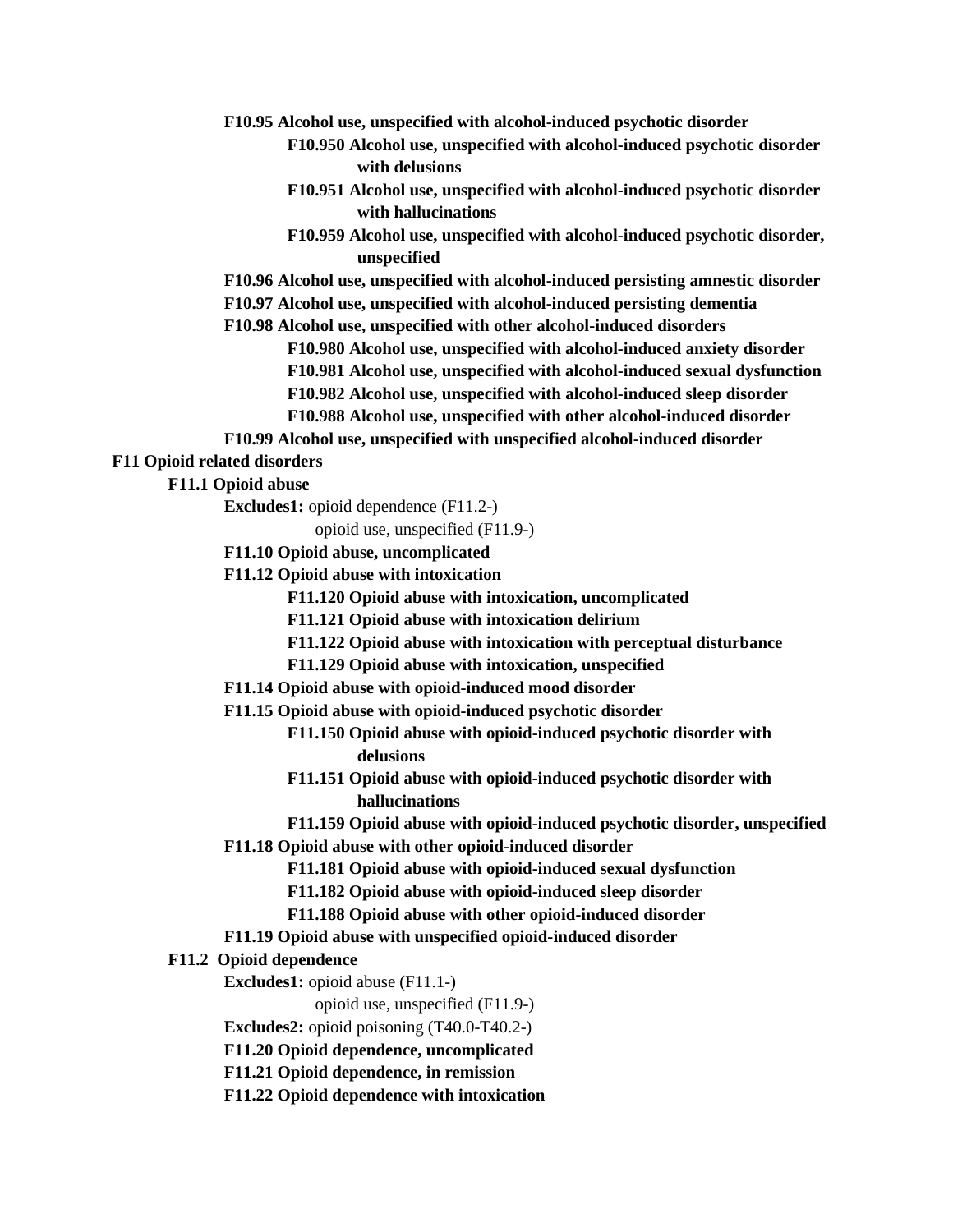**F10.95 Alcohol use, unspecified with alcohol-induced psychotic disorder**

- **F10.950 Alcohol use, unspecified with alcohol-induced psychotic disorder with delusions**
- **F10.951 Alcohol use, unspecified with alcohol-induced psychotic disorder with hallucinations**
- **F10.959 Alcohol use, unspecified with alcohol-induced psychotic disorder, unspecified**

**F10.96 Alcohol use, unspecified with alcohol-induced persisting amnestic disorder**

**F10.97 Alcohol use, unspecified with alcohol-induced persisting dementia**

**F10.98 Alcohol use, unspecified with other alcohol-induced disorders**

- **F10.980 Alcohol use, unspecified with alcohol-induced anxiety disorder**
- **F10.981 Alcohol use, unspecified with alcohol-induced sexual dysfunction**
- **F10.982 Alcohol use, unspecified with alcohol-induced sleep disorder**
- **F10.988 Alcohol use, unspecified with other alcohol-induced disorder**

**F10.99 Alcohol use, unspecified with unspecified alcohol-induced disorder**

## F11 Opioid related disorders

### F11.1 Opioid abuse

**Excludes1:** opioid dependence (F11.2-)
opioid use, unspecified (F11.9-)

**F11.10 Opioid abuse, uncomplicated**

**F11.12 Opioid abuse with intoxication**

- **F11.120 Opioid abuse with intoxication, uncomplicated**
- **F11.121 Opioid abuse with intoxication delirium**
- **F11.122 Opioid abuse with intoxication with perceptual disturbance**
- **F11.129 Opioid abuse with intoxication, unspecified**

**F11.14 Opioid abuse with opioid-induced mood disorder**

**F11.15 Opioid abuse with opioid-induced psychotic disorder**

- **F11.150 Opioid abuse with opioid-induced psychotic disorder with delusions**
- **F11.151 Opioid abuse with opioid-induced psychotic disorder with hallucinations**
- **F11.159 Opioid abuse with opioid-induced psychotic disorder, unspecified**

**F11.18 Opioid abuse with other opioid-induced disorder**

- **F11.181 Opioid abuse with opioid-induced sexual dysfunction**
- **F11.182 Opioid abuse with opioid-induced sleep disorder**
- **F11.188 Opioid abuse with other opioid-induced disorder**

**F11.19 Opioid abuse with unspecified opioid-induced disorder**

### F11.2 Opioid dependence

**Excludes1:** opioid abuse (F11.1-)
opioid use, unspecified (F11.9-)

**Excludes2:** opioid poisoning (T40.0-T40.2-)

**F11.20 Opioid dependence, uncomplicated**

**F11.21 Opioid dependence, in remission**

**F11.22 Opioid dependence with intoxication**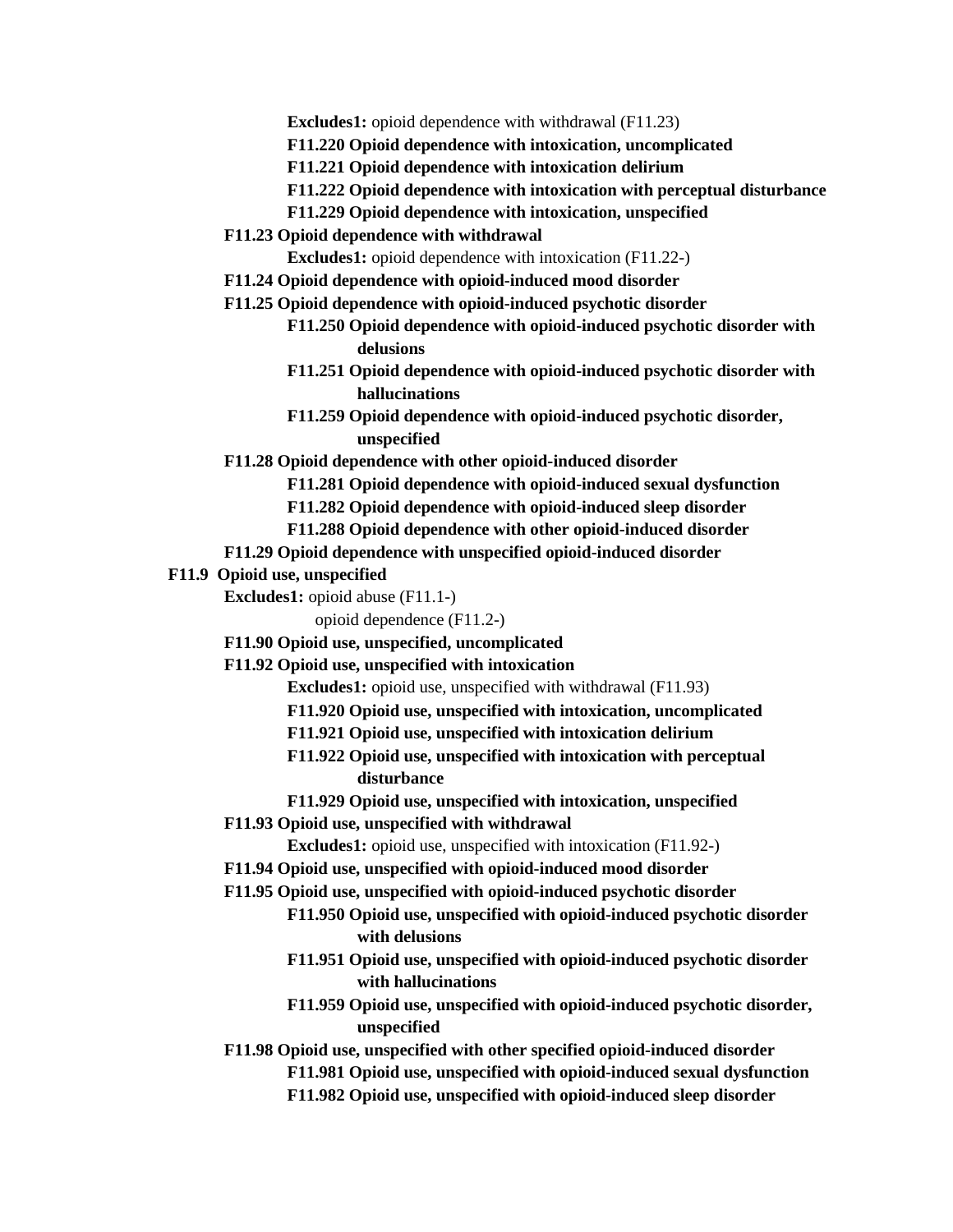**Excludes1:** opioid dependence with withdrawal (F11.23)

**F11.220 Opioid dependence with intoxication, uncomplicated**

**F11.221 Opioid dependence with intoxication delirium**

**F11.222 Opioid dependence with intoxication with perceptual disturbance**

**F11.229 Opioid dependence with intoxication, unspecified**

**F11.23 Opioid dependence with withdrawal**

**Excludes1:** opioid dependence with intoxication (F11.22-)

**F11.24 Opioid dependence with opioid-induced mood disorder**

**F11.25 Opioid dependence with opioid-induced psychotic disorder**

**F11.250 Opioid dependence with opioid-induced psychotic disorder with delusions**

**F11.251 Opioid dependence with opioid-induced psychotic disorder with hallucinations**

**F11.259 Opioid dependence with opioid-induced psychotic disorder, unspecified**

**F11.28 Opioid dependence with other opioid-induced disorder**

**F11.281 Opioid dependence with opioid-induced sexual dysfunction**

**F11.282 Opioid dependence with opioid-induced sleep disorder**

**F11.288 Opioid dependence with other opioid-induced disorder**

**F11.29 Opioid dependence with unspecified opioid-induced disorder**

**F11.9 Opioid use, unspecified**

**Excludes1:** opioid abuse (F11.1-)

opioid dependence (F11.2-)

**F11.90 Opioid use, unspecified, uncomplicated**

**F11.92 Opioid use, unspecified with intoxication**

**Excludes1:** opioid use, unspecified with withdrawal (F11.93)

**F11.920 Opioid use, unspecified with intoxication, uncomplicated**

**F11.921 Opioid use, unspecified with intoxication delirium**

**F11.922 Opioid use, unspecified with intoxication with perceptual disturbance**

**F11.929 Opioid use, unspecified with intoxication, unspecified**

**F11.93 Opioid use, unspecified with withdrawal**

**Excludes1:** opioid use, unspecified with intoxication (F11.92-)

**F11.94 Opioid use, unspecified with opioid-induced mood disorder**

**F11.95 Opioid use, unspecified with opioid-induced psychotic disorder**

**F11.950 Opioid use, unspecified with opioid-induced psychotic disorder with delusions**

**F11.951 Opioid use, unspecified with opioid-induced psychotic disorder with hallucinations**

**F11.959 Opioid use, unspecified with opioid-induced psychotic disorder, unspecified**

**F11.98 Opioid use, unspecified with other specified opioid-induced disorder**

**F11.981 Opioid use, unspecified with opioid-induced sexual dysfunction**

**F11.982 Opioid use, unspecified with opioid-induced sleep disorder**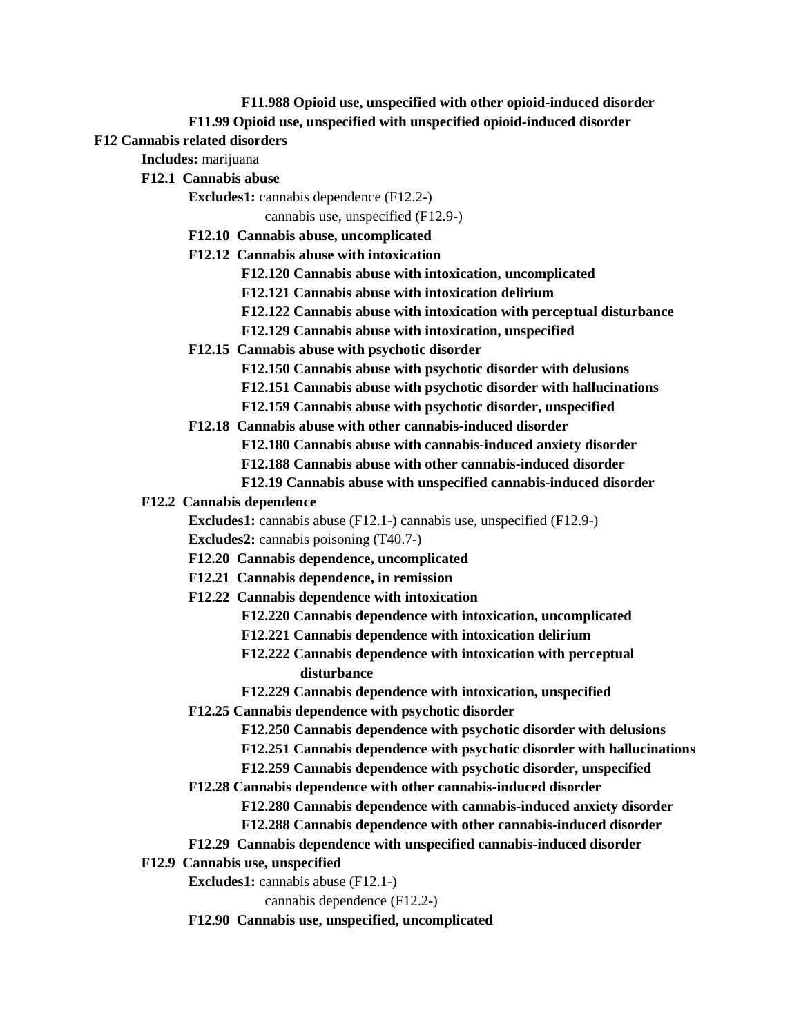**F11.988 Opioid use, unspecified with other opioid-induced disorder**

**F11.99 Opioid use, unspecified with unspecified opioid-induced disorder**

**F12 Cannabis related disorders**

**Includes:** marijuana

**F12.1 Cannabis abuse**

**Excludes1:** cannabis dependence (F12.2-)
cannabis use, unspecified (F12.9-)

**F12.10 Cannabis abuse, uncomplicated**

**F12.12 Cannabis abuse with intoxication**

**F12.120 Cannabis abuse with intoxication, uncomplicated**

**F12.121 Cannabis abuse with intoxication delirium**

**F12.122 Cannabis abuse with intoxication with perceptual disturbance**

**F12.129 Cannabis abuse with intoxication, unspecified**

**F12.15 Cannabis abuse with psychotic disorder**

**F12.150 Cannabis abuse with psychotic disorder with delusions**

**F12.151 Cannabis abuse with psychotic disorder with hallucinations**

**F12.159 Cannabis abuse with psychotic disorder, unspecified**

**F12.18 Cannabis abuse with other cannabis-induced disorder**

**F12.180 Cannabis abuse with cannabis-induced anxiety disorder**

**F12.188 Cannabis abuse with other cannabis-induced disorder**

**F12.19 Cannabis abuse with unspecified cannabis-induced disorder**

**F12.2 Cannabis dependence**

**Excludes1:** cannabis abuse (F12.1-) cannabis use, unspecified (F12.9-)

**Excludes2:** cannabis poisoning (T40.7-)

**F12.20 Cannabis dependence, uncomplicated**

**F12.21 Cannabis dependence, in remission**

**F12.22 Cannabis dependence with intoxication**

**F12.220 Cannabis dependence with intoxication, uncomplicated**

**F12.221 Cannabis dependence with intoxication delirium**

**F12.222 Cannabis dependence with intoxication with perceptual disturbance**

**F12.229 Cannabis dependence with intoxication, unspecified**

**F12.25 Cannabis dependence with psychotic disorder**

**F12.250 Cannabis dependence with psychotic disorder with delusions**

**F12.251 Cannabis dependence with psychotic disorder with hallucinations**

**F12.259 Cannabis dependence with psychotic disorder, unspecified**

**F12.28 Cannabis dependence with other cannabis-induced disorder**

**F12.280 Cannabis dependence with cannabis-induced anxiety disorder**

**F12.288 Cannabis dependence with other cannabis-induced disorder**

**F12.29 Cannabis dependence with unspecified cannabis-induced disorder**

**F12.9 Cannabis use, unspecified**

**Excludes1:** cannabis abuse (F12.1-)
cannabis dependence (F12.2-)

**F12.90 Cannabis use, unspecified, uncomplicated**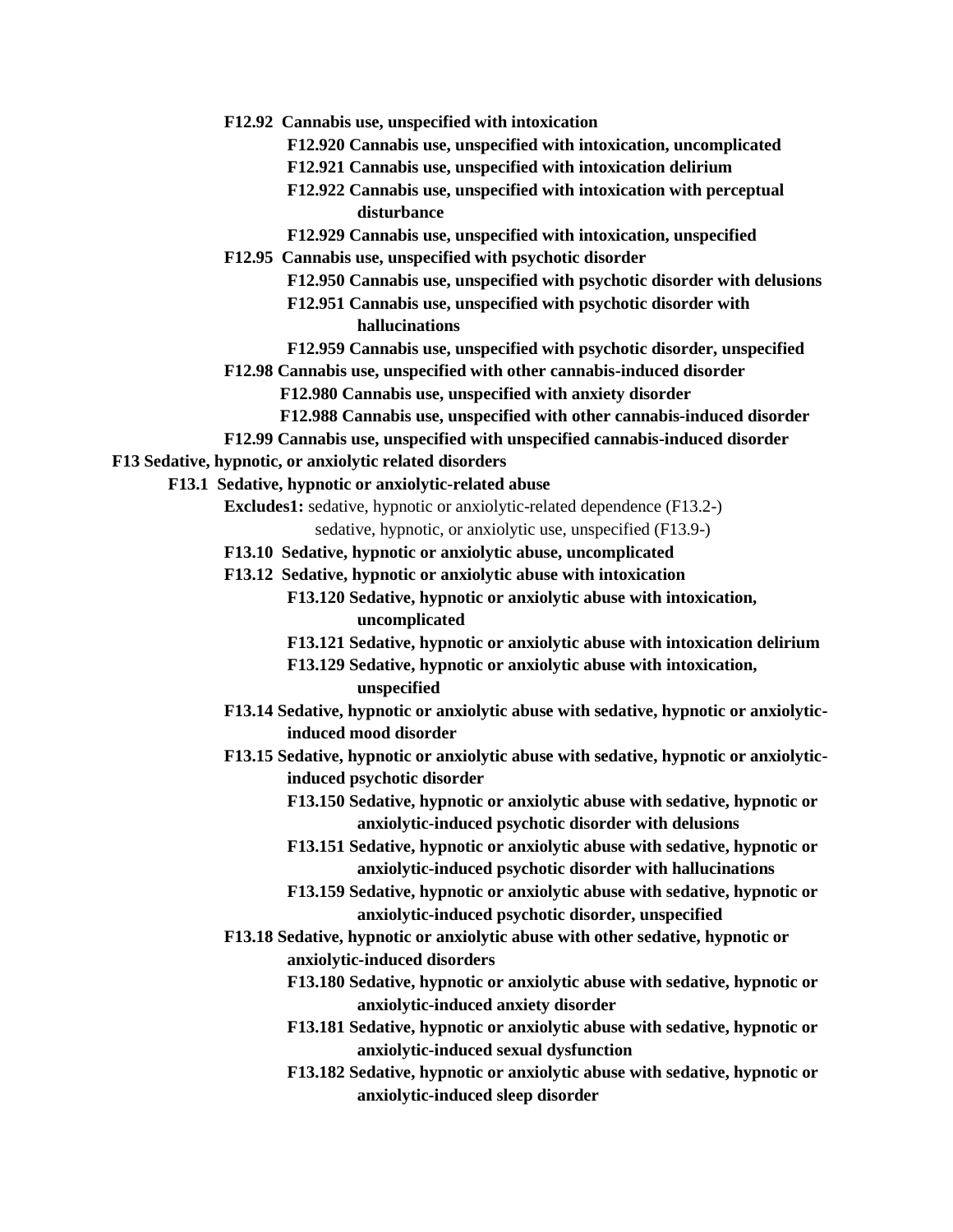**F12.92 Cannabis use, unspecified with intoxication**

- **F12.920 Cannabis use, unspecified with intoxication, uncomplicated**
- **F12.921 Cannabis use, unspecified with intoxication delirium**
- **F12.922 Cannabis use, unspecified with intoxication with perceptual disturbance**
- **F12.929 Cannabis use, unspecified with intoxication, unspecified**

**F12.95 Cannabis use, unspecified with psychotic disorder**

- **F12.950 Cannabis use, unspecified with psychotic disorder with delusions**
- **F12.951 Cannabis use, unspecified with psychotic disorder with hallucinations**
- **F12.959 Cannabis use, unspecified with psychotic disorder, unspecified**

**F12.98 Cannabis use, unspecified with other cannabis-induced disorder**

- **F12.980 Cannabis use, unspecified with anxiety disorder**
- **F12.988 Cannabis use, unspecified with other cannabis-induced disorder**

**F12.99 Cannabis use, unspecified with unspecified cannabis-induced disorder**

**F13 Sedative, hypnotic, or anxiolytic related disorders**

**F13.1 Sedative, hypnotic or anxiolytic-related abuse**

**Excludes1:** sedative, hypnotic or anxiolytic-related dependence (F13.2-)
sedative, hypnotic, or anxiolytic use, unspecified (F13.9-)

**F13.10 Sedative, hypnotic or anxiolytic abuse, uncomplicated**

**F13.12 Sedative, hypnotic or anxiolytic abuse with intoxication**

- **F13.120 Sedative, hypnotic or anxiolytic abuse with intoxication, uncomplicated**
- **F13.121 Sedative, hypnotic or anxiolytic abuse with intoxication delirium**
- **F13.129 Sedative, hypnotic or anxiolytic abuse with intoxication, unspecified**

**F13.14 Sedative, hypnotic or anxiolytic abuse with sedative, hypnotic or anxiolytic-induced mood disorder**

**F13.15 Sedative, hypnotic or anxiolytic abuse with sedative, hypnotic or anxiolytic-induced psychotic disorder**

- **F13.150 Sedative, hypnotic or anxiolytic abuse with sedative, hypnotic or anxiolytic-induced psychotic disorder with delusions**
- **F13.151 Sedative, hypnotic or anxiolytic abuse with sedative, hypnotic or anxiolytic-induced psychotic disorder with hallucinations**
- **F13.159 Sedative, hypnotic or anxiolytic abuse with sedative, hypnotic or anxiolytic-induced psychotic disorder, unspecified**

**F13.18 Sedative, hypnotic or anxiolytic abuse with other sedative, hypnotic or anxiolytic-induced disorders**

- **F13.180 Sedative, hypnotic or anxiolytic abuse with sedative, hypnotic or anxiolytic-induced anxiety disorder**
- **F13.181 Sedative, hypnotic or anxiolytic abuse with sedative, hypnotic or anxiolytic-induced sexual dysfunction**
- **F13.182 Sedative, hypnotic or anxiolytic abuse with sedative, hypnotic or anxiolytic-induced sleep disorder**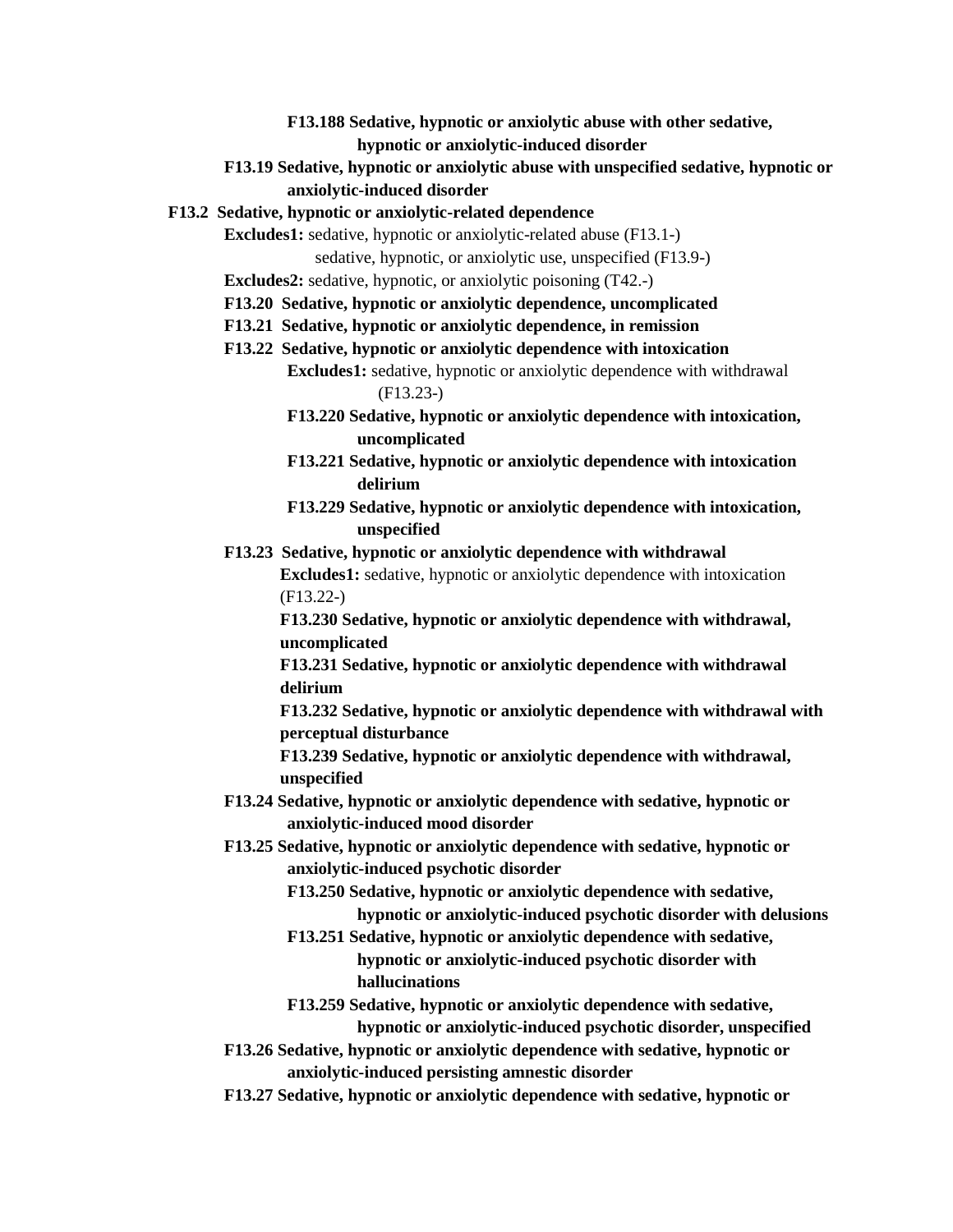**F13.188 Sedative, hypnotic or anxiolytic abuse with other sedative, hypnotic or anxiolytic-induced disorder**

**F13.19 Sedative, hypnotic or anxiolytic abuse with unspecified sedative, hypnotic or anxiolytic-induced disorder**

**F13.2 Sedative, hypnotic or anxiolytic-related dependence**

**Excludes1:** sedative, hypnotic or anxiolytic-related abuse (F13.1-)
sedative, hypnotic, or anxiolytic use, unspecified (F13.9-)

**Excludes2:** sedative, hypnotic, or anxiolytic poisoning (T42.-)

**F13.20 Sedative, hypnotic or anxiolytic dependence, uncomplicated**

**F13.21 Sedative, hypnotic or anxiolytic dependence, in remission**

**F13.22 Sedative, hypnotic or anxiolytic dependence with intoxication**

**Excludes1:** sedative, hypnotic or anxiolytic dependence with withdrawal (F13.23-)

**F13.220 Sedative, hypnotic or anxiolytic dependence with intoxication, uncomplicated**

**F13.221 Sedative, hypnotic or anxiolytic dependence with intoxication delirium**

**F13.229 Sedative, hypnotic or anxiolytic dependence with intoxication, unspecified**

**F13.23 Sedative, hypnotic or anxiolytic dependence with withdrawal**

**Excludes1:** sedative, hypnotic or anxiolytic dependence with intoxication (F13.22-)

**F13.230 Sedative, hypnotic or anxiolytic dependence with withdrawal, uncomplicated**

**F13.231 Sedative, hypnotic or anxiolytic dependence with withdrawal delirium**

**F13.232 Sedative, hypnotic or anxiolytic dependence with withdrawal with perceptual disturbance**

**F13.239 Sedative, hypnotic or anxiolytic dependence with withdrawal, unspecified**

**F13.24 Sedative, hypnotic or anxiolytic dependence with sedative, hypnotic or anxiolytic-induced mood disorder**

**F13.25 Sedative, hypnotic or anxiolytic dependence with sedative, hypnotic or anxiolytic-induced psychotic disorder**

**F13.250 Sedative, hypnotic or anxiolytic dependence with sedative, hypnotic or anxiolytic-induced psychotic disorder with delusions**

**F13.251 Sedative, hypnotic or anxiolytic dependence with sedative, hypnotic or anxiolytic-induced psychotic disorder with hallucinations**

**F13.259 Sedative, hypnotic or anxiolytic dependence with sedative, hypnotic or anxiolytic-induced psychotic disorder, unspecified**

**F13.26 Sedative, hypnotic or anxiolytic dependence with sedative, hypnotic or anxiolytic-induced persisting amnestic disorder**

**F13.27 Sedative, hypnotic or anxiolytic dependence with sedative, hypnotic or**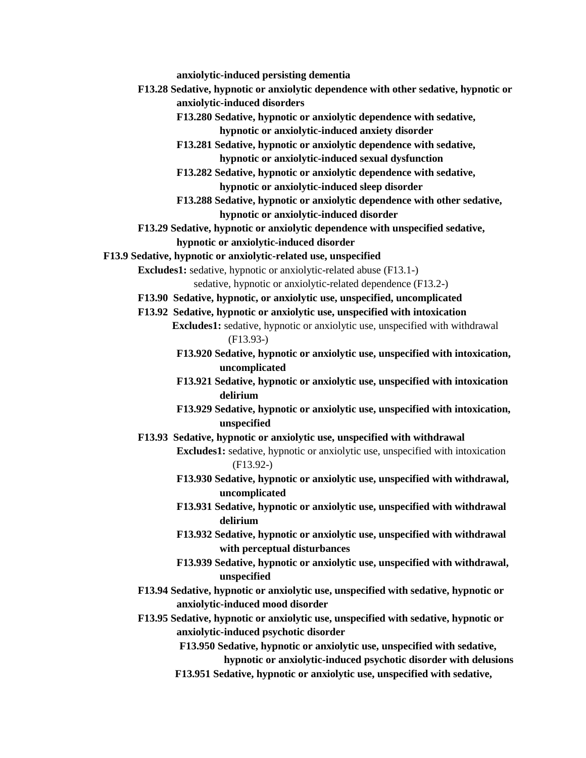**anxiolytic-induced persisting dementia**

**F13.28 Sedative, hypnotic or anxiolytic dependence with other sedative, hypnotic or anxiolytic-induced disorders**

**F13.280 Sedative, hypnotic or anxiolytic dependence with sedative, hypnotic or anxiolytic-induced anxiety disorder**

**F13.281 Sedative, hypnotic or anxiolytic dependence with sedative, hypnotic or anxiolytic-induced sexual dysfunction**

**F13.282 Sedative, hypnotic or anxiolytic dependence with sedative, hypnotic or anxiolytic-induced sleep disorder**

**F13.288 Sedative, hypnotic or anxiolytic dependence with other sedative, hypnotic or anxiolytic-induced disorder**

**F13.29 Sedative, hypnotic or anxiolytic dependence with unspecified sedative, hypnotic or anxiolytic-induced disorder**

**F13.9 Sedative, hypnotic or anxiolytic-related use, unspecified**

**Excludes1:** sedative, hypnotic or anxiolytic-related abuse (F13.1-)
sedative, hypnotic or anxiolytic-related dependence (F13.2-)

**F13.90 Sedative, hypnotic, or anxiolytic use, unspecified, uncomplicated**

**F13.92 Sedative, hypnotic or anxiolytic use, unspecified with intoxication**

**Excludes1:** sedative, hypnotic or anxiolytic use, unspecified with withdrawal (F13.93-)

**F13.920 Sedative, hypnotic or anxiolytic use, unspecified with intoxication, uncomplicated**

**F13.921 Sedative, hypnotic or anxiolytic use, unspecified with intoxication delirium**

**F13.929 Sedative, hypnotic or anxiolytic use, unspecified with intoxication, unspecified**

**F13.93 Sedative, hypnotic or anxiolytic use, unspecified with withdrawal**

**Excludes1:** sedative, hypnotic or anxiolytic use, unspecified with intoxication (F13.92-)

**F13.930 Sedative, hypnotic or anxiolytic use, unspecified with withdrawal, uncomplicated**

**F13.931 Sedative, hypnotic or anxiolytic use, unspecified with withdrawal delirium**

**F13.932 Sedative, hypnotic or anxiolytic use, unspecified with withdrawal with perceptual disturbances**

**F13.939 Sedative, hypnotic or anxiolytic use, unspecified with withdrawal, unspecified**

**F13.94 Sedative, hypnotic or anxiolytic use, unspecified with sedative, hypnotic or anxiolytic-induced mood disorder**

**F13.95 Sedative, hypnotic or anxiolytic use, unspecified with sedative, hypnotic or anxiolytic-induced psychotic disorder**

**F13.950 Sedative, hypnotic or anxiolytic use, unspecified with sedative, hypnotic or anxiolytic-induced psychotic disorder with delusions**

**F13.951 Sedative, hypnotic or anxiolytic use, unspecified with sedative,**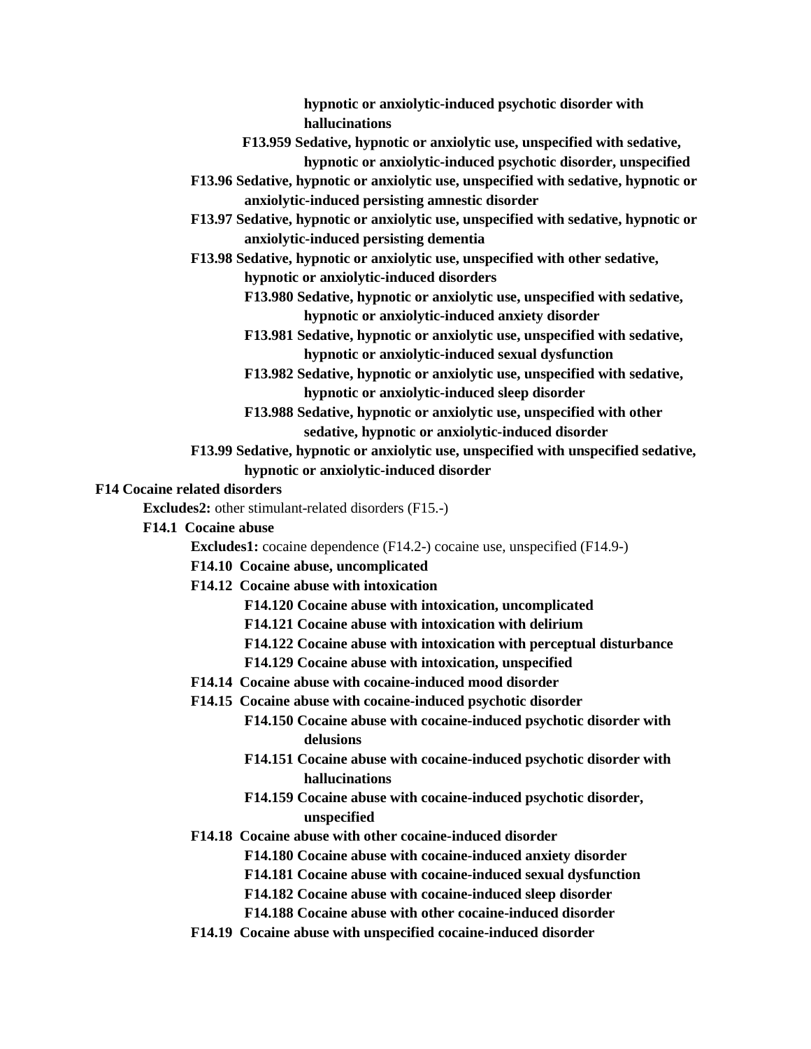**hypnotic or anxiolytic-induced psychotic disorder with hallucinations**

**F13.959 Sedative, hypnotic or anxiolytic use, unspecified with sedative, hypnotic or anxiolytic-induced psychotic disorder, unspecified**

**F13.96 Sedative, hypnotic or anxiolytic use, unspecified with sedative, hypnotic or anxiolytic-induced persisting amnestic disorder**

**F13.97 Sedative, hypnotic or anxiolytic use, unspecified with sedative, hypnotic or anxiolytic-induced persisting dementia**

**F13.98 Sedative, hypnotic or anxiolytic use, unspecified with other sedative, hypnotic or anxiolytic-induced disorders**

**F13.980 Sedative, hypnotic or anxiolytic use, unspecified with sedative, hypnotic or anxiolytic-induced anxiety disorder**

**F13.981 Sedative, hypnotic or anxiolytic use, unspecified with sedative, hypnotic or anxiolytic-induced sexual dysfunction**

**F13.982 Sedative, hypnotic or anxiolytic use, unspecified with sedative, hypnotic or anxiolytic-induced sleep disorder**

**F13.988 Sedative, hypnotic or anxiolytic use, unspecified with other sedative, hypnotic or anxiolytic-induced disorder**

**F13.99 Sedative, hypnotic or anxiolytic use, unspecified with unspecified sedative, hypnotic or anxiolytic-induced disorder**

**F14 Cocaine related disorders**

**Excludes2:** other stimulant-related disorders (F15.-)

**F14.1 Cocaine abuse**

**Excludes1:** cocaine dependence (F14.2-) cocaine use, unspecified (F14.9-)

**F14.10 Cocaine abuse, uncomplicated**

**F14.12 Cocaine abuse with intoxication**

**F14.120 Cocaine abuse with intoxication, uncomplicated**

**F14.121 Cocaine abuse with intoxication with delirium**

**F14.122 Cocaine abuse with intoxication with perceptual disturbance**

**F14.129 Cocaine abuse with intoxication, unspecified**

**F14.14 Cocaine abuse with cocaine-induced mood disorder**

**F14.15 Cocaine abuse with cocaine-induced psychotic disorder**

**F14.150 Cocaine abuse with cocaine-induced psychotic disorder with delusions**

**F14.151 Cocaine abuse with cocaine-induced psychotic disorder with hallucinations**

**F14.159 Cocaine abuse with cocaine-induced psychotic disorder, unspecified**

**F14.18 Cocaine abuse with other cocaine-induced disorder**

**F14.180 Cocaine abuse with cocaine-induced anxiety disorder**

**F14.181 Cocaine abuse with cocaine-induced sexual dysfunction**

**F14.182 Cocaine abuse with cocaine-induced sleep disorder**

**F14.188 Cocaine abuse with other cocaine-induced disorder**

**F14.19 Cocaine abuse with unspecified cocaine-induced disorder**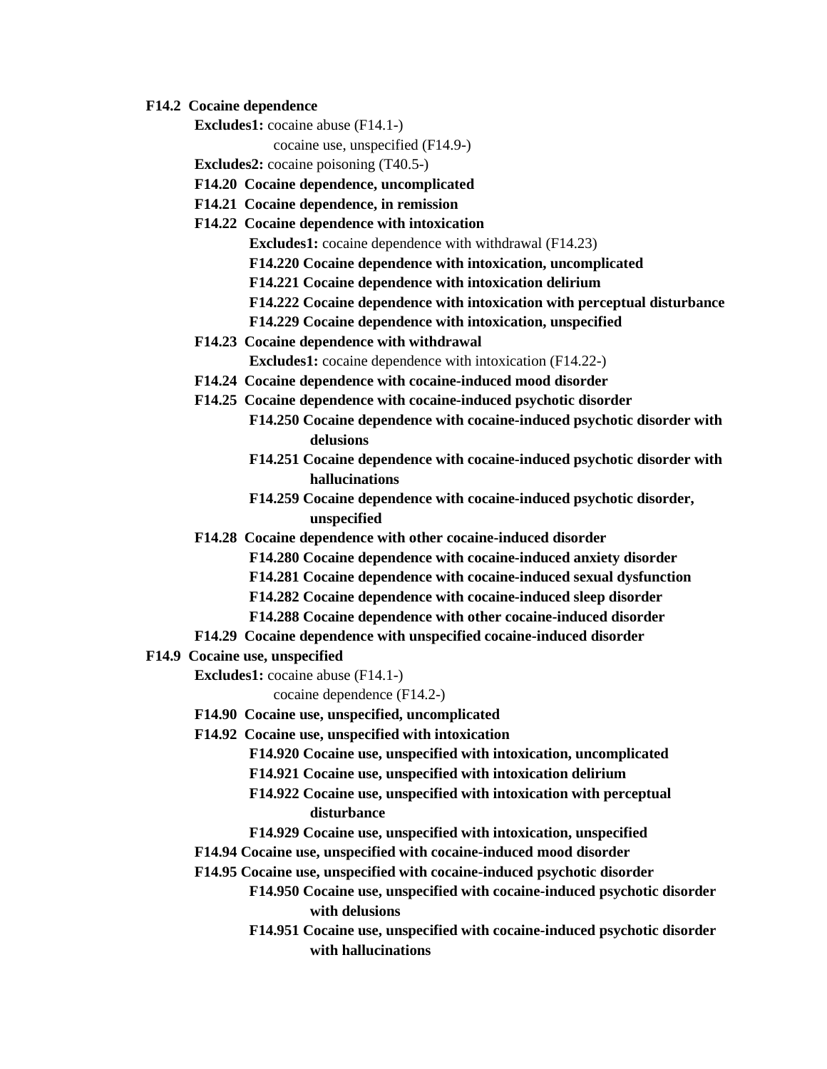**F14.2 Cocaine dependence**

**Excludes1:** cocaine abuse (F14.1-)
cocaine use, unspecified (F14.9-)

**Excludes2:** cocaine poisoning (T40.5-)

**F14.20 Cocaine dependence, uncomplicated**

**F14.21 Cocaine dependence, in remission**

**F14.22 Cocaine dependence with intoxication**

**Excludes1:** cocaine dependence with withdrawal (F14.23)

**F14.220 Cocaine dependence with intoxication, uncomplicated**

**F14.221 Cocaine dependence with intoxication delirium**

**F14.222 Cocaine dependence with intoxication with perceptual disturbance**

**F14.229 Cocaine dependence with intoxication, unspecified**

**F14.23 Cocaine dependence with withdrawal**

**Excludes1:** cocaine dependence with intoxication (F14.22-)

**F14.24 Cocaine dependence with cocaine-induced mood disorder**

**F14.25 Cocaine dependence with cocaine-induced psychotic disorder**

**F14.250 Cocaine dependence with cocaine-induced psychotic disorder with delusions**

**F14.251 Cocaine dependence with cocaine-induced psychotic disorder with hallucinations**

**F14.259 Cocaine dependence with cocaine-induced psychotic disorder, unspecified**

**F14.28 Cocaine dependence with other cocaine-induced disorder**

**F14.280 Cocaine dependence with cocaine-induced anxiety disorder**

**F14.281 Cocaine dependence with cocaine-induced sexual dysfunction**

**F14.282 Cocaine dependence with cocaine-induced sleep disorder**

**F14.288 Cocaine dependence with other cocaine-induced disorder**

**F14.29 Cocaine dependence with unspecified cocaine-induced disorder**

**F14.9 Cocaine use, unspecified**

**Excludes1:** cocaine abuse (F14.1-)
cocaine dependence (F14.2-)

**F14.90 Cocaine use, unspecified, uncomplicated**

**F14.92 Cocaine use, unspecified with intoxication**

**F14.920 Cocaine use, unspecified with intoxication, uncomplicated**

**F14.921 Cocaine use, unspecified with intoxication delirium**

**F14.922 Cocaine use, unspecified with intoxication with perceptual disturbance**

**F14.929 Cocaine use, unspecified with intoxication, unspecified**

**F14.94 Cocaine use, unspecified with cocaine-induced mood disorder**

**F14.95 Cocaine use, unspecified with cocaine-induced psychotic disorder**

**F14.950 Cocaine use, unspecified with cocaine-induced psychotic disorder with delusions**

**F14.951 Cocaine use, unspecified with cocaine-induced psychotic disorder with hallucinations**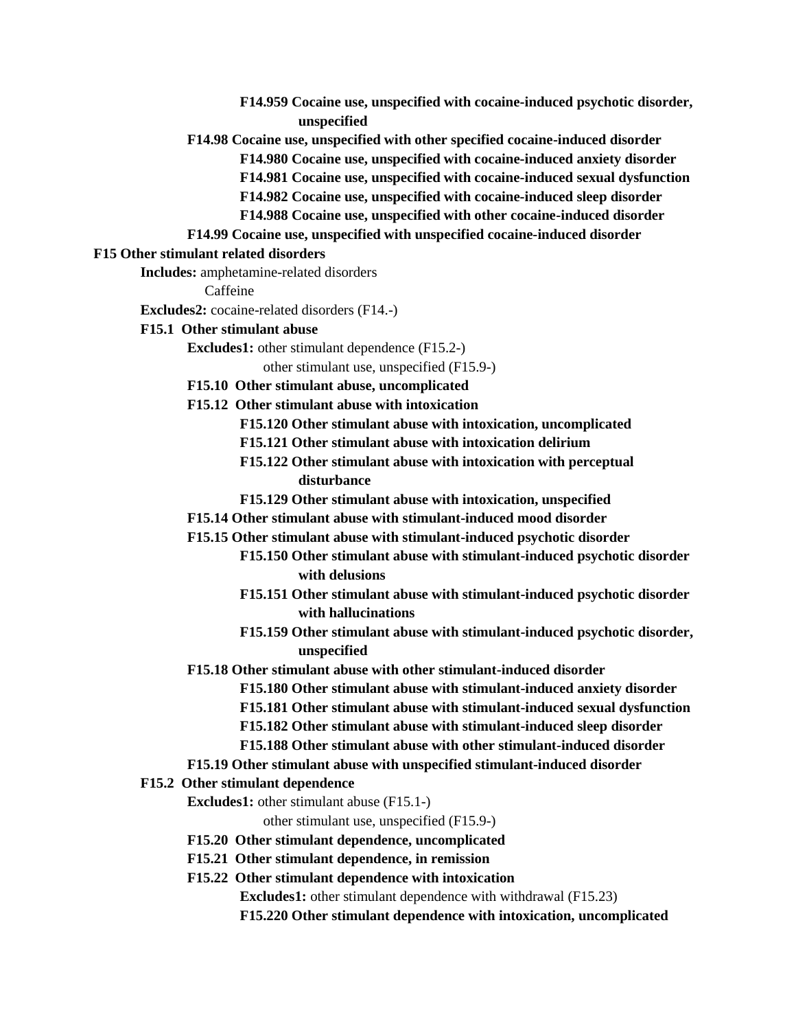**F14.959 Cocaine use, unspecified with cocaine-induced psychotic disorder, unspecified**

**F14.98 Cocaine use, unspecified with other specified cocaine-induced disorder**

**F14.980 Cocaine use, unspecified with cocaine-induced anxiety disorder**

**F14.981 Cocaine use, unspecified with cocaine-induced sexual dysfunction**

**F14.982 Cocaine use, unspecified with cocaine-induced sleep disorder**

**F14.988 Cocaine use, unspecified with other cocaine-induced disorder**

**F14.99 Cocaine use, unspecified with unspecified cocaine-induced disorder**

**F15 Other stimulant related disorders**

**Includes:** amphetamine-related disorders
Caffeine

**Excludes2:** cocaine-related disorders (F14.-)

**F15.1 Other stimulant abuse**

**Excludes1:** other stimulant dependence (F15.2-)
other stimulant use, unspecified (F15.9-)

**F15.10 Other stimulant abuse, uncomplicated**

**F15.12 Other stimulant abuse with intoxication**

**F15.120 Other stimulant abuse with intoxication, uncomplicated**

**F15.121 Other stimulant abuse with intoxication delirium**

**F15.122 Other stimulant abuse with intoxication with perceptual disturbance**

**F15.129 Other stimulant abuse with intoxication, unspecified**

**F15.14 Other stimulant abuse with stimulant-induced mood disorder**

**F15.15 Other stimulant abuse with stimulant-induced psychotic disorder**

**F15.150 Other stimulant abuse with stimulant-induced psychotic disorder with delusions**

**F15.151 Other stimulant abuse with stimulant-induced psychotic disorder with hallucinations**

**F15.159 Other stimulant abuse with stimulant-induced psychotic disorder, unspecified**

**F15.18 Other stimulant abuse with other stimulant-induced disorder**

**F15.180 Other stimulant abuse with stimulant-induced anxiety disorder**

**F15.181 Other stimulant abuse with stimulant-induced sexual dysfunction**

**F15.182 Other stimulant abuse with stimulant-induced sleep disorder**

**F15.188 Other stimulant abuse with other stimulant-induced disorder**

**F15.19 Other stimulant abuse with unspecified stimulant-induced disorder**

**F15.2 Other stimulant dependence**

**Excludes1:** other stimulant abuse (F15.1-)
other stimulant use, unspecified (F15.9-)

**F15.20 Other stimulant dependence, uncomplicated**

**F15.21 Other stimulant dependence, in remission**

**F15.22 Other stimulant dependence with intoxication**

**Excludes1:** other stimulant dependence with withdrawal (F15.23)

**F15.220 Other stimulant dependence with intoxication, uncomplicated**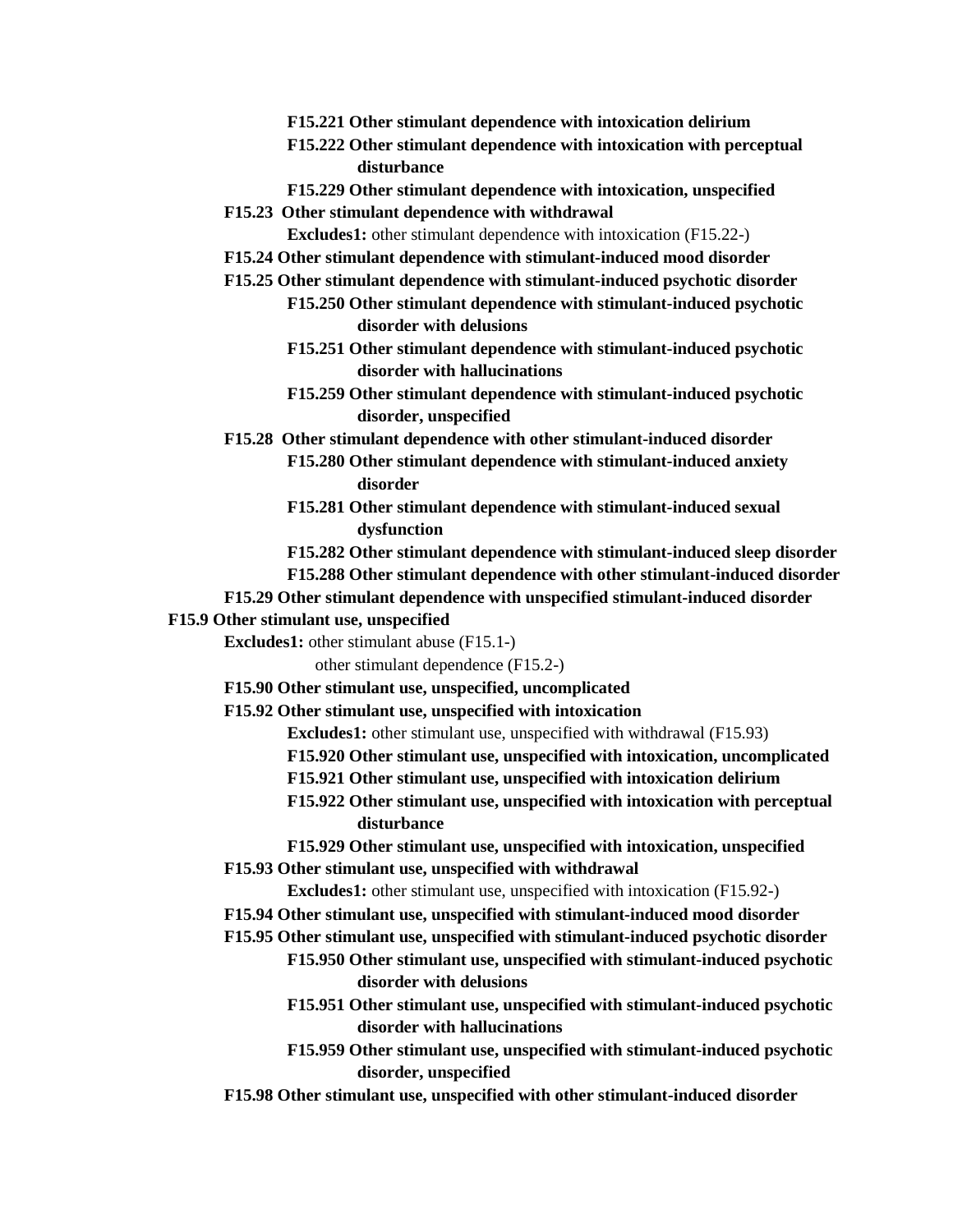**F15.221 Other stimulant dependence with intoxication delirium**

**F15.222 Other stimulant dependence with intoxication with perceptual disturbance**

**F15.229 Other stimulant dependence with intoxication, unspecified**

**F15.23 Other stimulant dependence with withdrawal**

**Excludes1:** other stimulant dependence with intoxication (F15.22-)

**F15.24 Other stimulant dependence with stimulant-induced mood disorder**

**F15.25 Other stimulant dependence with stimulant-induced psychotic disorder**

**F15.250 Other stimulant dependence with stimulant-induced psychotic disorder with delusions**

**F15.251 Other stimulant dependence with stimulant-induced psychotic disorder with hallucinations**

**F15.259 Other stimulant dependence with stimulant-induced psychotic disorder, unspecified**

**F15.28 Other stimulant dependence with other stimulant-induced disorder**

**F15.280 Other stimulant dependence with stimulant-induced anxiety disorder**

**F15.281 Other stimulant dependence with stimulant-induced sexual dysfunction**

**F15.282 Other stimulant dependence with stimulant-induced sleep disorder**

**F15.288 Other stimulant dependence with other stimulant-induced disorder**

**F15.29 Other stimulant dependence with unspecified stimulant-induced disorder**

**F15.9 Other stimulant use, unspecified**

**Excludes1:** other stimulant abuse (F15.1-)
other stimulant dependence (F15.2-)

**F15.90 Other stimulant use, unspecified, uncomplicated**

**F15.92 Other stimulant use, unspecified with intoxication**

**Excludes1:** other stimulant use, unspecified with withdrawal (F15.93)

**F15.920 Other stimulant use, unspecified with intoxication, uncomplicated**

**F15.921 Other stimulant use, unspecified with intoxication delirium**

**F15.922 Other stimulant use, unspecified with intoxication with perceptual disturbance**

**F15.929 Other stimulant use, unspecified with intoxication, unspecified**

**F15.93 Other stimulant use, unspecified with withdrawal**

**Excludes1:** other stimulant use, unspecified with intoxication (F15.92-)

**F15.94 Other stimulant use, unspecified with stimulant-induced mood disorder**

**F15.95 Other stimulant use, unspecified with stimulant-induced psychotic disorder**

**F15.950 Other stimulant use, unspecified with stimulant-induced psychotic disorder with delusions**

**F15.951 Other stimulant use, unspecified with stimulant-induced psychotic disorder with hallucinations**

**F15.959 Other stimulant use, unspecified with stimulant-induced psychotic disorder, unspecified**

**F15.98 Other stimulant use, unspecified with other stimulant-induced disorder**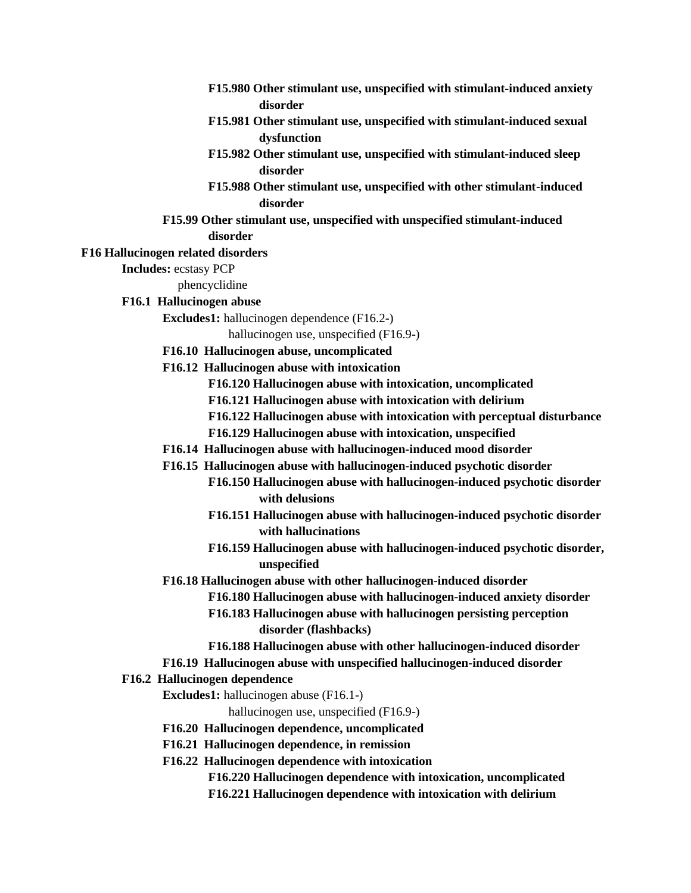**F15.980 Other stimulant use, unspecified with stimulant-induced anxiety disorder**

**F15.981 Other stimulant use, unspecified with stimulant-induced sexual dysfunction**

**F15.982 Other stimulant use, unspecified with stimulant-induced sleep disorder**

**F15.988 Other stimulant use, unspecified with other stimulant-induced disorder**

**F15.99 Other stimulant use, unspecified with unspecified stimulant-induced disorder**

**F16 Hallucinogen related disorders**

**Includes:** ecstasy PCP
phencyclidine

**F16.1 Hallucinogen abuse**

**Excludes1:** hallucinogen dependence (F16.2-)
hallucinogen use, unspecified (F16.9-)

**F16.10 Hallucinogen abuse, uncomplicated**

**F16.12 Hallucinogen abuse with intoxication**

**F16.120 Hallucinogen abuse with intoxication, uncomplicated**

**F16.121 Hallucinogen abuse with intoxication with delirium**

**F16.122 Hallucinogen abuse with intoxication with perceptual disturbance**

**F16.129 Hallucinogen abuse with intoxication, unspecified**

**F16.14 Hallucinogen abuse with hallucinogen-induced mood disorder**

**F16.15 Hallucinogen abuse with hallucinogen-induced psychotic disorder**

**F16.150 Hallucinogen abuse with hallucinogen-induced psychotic disorder with delusions**

**F16.151 Hallucinogen abuse with hallucinogen-induced psychotic disorder with hallucinations**

**F16.159 Hallucinogen abuse with hallucinogen-induced psychotic disorder, unspecified**

**F16.18 Hallucinogen abuse with other hallucinogen-induced disorder**

**F16.180 Hallucinogen abuse with hallucinogen-induced anxiety disorder**

**F16.183 Hallucinogen abuse with hallucinogen persisting perception disorder (flashbacks)**

**F16.188 Hallucinogen abuse with other hallucinogen-induced disorder**

**F16.19 Hallucinogen abuse with unspecified hallucinogen-induced disorder**

**F16.2 Hallucinogen dependence**

**Excludes1:** hallucinogen abuse (F16.1-)
hallucinogen use, unspecified (F16.9-)

**F16.20 Hallucinogen dependence, uncomplicated**

**F16.21 Hallucinogen dependence, in remission**

**F16.22 Hallucinogen dependence with intoxication**

**F16.220 Hallucinogen dependence with intoxication, uncomplicated**

**F16.221 Hallucinogen dependence with intoxication with delirium**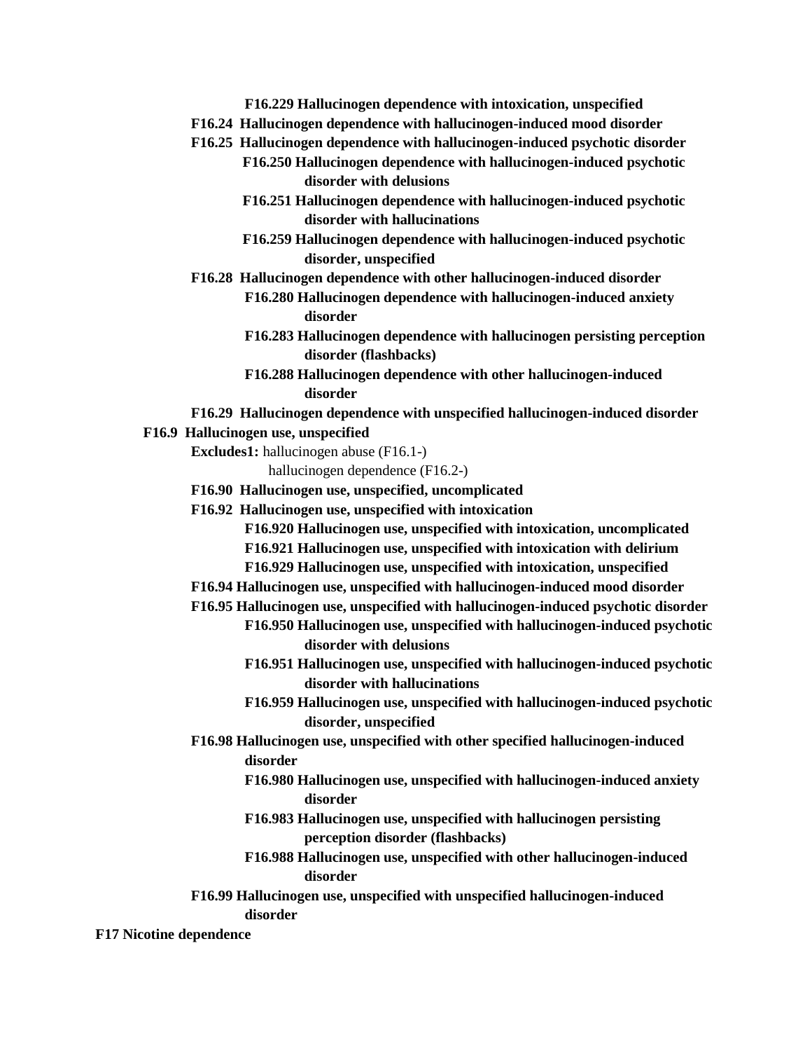**F16.229 Hallucinogen dependence with intoxication, unspecified**

**F16.24 Hallucinogen dependence with hallucinogen-induced mood disorder**

**F16.25 Hallucinogen dependence with hallucinogen-induced psychotic disorder**

**F16.250 Hallucinogen dependence with hallucinogen-induced psychotic disorder with delusions**

**F16.251 Hallucinogen dependence with hallucinogen-induced psychotic disorder with hallucinations**

**F16.259 Hallucinogen dependence with hallucinogen-induced psychotic disorder, unspecified**

**F16.28 Hallucinogen dependence with other hallucinogen-induced disorder**

**F16.280 Hallucinogen dependence with hallucinogen-induced anxiety disorder**

**F16.283 Hallucinogen dependence with hallucinogen persisting perception disorder (flashbacks)**

**F16.288 Hallucinogen dependence with other hallucinogen-induced disorder**

**F16.29 Hallucinogen dependence with unspecified hallucinogen-induced disorder**

**F16.9 Hallucinogen use, unspecified**

**Excludes1:** hallucinogen abuse (F16.1-)
hallucinogen dependence (F16.2-)

**F16.90 Hallucinogen use, unspecified, uncomplicated**

**F16.92 Hallucinogen use, unspecified with intoxication**

**F16.920 Hallucinogen use, unspecified with intoxication, uncomplicated**

**F16.921 Hallucinogen use, unspecified with intoxication with delirium**

**F16.929 Hallucinogen use, unspecified with intoxication, unspecified**

**F16.94 Hallucinogen use, unspecified with hallucinogen-induced mood disorder**

**F16.95 Hallucinogen use, unspecified with hallucinogen-induced psychotic disorder**

**F16.950 Hallucinogen use, unspecified with hallucinogen-induced psychotic disorder with delusions**

**F16.951 Hallucinogen use, unspecified with hallucinogen-induced psychotic disorder with hallucinations**

**F16.959 Hallucinogen use, unspecified with hallucinogen-induced psychotic disorder, unspecified**

**F16.98 Hallucinogen use, unspecified with other specified hallucinogen-induced disorder**

**F16.980 Hallucinogen use, unspecified with hallucinogen-induced anxiety disorder**

**F16.983 Hallucinogen use, unspecified with hallucinogen persisting perception disorder (flashbacks)**

**F16.988 Hallucinogen use, unspecified with other hallucinogen-induced disorder**

**F16.99 Hallucinogen use, unspecified with unspecified hallucinogen-induced disorder**

**F17 Nicotine dependence**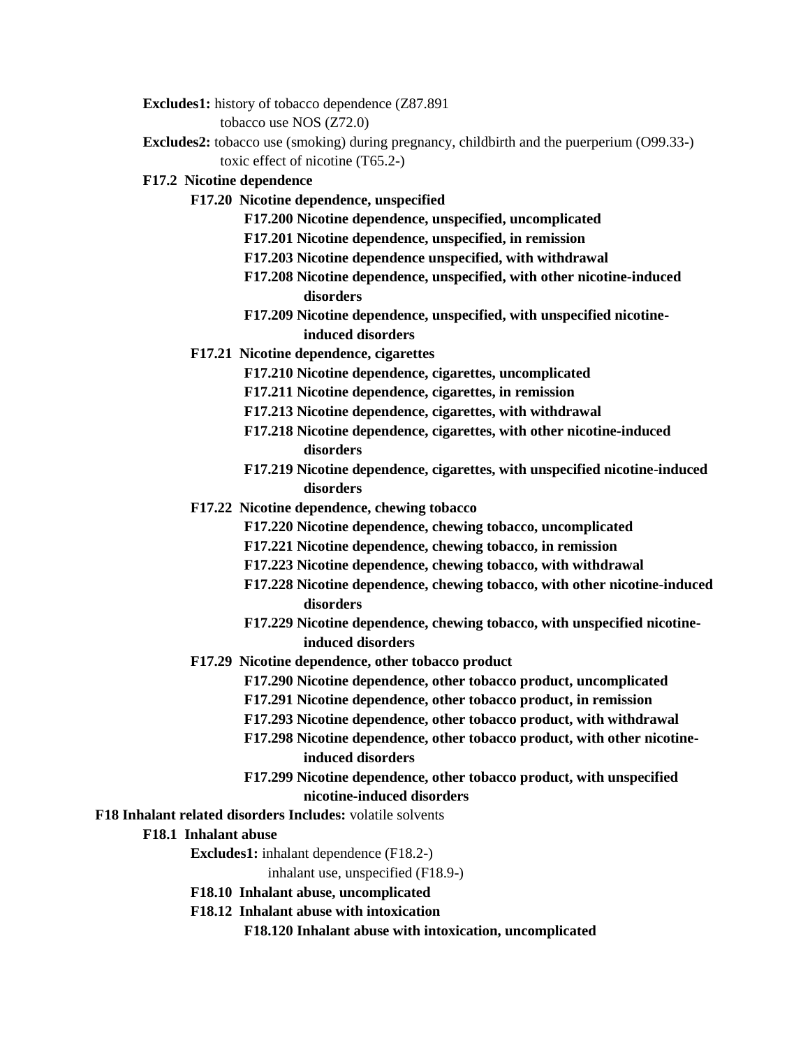**Excludes1:** history of tobacco dependence (Z87.891

tobacco use NOS (Z72.0)

**Excludes2:** tobacco use (smoking) during pregnancy, childbirth and the puerperium (O99.33-)

toxic effect of nicotine (T65.2-)

**F17.2 Nicotine dependence**

**F17.20 Nicotine dependence, unspecified**

**F17.200 Nicotine dependence, unspecified, uncomplicated**

**F17.201 Nicotine dependence, unspecified, in remission**

**F17.203 Nicotine dependence unspecified, with withdrawal**

**F17.208 Nicotine dependence, unspecified, with other nicotine-induced disorders**

**F17.209 Nicotine dependence, unspecified, with unspecified nicotine-induced disorders**

**F17.21 Nicotine dependence, cigarettes**

**F17.210 Nicotine dependence, cigarettes, uncomplicated**

**F17.211 Nicotine dependence, cigarettes, in remission**

**F17.213 Nicotine dependence, cigarettes, with withdrawal**

**F17.218 Nicotine dependence, cigarettes, with other nicotine-induced disorders**

**F17.219 Nicotine dependence, cigarettes, with unspecified nicotine-induced disorders**

**F17.22 Nicotine dependence, chewing tobacco**

**F17.220 Nicotine dependence, chewing tobacco, uncomplicated**

**F17.221 Nicotine dependence, chewing tobacco, in remission**

**F17.223 Nicotine dependence, chewing tobacco, with withdrawal**

**F17.228 Nicotine dependence, chewing tobacco, with other nicotine-induced disorders**

**F17.229 Nicotine dependence, chewing tobacco, with unspecified nicotine-induced disorders**

**F17.29 Nicotine dependence, other tobacco product**

**F17.290 Nicotine dependence, other tobacco product, uncomplicated**

**F17.291 Nicotine dependence, other tobacco product, in remission**

**F17.293 Nicotine dependence, other tobacco product, with withdrawal**

**F17.298 Nicotine dependence, other tobacco product, with other nicotine-induced disorders**

**F17.299 Nicotine dependence, other tobacco product, with unspecified nicotine-induced disorders**

**F18 Inhalant related disorders Includes:** volatile solvents

**F18.1 Inhalant abuse**

**Excludes1:** inhalant dependence (F18.2-)

inhalant use, unspecified (F18.9-)

**F18.10 Inhalant abuse, uncomplicated**

**F18.12 Inhalant abuse with intoxication**

**F18.120 Inhalant abuse with intoxication, uncomplicated**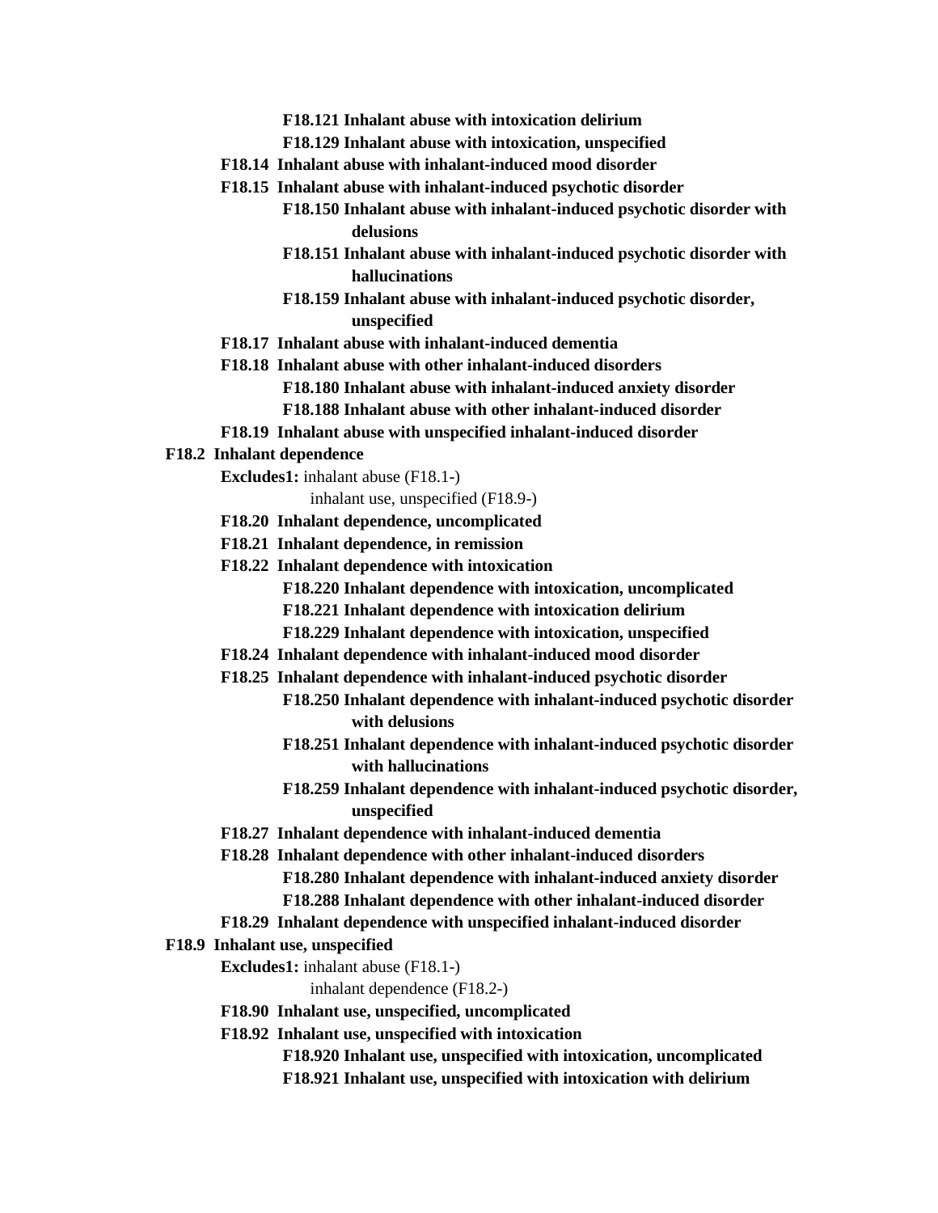**F18.121 Inhalant abuse with intoxication delirium**

**F18.129 Inhalant abuse with intoxication, unspecified**

**F18.14 Inhalant abuse with inhalant-induced mood disorder**

**F18.15 Inhalant abuse with inhalant-induced psychotic disorder**

**F18.150 Inhalant abuse with inhalant-induced psychotic disorder with delusions**

**F18.151 Inhalant abuse with inhalant-induced psychotic disorder with hallucinations**

**F18.159 Inhalant abuse with inhalant-induced psychotic disorder, unspecified**

**F18.17 Inhalant abuse with inhalant-induced dementia**

**F18.18 Inhalant abuse with other inhalant-induced disorders**

**F18.180 Inhalant abuse with inhalant-induced anxiety disorder**

**F18.188 Inhalant abuse with other inhalant-induced disorder**

**F18.19 Inhalant abuse with unspecified inhalant-induced disorder**

**F18.2 Inhalant dependence**

**Excludes1:** inhalant abuse (F18.1-)
inhalant use, unspecified (F18.9-)

**F18.20 Inhalant dependence, uncomplicated**

**F18.21 Inhalant dependence, in remission**

**F18.22 Inhalant dependence with intoxication**

**F18.220 Inhalant dependence with intoxication, uncomplicated**

**F18.221 Inhalant dependence with intoxication delirium**

**F18.229 Inhalant dependence with intoxication, unspecified**

**F18.24 Inhalant dependence with inhalant-induced mood disorder**

**F18.25 Inhalant dependence with inhalant-induced psychotic disorder**

**F18.250 Inhalant dependence with inhalant-induced psychotic disorder with delusions**

**F18.251 Inhalant dependence with inhalant-induced psychotic disorder with hallucinations**

**F18.259 Inhalant dependence with inhalant-induced psychotic disorder, unspecified**

**F18.27 Inhalant dependence with inhalant-induced dementia**

**F18.28 Inhalant dependence with other inhalant-induced disorders**

**F18.280 Inhalant dependence with inhalant-induced anxiety disorder**

**F18.288 Inhalant dependence with other inhalant-induced disorder**

**F18.29 Inhalant dependence with unspecified inhalant-induced disorder**

**F18.9 Inhalant use, unspecified**

**Excludes1:** inhalant abuse (F18.1-)
inhalant dependence (F18.2-)

**F18.90 Inhalant use, unspecified, uncomplicated**

**F18.92 Inhalant use, unspecified with intoxication**

**F18.920 Inhalant use, unspecified with intoxication, uncomplicated**

**F18.921 Inhalant use, unspecified with intoxication with delirium**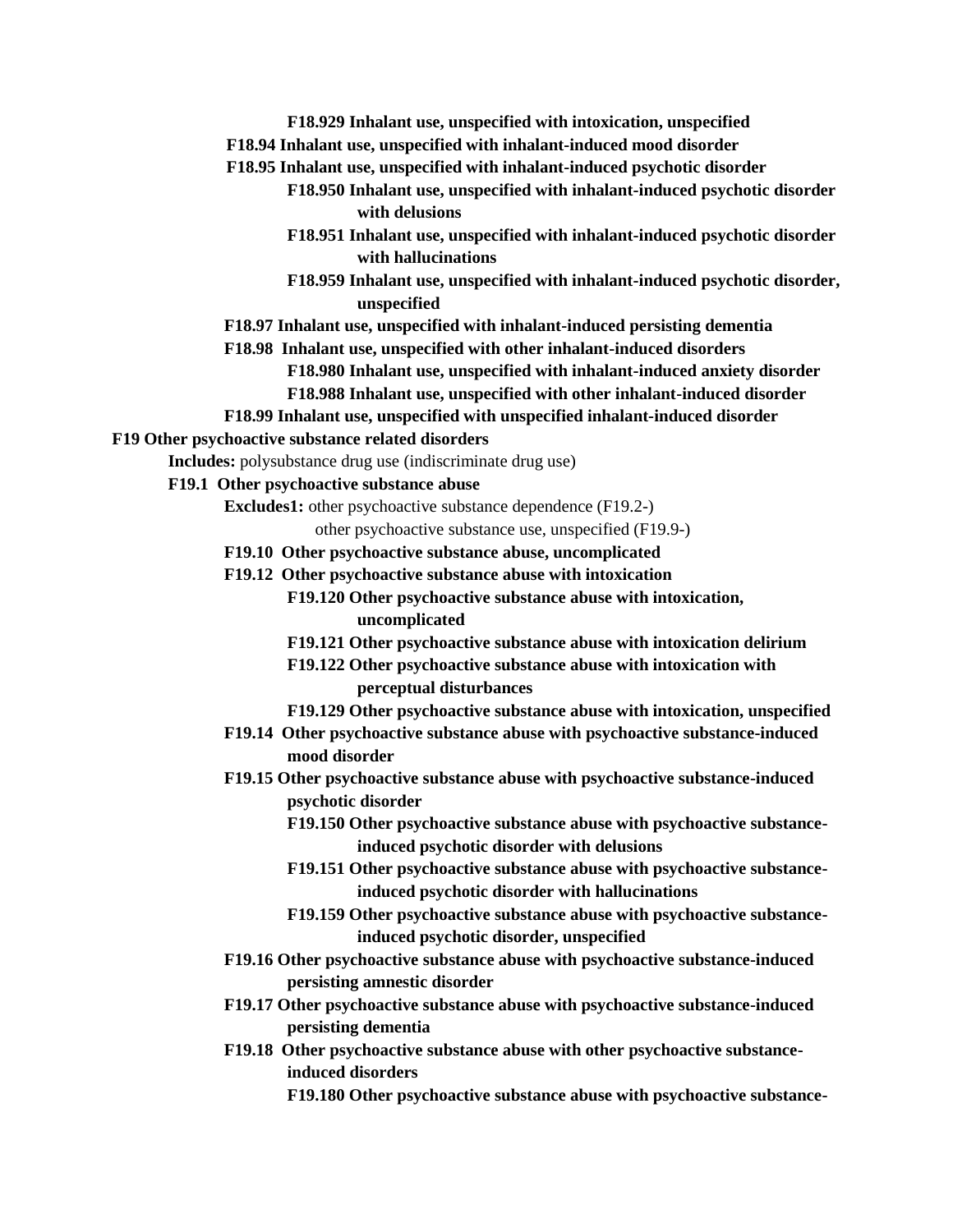**F18.929 Inhalant use, unspecified with intoxication, unspecified**

**F18.94 Inhalant use, unspecified with inhalant-induced mood disorder**

**F18.95 Inhalant use, unspecified with inhalant-induced psychotic disorder**

**F18.950 Inhalant use, unspecified with inhalant-induced psychotic disorder with delusions**

**F18.951 Inhalant use, unspecified with inhalant-induced psychotic disorder with hallucinations**

**F18.959 Inhalant use, unspecified with inhalant-induced psychotic disorder, unspecified**

**F18.97 Inhalant use, unspecified with inhalant-induced persisting dementia**

**F18.98 Inhalant use, unspecified with other inhalant-induced disorders**

**F18.980 Inhalant use, unspecified with inhalant-induced anxiety disorder**

**F18.988 Inhalant use, unspecified with other inhalant-induced disorder**

**F18.99 Inhalant use, unspecified with unspecified inhalant-induced disorder**

**F19 Other psychoactive substance related disorders**

**Includes:** polysubstance drug use (indiscriminate drug use)

**F19.1 Other psychoactive substance abuse**

**Excludes1:** other psychoactive substance dependence (F19.2-)
other psychoactive substance use, unspecified (F19.9-)

**F19.10 Other psychoactive substance abuse, uncomplicated**

**F19.12 Other psychoactive substance abuse with intoxication**

**F19.120 Other psychoactive substance abuse with intoxication, uncomplicated**

**F19.121 Other psychoactive substance abuse with intoxication delirium**

**F19.122 Other psychoactive substance abuse with intoxication with perceptual disturbances**

**F19.129 Other psychoactive substance abuse with intoxication, unspecified**

**F19.14 Other psychoactive substance abuse with psychoactive substance-induced mood disorder**

**F19.15 Other psychoactive substance abuse with psychoactive substance-induced psychotic disorder**

**F19.150 Other psychoactive substance abuse with psychoactive substance-induced psychotic disorder with delusions**

**F19.151 Other psychoactive substance abuse with psychoactive substance-induced psychotic disorder with hallucinations**

**F19.159 Other psychoactive substance abuse with psychoactive substance-induced psychotic disorder, unspecified**

**F19.16 Other psychoactive substance abuse with psychoactive substance-induced persisting amnestic disorder**

**F19.17 Other psychoactive substance abuse with psychoactive substance-induced persisting dementia**

**F19.18 Other psychoactive substance abuse with other psychoactive substance-induced disorders**

**F19.180 Other psychoactive substance abuse with psychoactive substance-**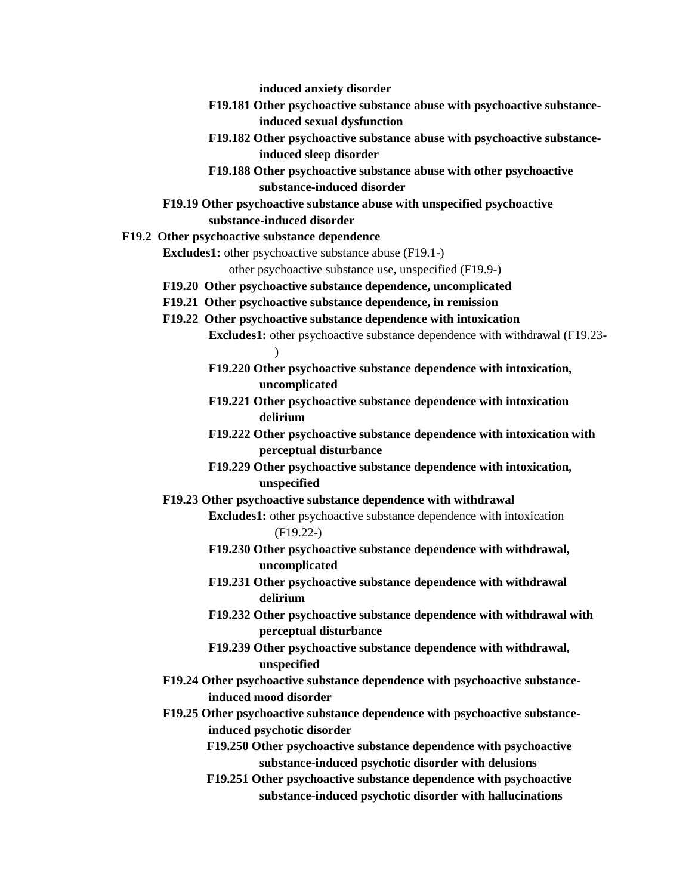**induced anxiety disorder**

**F19.181 Other psychoactive substance abuse with psychoactive substance-induced sexual dysfunction**

**F19.182 Other psychoactive substance abuse with psychoactive substance-induced sleep disorder**

**F19.188 Other psychoactive substance abuse with other psychoactive substance-induced disorder**

**F19.19 Other psychoactive substance abuse with unspecified psychoactive substance-induced disorder**

**F19.2 Other psychoactive substance dependence**

**Excludes1:** other psychoactive substance abuse (F19.1-)
other psychoactive substance use, unspecified (F19.9-)

**F19.20 Other psychoactive substance dependence, uncomplicated**

**F19.21 Other psychoactive substance dependence, in remission**

**F19.22 Other psychoactive substance dependence with intoxication**

**Excludes1:** other psychoactive substance dependence with withdrawal (F19.23-)

**F19.220 Other psychoactive substance dependence with intoxication, uncomplicated**

**F19.221 Other psychoactive substance dependence with intoxication delirium**

**F19.222 Other psychoactive substance dependence with intoxication with perceptual disturbance**

**F19.229 Other psychoactive substance dependence with intoxication, unspecified**

**F19.23 Other psychoactive substance dependence with withdrawal**

**Excludes1:** other psychoactive substance dependence with intoxication (F19.22-)

**F19.230 Other psychoactive substance dependence with withdrawal, uncomplicated**

**F19.231 Other psychoactive substance dependence with withdrawal delirium**

**F19.232 Other psychoactive substance dependence with withdrawal with perceptual disturbance**

**F19.239 Other psychoactive substance dependence with withdrawal, unspecified**

**F19.24 Other psychoactive substance dependence with psychoactive substance-induced mood disorder**

**F19.25 Other psychoactive substance dependence with psychoactive substance-induced psychotic disorder**

**F19.250 Other psychoactive substance dependence with psychoactive substance-induced psychotic disorder with delusions**

**F19.251 Other psychoactive substance dependence with psychoactive substance-induced psychotic disorder with hallucinations**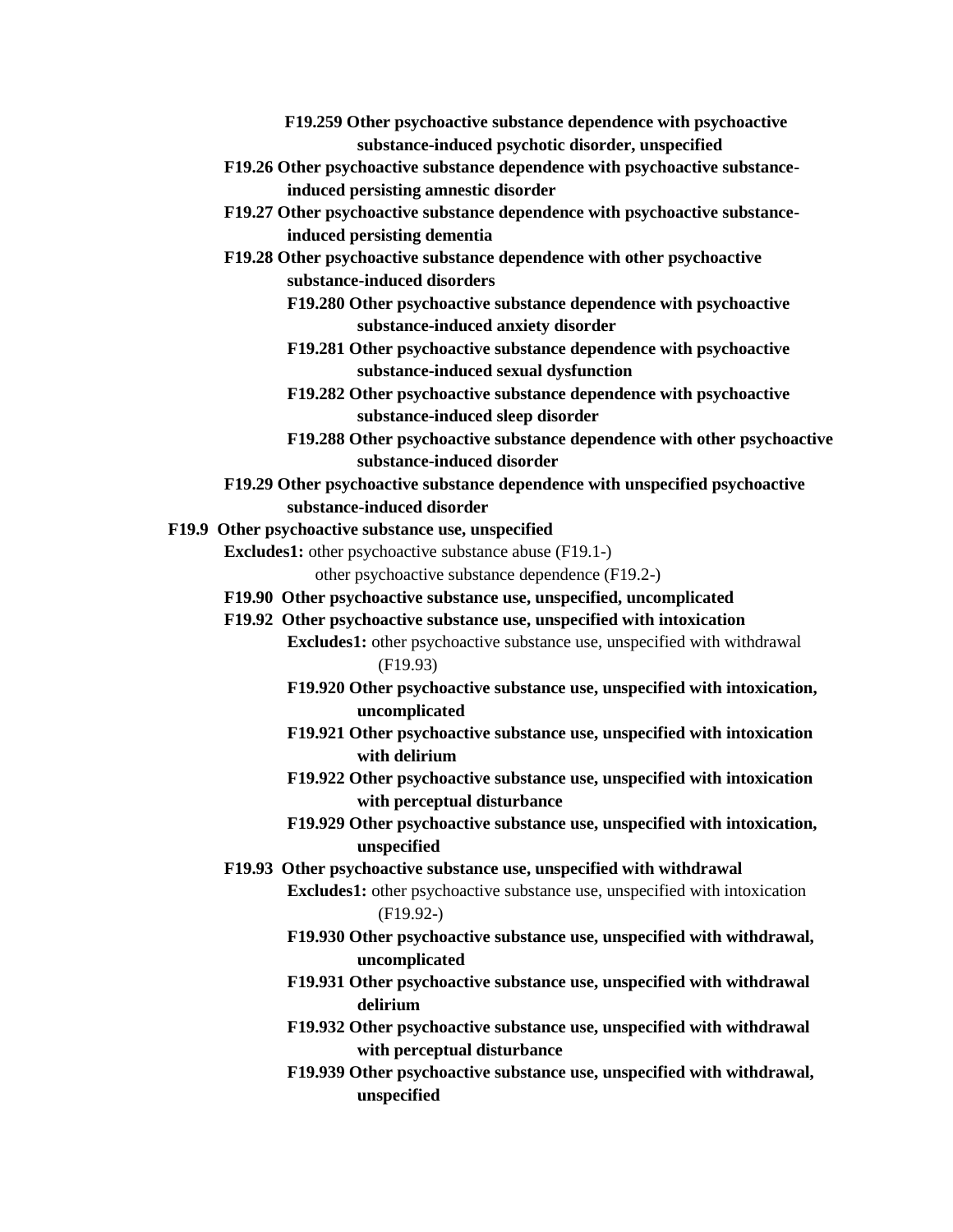**F19.259 Other psychoactive substance dependence with psychoactive substance-induced psychotic disorder, unspecified**

**F19.26 Other psychoactive substance dependence with psychoactive substance-induced persisting amnestic disorder**

**F19.27 Other psychoactive substance dependence with psychoactive substance-induced persisting dementia**

**F19.28 Other psychoactive substance dependence with other psychoactive substance-induced disorders**

**F19.280 Other psychoactive substance dependence with psychoactive substance-induced anxiety disorder**

**F19.281 Other psychoactive substance dependence with psychoactive substance-induced sexual dysfunction**

**F19.282 Other psychoactive substance dependence with psychoactive substance-induced sleep disorder**

**F19.288 Other psychoactive substance dependence with other psychoactive substance-induced disorder**

**F19.29 Other psychoactive substance dependence with unspecified psychoactive substance-induced disorder**

**F19.9 Other psychoactive substance use, unspecified**

**Excludes1:** other psychoactive substance abuse (F19.1-)
other psychoactive substance dependence (F19.2-)

**F19.90 Other psychoactive substance use, unspecified, uncomplicated**

**F19.92 Other psychoactive substance use, unspecified with intoxication**

**Excludes1:** other psychoactive substance use, unspecified with withdrawal (F19.93)

**F19.920 Other psychoactive substance use, unspecified with intoxication, uncomplicated**

**F19.921 Other psychoactive substance use, unspecified with intoxication with delirium**

**F19.922 Other psychoactive substance use, unspecified with intoxication with perceptual disturbance**

**F19.929 Other psychoactive substance use, unspecified with intoxication, unspecified**

**F19.93 Other psychoactive substance use, unspecified with withdrawal**

**Excludes1:** other psychoactive substance use, unspecified with intoxication (F19.92-)

**F19.930 Other psychoactive substance use, unspecified with withdrawal, uncomplicated**

**F19.931 Other psychoactive substance use, unspecified with withdrawal delirium**

**F19.932 Other psychoactive substance use, unspecified with withdrawal with perceptual disturbance**

**F19.939 Other psychoactive substance use, unspecified with withdrawal, unspecified**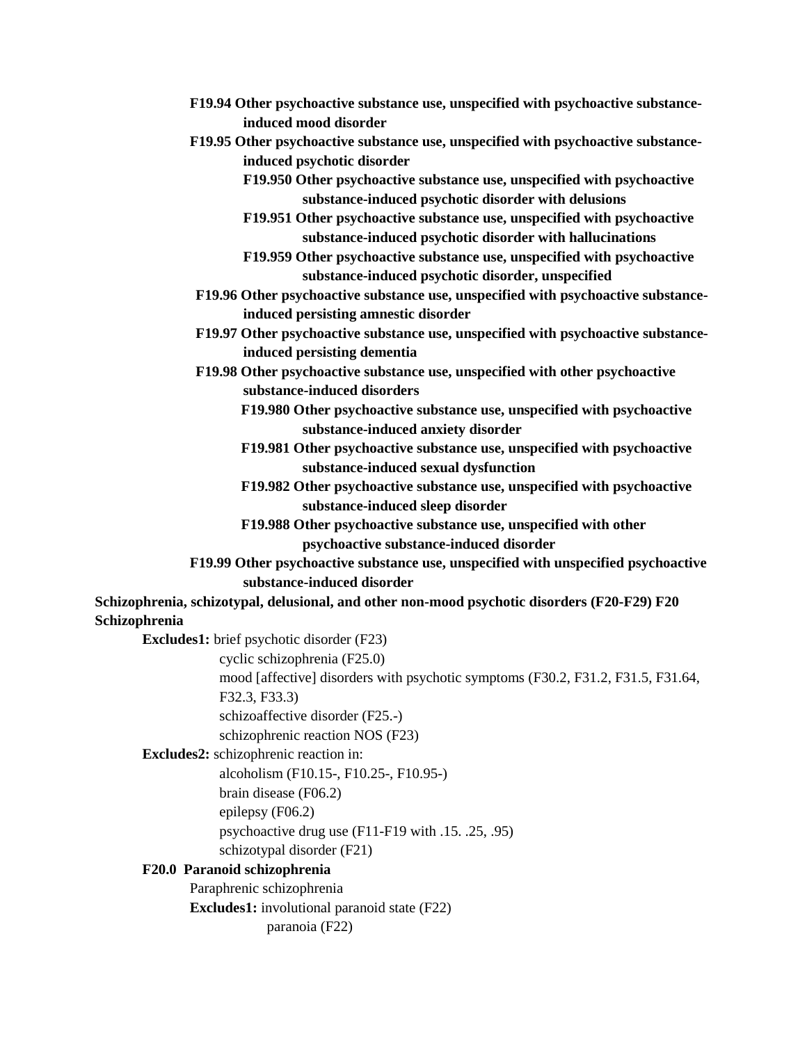**F19.94 Other psychoactive substance use, unspecified with psychoactive substance-induced mood disorder**

**F19.95 Other psychoactive substance use, unspecified with psychoactive substance-induced psychotic disorder**

- **F19.950 Other psychoactive substance use, unspecified with psychoactive substance-induced psychotic disorder with delusions**
- **F19.951 Other psychoactive substance use, unspecified with psychoactive substance-induced psychotic disorder with hallucinations**
- **F19.959 Other psychoactive substance use, unspecified with psychoactive substance-induced psychotic disorder, unspecified**

**F19.96 Other psychoactive substance use, unspecified with psychoactive substance-induced persisting amnestic disorder**

**F19.97 Other psychoactive substance use, unspecified with psychoactive substance-induced persisting dementia**

**F19.98 Other psychoactive substance use, unspecified with other psychoactive substance-induced disorders**

- **F19.980 Other psychoactive substance use, unspecified with psychoactive substance-induced anxiety disorder**
- **F19.981 Other psychoactive substance use, unspecified with psychoactive substance-induced sexual dysfunction**
- **F19.982 Other psychoactive substance use, unspecified with psychoactive substance-induced sleep disorder**
- **F19.988 Other psychoactive substance use, unspecified with other psychoactive substance-induced disorder**

**F19.99 Other psychoactive substance use, unspecified with unspecified psychoactive substance-induced disorder**

**Schizophrenia, schizotypal, delusional, and other non-mood psychotic disorders (F20-F29) F20 Schizophrenia**

**Excludes1:** brief psychotic disorder (F23)
cyclic schizophrenia (F25.0)
mood [affective] disorders with psychotic symptoms (F30.2, F31.2, F31.5, F31.64, F32.3, F33.3)
schizoaffective disorder (F25.-)
schizophrenic reaction NOS (F23)

**Excludes2:** schizophrenic reaction in:
alcoholism (F10.15-, F10.25-, F10.95-)
brain disease (F06.2)
epilepsy (F06.2)
psychoactive drug use (F11-F19 with .15. .25, .95)
schizotypal disorder (F21)

**F20.0 Paranoid schizophrenia**

Paraphrenic schizophrenia

**Excludes1:** involutional paranoid state (F22)
paranoia (F22)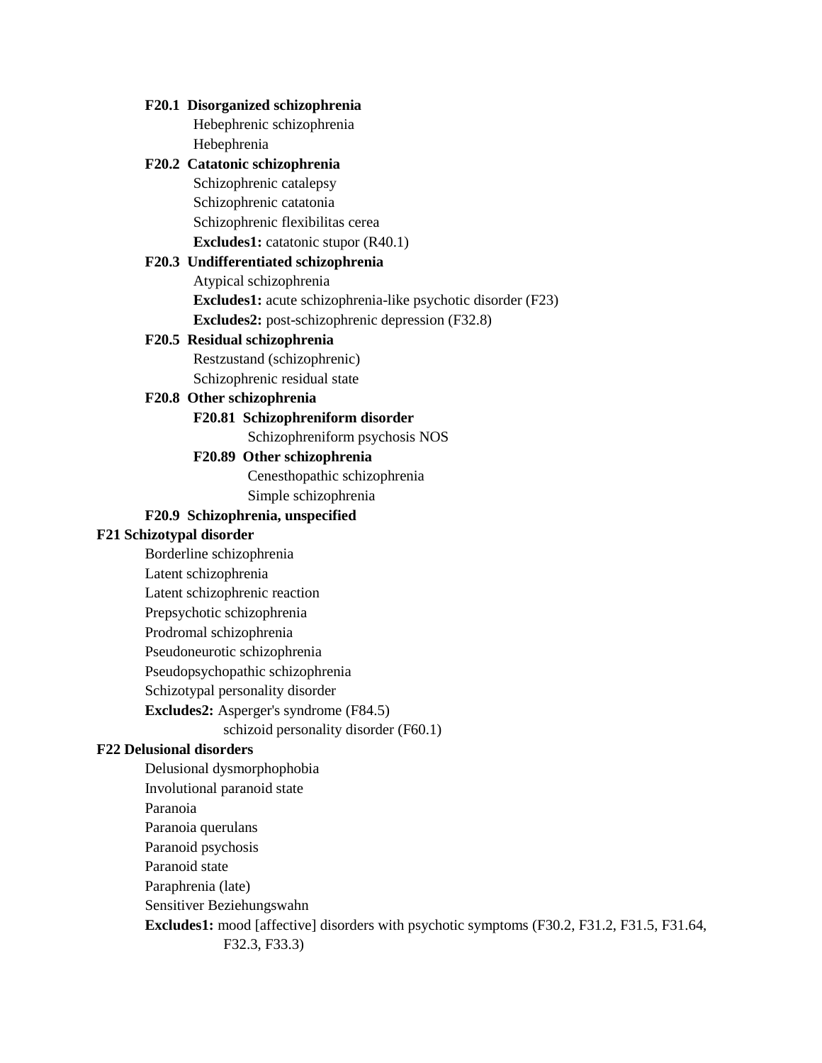**F20.1 Disorganized schizophrenia**

Hebephrenic schizophrenia

Hebephrenia

**F20.2 Catatonic schizophrenia**

Schizophrenic catalepsy

Schizophrenic catatonia

Schizophrenic flexibilitas cerea

**Excludes1:** catatonic stupor (R40.1)

**F20.3 Undifferentiated schizophrenia**

Atypical schizophrenia

**Excludes1:** acute schizophrenia-like psychotic disorder (F23)

**Excludes2:** post-schizophrenic depression (F32.8)

**F20.5 Residual schizophrenia**

Restzustand (schizophrenic)

Schizophrenic residual state

**F20.8 Other schizophrenia**

**F20.81 Schizophreniform disorder**

Schizophreniform psychosis NOS

**F20.89 Other schizophrenia**

Cenesthopathic schizophrenia

Simple schizophrenia

**F20.9 Schizophrenia, unspecified**

**F21 Schizotypal disorder**

Borderline schizophrenia

Latent schizophrenia

Latent schizophrenic reaction

Prepsychotic schizophrenia

Prodromal schizophrenia

Pseudoneurotic schizophrenia

Pseudopsychopathic schizophrenia

Schizotypal personality disorder

**Excludes2:** Asperger's syndrome (F84.5)

schizoid personality disorder (F60.1)

**F22 Delusional disorders**

Delusional dysmorphophobia

Involutional paranoid state

Paranoia

Paranoia querulans

Paranoid psychosis

Paranoid state

Paraphrenia (late)

Sensitiver Beziehungswahn

**Excludes1:** mood [affective] disorders with psychotic symptoms (F30.2, F31.2, F31.5, F31.64, F32.3, F33.3)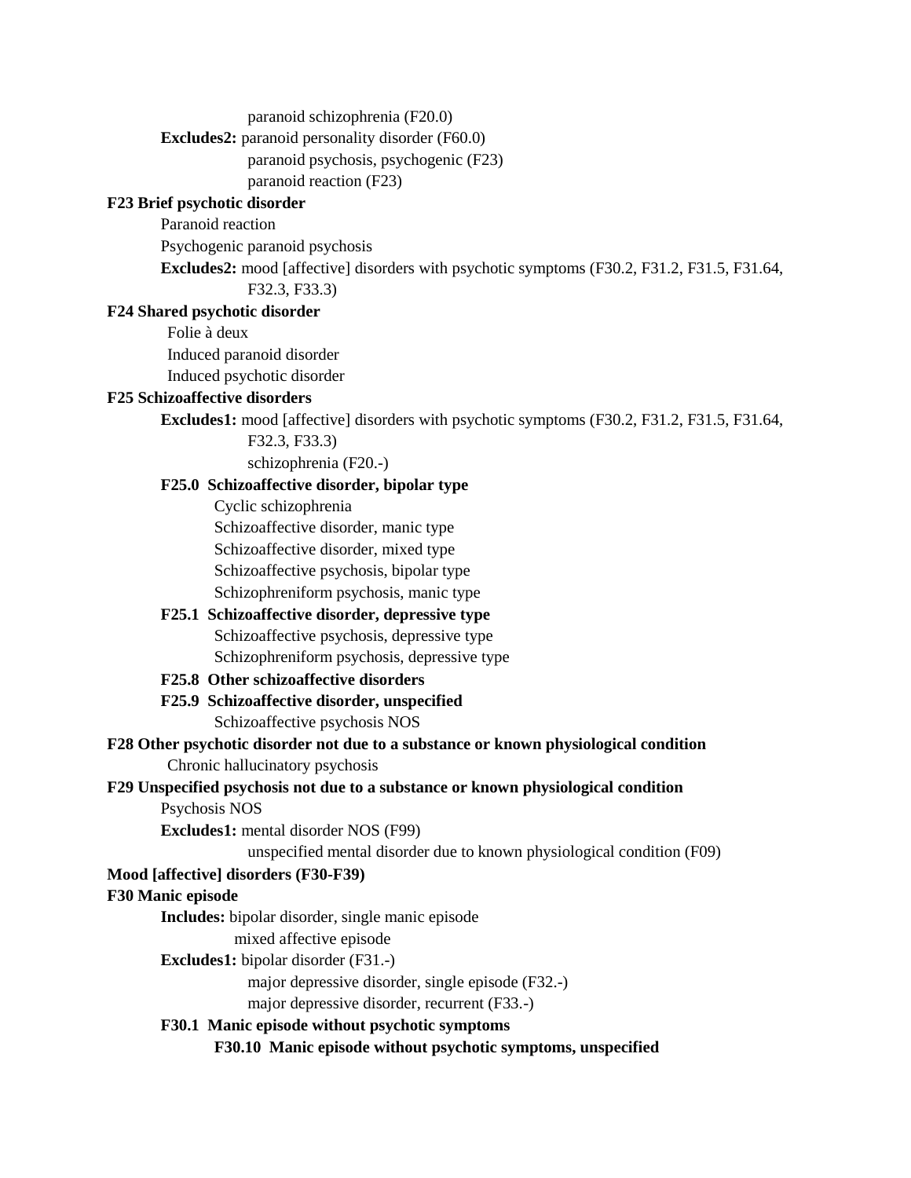paranoid schizophrenia (F20.0)

**Excludes2:** paranoid personality disorder (F60.0)
paranoid psychosis, psychogenic (F23)
paranoid reaction (F23)

**F23 Brief psychotic disorder**

Paranoid reaction
Psychogenic paranoid psychosis

**Excludes2:** mood [affective] disorders with psychotic symptoms (F30.2, F31.2, F31.5, F31.64, F32.3, F33.3)

**F24 Shared psychotic disorder**

Folie à deux
Induced paranoid disorder
Induced psychotic disorder

**F25 Schizoaffective disorders**

**Excludes1:** mood [affective] disorders with psychotic symptoms (F30.2, F31.2, F31.5, F31.64, F32.3, F33.3)
schizophrenia (F20.-)

**F25.0 Schizoaffective disorder, bipolar type**

Cyclic schizophrenia
Schizoaffective disorder, manic type
Schizoaffective disorder, mixed type
Schizoaffective psychosis, bipolar type
Schizophreniform psychosis, manic type

**F25.1 Schizoaffective disorder, depressive type**

Schizoaffective psychosis, depressive type
Schizophreniform psychosis, depressive type

**F25.8 Other schizoaffective disorders**

**F25.9 Schizoaffective disorder, unspecified**

Schizoaffective psychosis NOS

**F28 Other psychotic disorder not due to a substance or known physiological condition**

Chronic hallucinatory psychosis

**F29 Unspecified psychosis not due to a substance or known physiological condition**

Psychosis NOS

**Excludes1:** mental disorder NOS (F99)
unspecified mental disorder due to known physiological condition (F09)

**Mood [affective] disorders (F30-F39)**

**F30 Manic episode**

**Includes:** bipolar disorder, single manic episode
mixed affective episode

**Excludes1:** bipolar disorder (F31.-)
major depressive disorder, single episode (F32.-)
major depressive disorder, recurrent (F33.-)

**F30.1 Manic episode without psychotic symptoms**

**F30.10 Manic episode without psychotic symptoms, unspecified**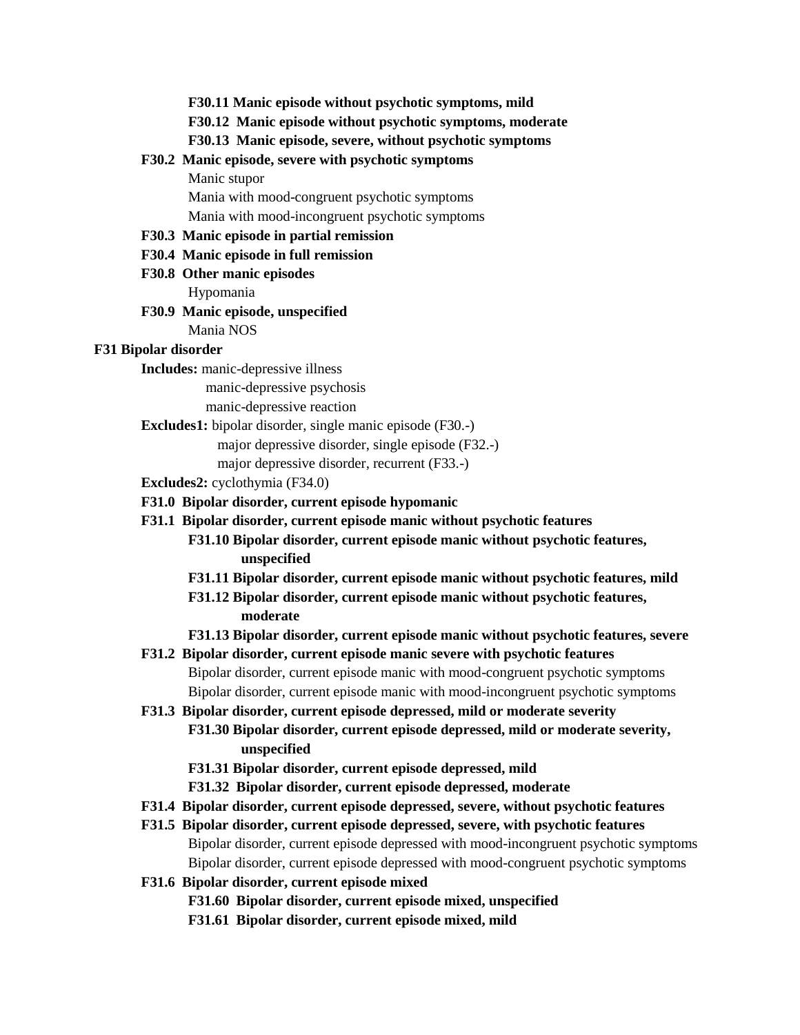**F30.11 Manic episode without psychotic symptoms, mild**

**F30.12 Manic episode without psychotic symptoms, moderate**

**F30.13 Manic episode, severe, without psychotic symptoms**

**F30.2 Manic episode, severe with psychotic symptoms**

Manic stupor

Mania with mood-congruent psychotic symptoms

Mania with mood-incongruent psychotic symptoms

**F30.3 Manic episode in partial remission**

**F30.4 Manic episode in full remission**

**F30.8 Other manic episodes**

Hypomania

**F30.9 Manic episode, unspecified**

Mania NOS

**F31 Bipolar disorder**

**Includes:** manic-depressive illness

manic-depressive psychosis

manic-depressive reaction

**Excludes1:** bipolar disorder, single manic episode (F30.-)

major depressive disorder, single episode (F32.-)

major depressive disorder, recurrent (F33.-)

**Excludes2:** cyclothymia (F34.0)

**F31.0 Bipolar disorder, current episode hypomanic**

**F31.1 Bipolar disorder, current episode manic without psychotic features**

**F31.10 Bipolar disorder, current episode manic without psychotic features, unspecified**

**F31.11 Bipolar disorder, current episode manic without psychotic features, mild**

**F31.12 Bipolar disorder, current episode manic without psychotic features, moderate**

**F31.13 Bipolar disorder, current episode manic without psychotic features, severe**

**F31.2 Bipolar disorder, current episode manic severe with psychotic features**

Bipolar disorder, current episode manic with mood-congruent psychotic symptoms

Bipolar disorder, current episode manic with mood-incongruent psychotic symptoms

**F31.3 Bipolar disorder, current episode depressed, mild or moderate severity**

**F31.30 Bipolar disorder, current episode depressed, mild or moderate severity, unspecified**

**F31.31 Bipolar disorder, current episode depressed, mild**

**F31.32 Bipolar disorder, current episode depressed, moderate**

**F31.4 Bipolar disorder, current episode depressed, severe, without psychotic features**

**F31.5 Bipolar disorder, current episode depressed, severe, with psychotic features**

Bipolar disorder, current episode depressed with mood-incongruent psychotic symptoms

Bipolar disorder, current episode depressed with mood-congruent psychotic symptoms

**F31.6 Bipolar disorder, current episode mixed**

**F31.60 Bipolar disorder, current episode mixed, unspecified**

**F31.61 Bipolar disorder, current episode mixed, mild**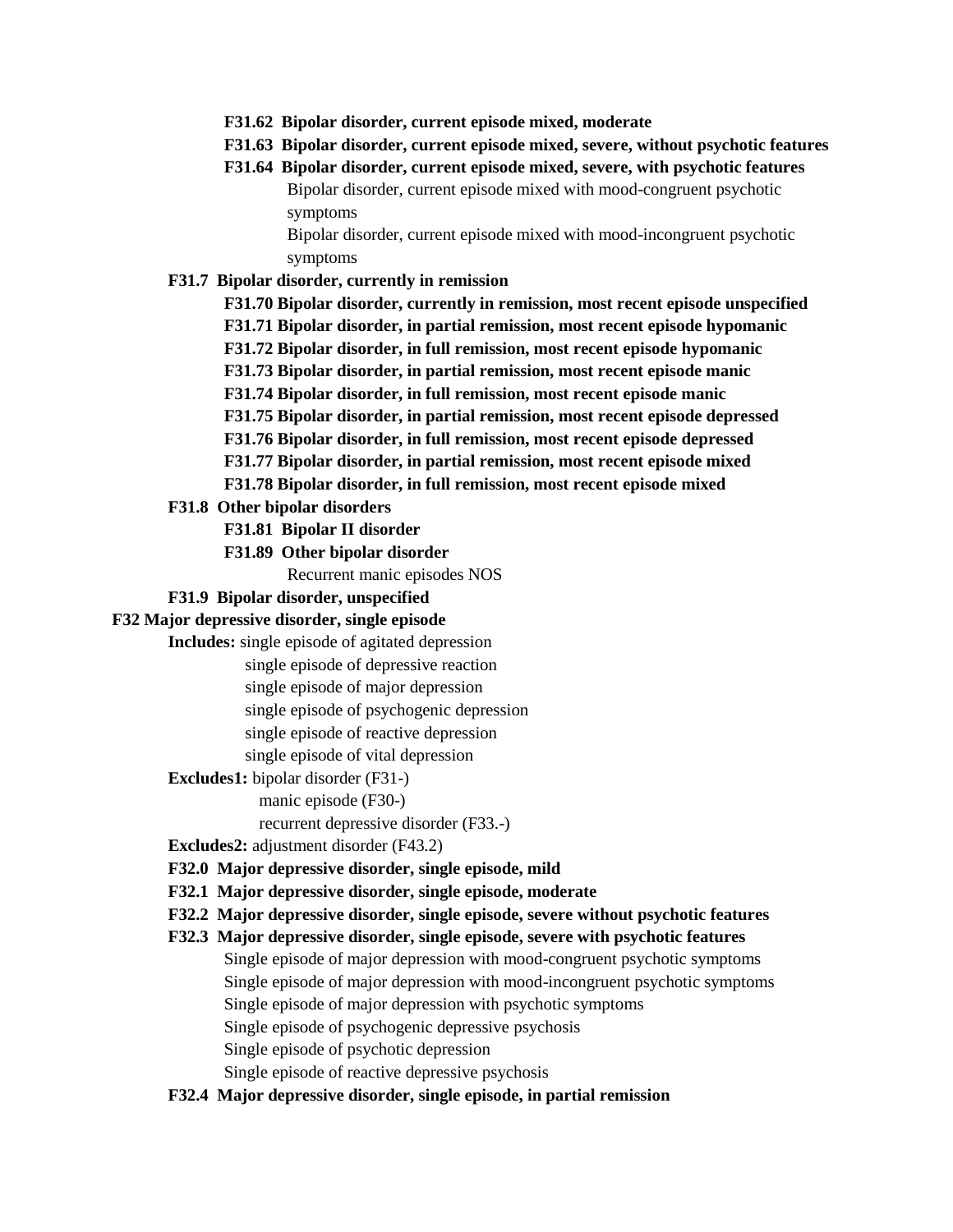**F31.62 Bipolar disorder, current episode mixed, moderate**

**F31.63 Bipolar disorder, current episode mixed, severe, without psychotic features**

**F31.64 Bipolar disorder, current episode mixed, severe, with psychotic features**

Bipolar disorder, current episode mixed with mood-congruent psychotic symptoms

Bipolar disorder, current episode mixed with mood-incongruent psychotic symptoms

**F31.7 Bipolar disorder, currently in remission**

**F31.70 Bipolar disorder, currently in remission, most recent episode unspecified**

**F31.71 Bipolar disorder, in partial remission, most recent episode hypomanic**

**F31.72 Bipolar disorder, in full remission, most recent episode hypomanic**

**F31.73 Bipolar disorder, in partial remission, most recent episode manic**

**F31.74 Bipolar disorder, in full remission, most recent episode manic**

**F31.75 Bipolar disorder, in partial remission, most recent episode depressed**

**F31.76 Bipolar disorder, in full remission, most recent episode depressed**

**F31.77 Bipolar disorder, in partial remission, most recent episode mixed**

**F31.78 Bipolar disorder, in full remission, most recent episode mixed**

**F31.8 Other bipolar disorders**

**F31.81 Bipolar II disorder**

**F31.89 Other bipolar disorder**

Recurrent manic episodes NOS

**F31.9 Bipolar disorder, unspecified**

**F32 Major depressive disorder, single episode**

**Includes:** single episode of agitated depression
single episode of depressive reaction
single episode of major depression
single episode of psychogenic depression
single episode of reactive depression
single episode of vital depression

**Excludes1:** bipolar disorder (F31-)
manic episode (F30-)
recurrent depressive disorder (F33.-)

**Excludes2:** adjustment disorder (F43.2)

**F32.0 Major depressive disorder, single episode, mild**

**F32.1 Major depressive disorder, single episode, moderate**

**F32.2 Major depressive disorder, single episode, severe without psychotic features**

**F32.3 Major depressive disorder, single episode, severe with psychotic features**

Single episode of major depression with mood-congruent psychotic symptoms
Single episode of major depression with mood-incongruent psychotic symptoms
Single episode of major depression with psychotic symptoms
Single episode of psychogenic depressive psychosis
Single episode of psychotic depression
Single episode of reactive depressive psychosis

**F32.4 Major depressive disorder, single episode, in partial remission**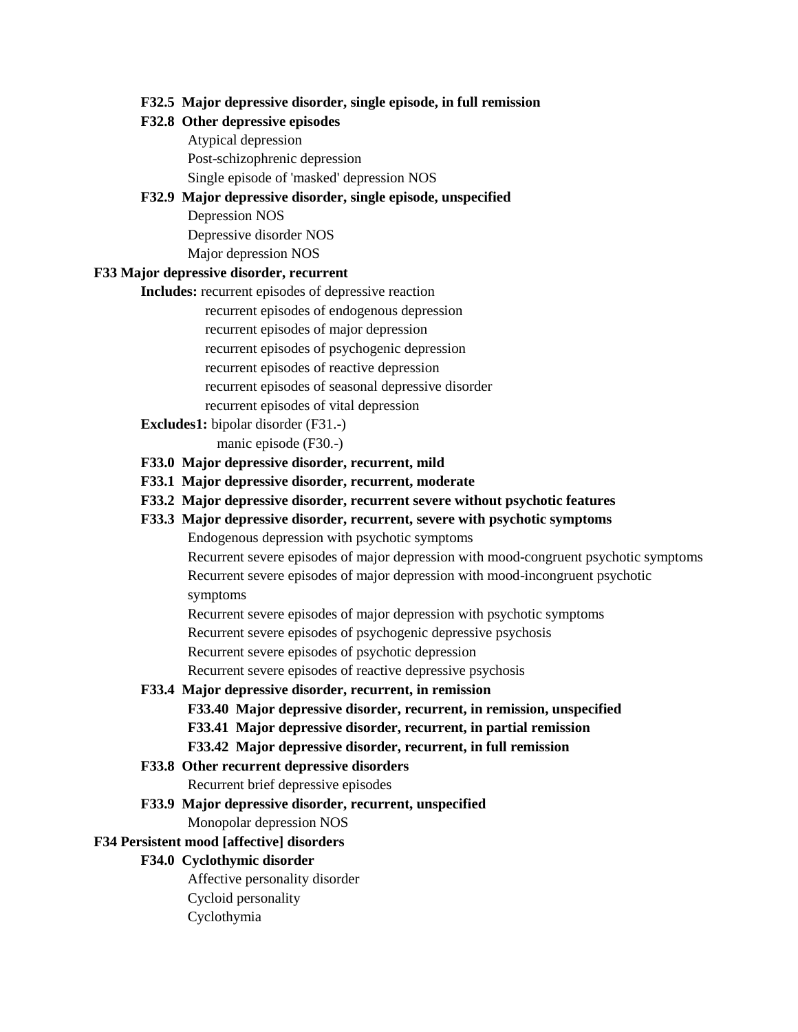**F32.5 Major depressive disorder, single episode, in full remission**

**F32.8 Other depressive episodes**

Atypical depression
Post-schizophrenic depression
Single episode of 'masked' depression NOS

**F32.9 Major depressive disorder, single episode, unspecified**

Depression NOS
Depressive disorder NOS
Major depression NOS

**F33 Major depressive disorder, recurrent**

**Includes:** recurrent episodes of depressive reaction
recurrent episodes of endogenous depression
recurrent episodes of major depression
recurrent episodes of psychogenic depression
recurrent episodes of reactive depression
recurrent episodes of seasonal depressive disorder
recurrent episodes of vital depression

**Excludes1:** bipolar disorder (F31.-)
manic episode (F30.-)

**F33.0 Major depressive disorder, recurrent, mild**

**F33.1 Major depressive disorder, recurrent, moderate**

**F33.2 Major depressive disorder, recurrent severe without psychotic features**

**F33.3 Major depressive disorder, recurrent, severe with psychotic symptoms**

Endogenous depression with psychotic symptoms
Recurrent severe episodes of major depression with mood-congruent psychotic symptoms
Recurrent severe episodes of major depression with mood-incongruent psychotic symptoms
Recurrent severe episodes of major depression with psychotic symptoms
Recurrent severe episodes of psychogenic depressive psychosis
Recurrent severe episodes of psychotic depression
Recurrent severe episodes of reactive depressive psychosis

**F33.4 Major depressive disorder, recurrent, in remission**

**F33.40 Major depressive disorder, recurrent, in remission, unspecified**

**F33.41 Major depressive disorder, recurrent, in partial remission**

**F33.42 Major depressive disorder, recurrent, in full remission**

**F33.8 Other recurrent depressive disorders**

Recurrent brief depressive episodes

**F33.9 Major depressive disorder, recurrent, unspecified**

Monopolar depression NOS

**F34 Persistent mood [affective] disorders**

**F34.0 Cyclothymic disorder**

Affective personality disorder
Cycloid personality
Cyclothymia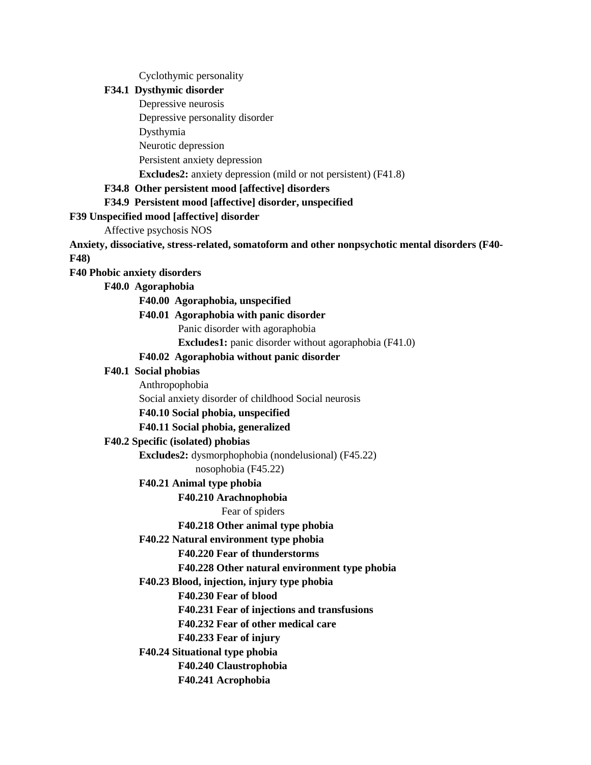Cyclothymic personality

**F34.1 Dysthymic disorder**

Depressive neurosis

Depressive personality disorder

Dysthymia

Neurotic depression

Persistent anxiety depression

**Excludes2:** anxiety depression (mild or not persistent) (F41.8)

**F34.8 Other persistent mood [affective] disorders**

**F34.9 Persistent mood [affective] disorder, unspecified**

**F39 Unspecified mood [affective] disorder**

Affective psychosis NOS

**Anxiety, dissociative, stress-related, somatoform and other nonpsychotic mental disorders (F40-F48)**

**F40 Phobic anxiety disorders**

**F40.0 Agoraphobia**

**F40.00 Agoraphobia, unspecified**

**F40.01 Agoraphobia with panic disorder**

Panic disorder with agoraphobia

**Excludes1:** panic disorder without agoraphobia (F41.0)

**F40.02 Agoraphobia without panic disorder**

**F40.1 Social phobias**

Anthropophobia

Social anxiety disorder of childhood Social neurosis

**F40.10 Social phobia, unspecified**

**F40.11 Social phobia, generalized**

**F40.2 Specific (isolated) phobias**

**Excludes2:** dysmorphophobia (nondelusional) (F45.22)

nosophobia (F45.22)

**F40.21 Animal type phobia**

**F40.210 Arachnophobia**

Fear of spiders

**F40.218 Other animal type phobia**

**F40.22 Natural environment type phobia**

**F40.220 Fear of thunderstorms**

**F40.228 Other natural environment type phobia**

**F40.23 Blood, injection, injury type phobia**

**F40.230 Fear of blood**

**F40.231 Fear of injections and transfusions**

**F40.232 Fear of other medical care**

**F40.233 Fear of injury**

**F40.24 Situational type phobia**

**F40.240 Claustrophobia**

**F40.241 Acrophobia**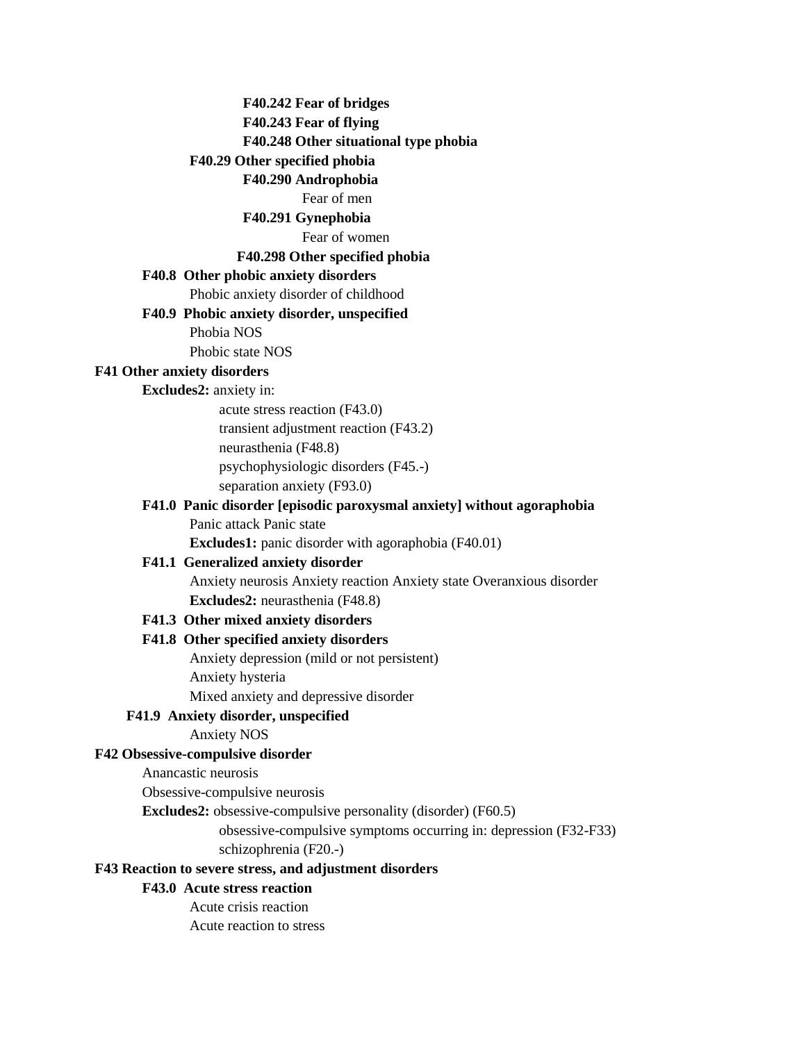**F40.242 Fear of bridges**

**F40.243 Fear of flying**

**F40.248 Other situational type phobia**

**F40.29 Other specified phobia**

**F40.290 Androphobia**

Fear of men

**F40.291 Gynephobia**

Fear of women

**F40.298 Other specified phobia**

**F40.8 Other phobic anxiety disorders**

Phobic anxiety disorder of childhood

**F40.9 Phobic anxiety disorder, unspecified**

Phobia NOS

Phobic state NOS

**F41 Other anxiety disorders**

**Excludes2:** anxiety in:

acute stress reaction (F43.0)

transient adjustment reaction (F43.2)

neurasthenia (F48.8)

psychophysiologic disorders (F45.-)

separation anxiety (F93.0)

**F41.0 Panic disorder [episodic paroxysmal anxiety] without agoraphobia**

Panic attack Panic state

**Excludes1:** panic disorder with agoraphobia (F40.01)

**F41.1 Generalized anxiety disorder**

Anxiety neurosis Anxiety reaction Anxiety state Overanxious disorder

**Excludes2:** neurasthenia (F48.8)

**F41.3 Other mixed anxiety disorders**

**F41.8 Other specified anxiety disorders**

Anxiety depression (mild or not persistent)

Anxiety hysteria

Mixed anxiety and depressive disorder

**F41.9 Anxiety disorder, unspecified**

Anxiety NOS

**F42 Obsessive-compulsive disorder**

Anancastic neurosis

Obsessive-compulsive neurosis

**Excludes2:** obsessive-compulsive personality (disorder) (F60.5)

obsessive-compulsive symptoms occurring in: depression (F32-F33)

schizophrenia (F20.-)

**F43 Reaction to severe stress, and adjustment disorders**

**F43.0 Acute stress reaction**

Acute crisis reaction

Acute reaction to stress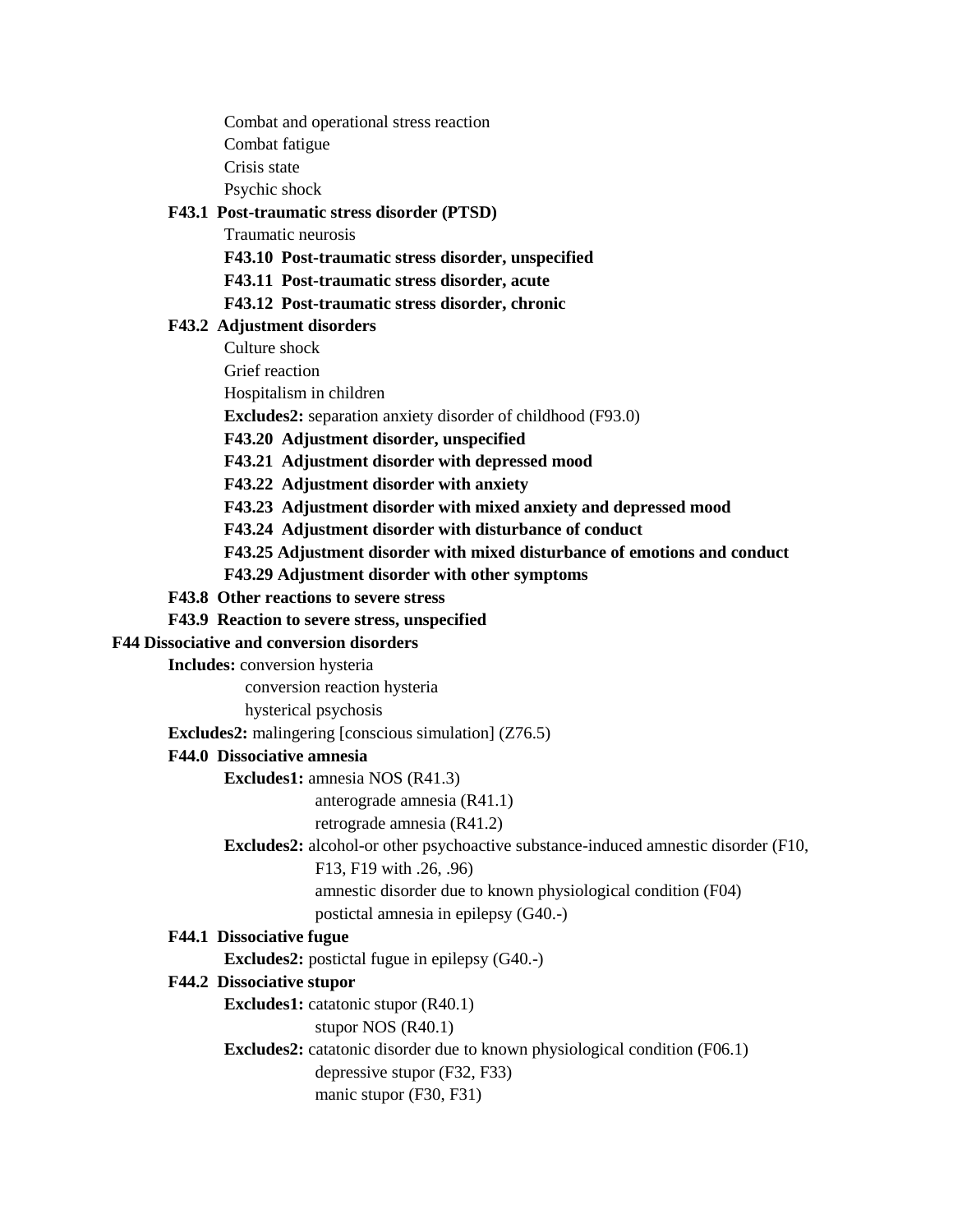Combat and operational stress reaction

Combat fatigue

Crisis state

Psychic shock

**F43.1 Post-traumatic stress disorder (PTSD)**

Traumatic neurosis

**F43.10 Post-traumatic stress disorder, unspecified**

**F43.11 Post-traumatic stress disorder, acute**

**F43.12 Post-traumatic stress disorder, chronic**

**F43.2 Adjustment disorders**

Culture shock

Grief reaction

Hospitalism in children

**Excludes2:** separation anxiety disorder of childhood (F93.0)

**F43.20 Adjustment disorder, unspecified**

**F43.21 Adjustment disorder with depressed mood**

**F43.22 Adjustment disorder with anxiety**

**F43.23 Adjustment disorder with mixed anxiety and depressed mood**

**F43.24 Adjustment disorder with disturbance of conduct**

**F43.25 Adjustment disorder with mixed disturbance of emotions and conduct**

**F43.29 Adjustment disorder with other symptoms**

**F43.8 Other reactions to severe stress**

**F43.9 Reaction to severe stress, unspecified**

**F44 Dissociative and conversion disorders**

**Includes:** conversion hysteria

conversion reaction hysteria

hysterical psychosis

**Excludes2:** malingering [conscious simulation] (Z76.5)

**F44.0 Dissociative amnesia**

**Excludes1:** amnesia NOS (R41.3)

anterograde amnesia (R41.1)

retrograde amnesia (R41.2)

**Excludes2:** alcohol-or other psychoactive substance-induced amnestic disorder (F10, F13, F19 with .26, .96)

amnestic disorder due to known physiological condition (F04)

postictal amnesia in epilepsy (G40.-)

**F44.1 Dissociative fugue**

**Excludes2:** postictal fugue in epilepsy (G40.-)

**F44.2 Dissociative stupor**

**Excludes1:** catatonic stupor (R40.1)

stupor NOS (R40.1)

**Excludes2:** catatonic disorder due to known physiological condition (F06.1)

depressive stupor (F32, F33)

manic stupor (F30, F31)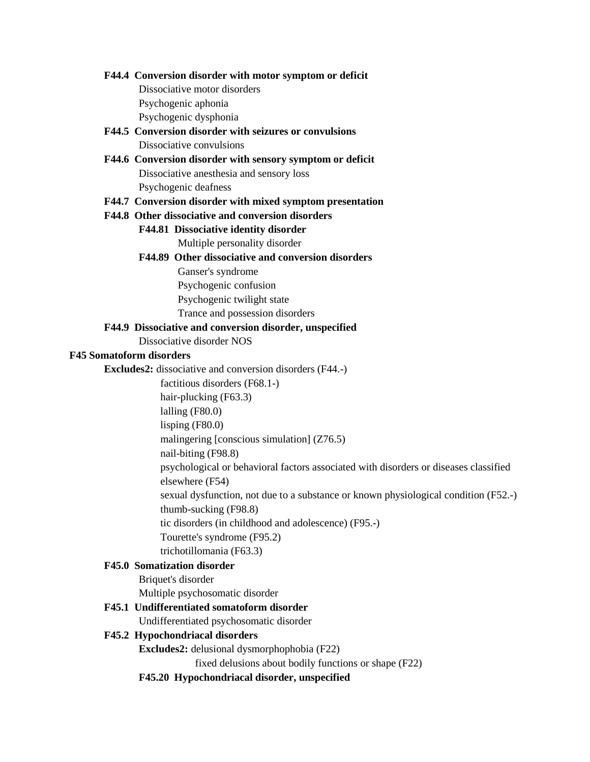**F44.4 Conversion disorder with motor symptom or deficit**

Dissociative motor disorders
Psychogenic aphonia
Psychogenic dysphonia

**F44.5 Conversion disorder with seizures or convulsions**

Dissociative convulsions

**F44.6 Conversion disorder with sensory symptom or deficit**

Dissociative anesthesia and sensory loss
Psychogenic deafness

**F44.7 Conversion disorder with mixed symptom presentation**

**F44.8 Other dissociative and conversion disorders**

**F44.81 Dissociative identity disorder**

Multiple personality disorder

**F44.89 Other dissociative and conversion disorders**

Ganser's syndrome
Psychogenic confusion
Psychogenic twilight state
Trance and possession disorders

**F44.9 Dissociative and conversion disorder, unspecified**

Dissociative disorder NOS

**F45 Somatoform disorders**

**Excludes2:** dissociative and conversion disorders (F44.-)
factitious disorders (F68.1-)
hair-plucking (F63.3)
lalling (F80.0)
lisping (F80.0)
malingering [conscious simulation] (Z76.5)
nail-biting (F98.8)
psychological or behavioral factors associated with disorders or diseases classified elsewhere (F54)
sexual dysfunction, not due to a substance or known physiological condition (F52.-)
thumb-sucking (F98.8)
tic disorders (in childhood and adolescence) (F95.-)
Tourette's syndrome (F95.2)
trichotillomania (F63.3)

**F45.0 Somatization disorder**

Briquet's disorder
Multiple psychosomatic disorder

**F45.1 Undifferentiated somatoform disorder**

Undifferentiated psychosomatic disorder

**F45.2 Hypochondriacal disorders**

**Excludes2:** delusional dysmorphophobia (F22)
fixed delusions about bodily functions or shape (F22)

**F45.20 Hypochondriacal disorder, unspecified**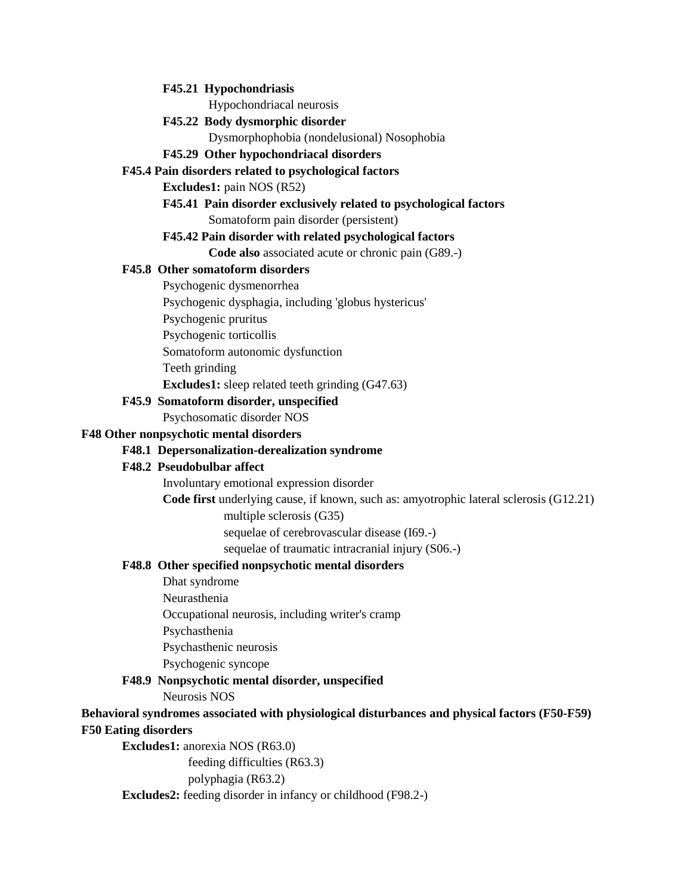**F45.21 Hypochondriasis**

Hypochondriacal neurosis

**F45.22 Body dysmorphic disorder**

Dysmorphophobia (nondelusional) Nosophobia

**F45.29 Other hypochondriacal disorders**

**F45.4 Pain disorders related to psychological factors**

**Excludes1:** pain NOS (R52)

**F45.41 Pain disorder exclusively related to psychological factors**

Somatoform pain disorder (persistent)

**F45.42 Pain disorder with related psychological factors**

**Code also** associated acute or chronic pain (G89.-)

**F45.8 Other somatoform disorders**

Psychogenic dysmenorrhea

Psychogenic dysphagia, including 'globus hystericus'

Psychogenic pruritus

Psychogenic torticollis

Somatoform autonomic dysfunction

Teeth grinding

**Excludes1:** sleep related teeth grinding (G47.63)

**F45.9 Somatoform disorder, unspecified**

Psychosomatic disorder NOS

**F48 Other nonpsychotic mental disorders**

**F48.1 Depersonalization-derealization syndrome**

**F48.2 Pseudobulbar affect**

Involuntary emotional expression disorder

**Code first** underlying cause, if known, such as: amyotrophic lateral sclerosis (G12.21)

multiple sclerosis (G35)

sequelae of cerebrovascular disease (I69.-)

sequelae of traumatic intracranial injury (S06.-)

**F48.8 Other specified nonpsychotic mental disorders**

Dhat syndrome

Neurasthenia

Occupational neurosis, including writer's cramp

Psychasthenia

Psychasthenic neurosis

Psychogenic syncope

**F48.9 Nonpsychotic mental disorder, unspecified**

Neurosis NOS

**Behavioral syndromes associated with physiological disturbances and physical factors (F50-F59)**

**F50 Eating disorders**

**Excludes1:** anorexia NOS (R63.0)

feeding difficulties (R63.3)

polyphagia (R63.2)

**Excludes2:** feeding disorder in infancy or childhood (F98.2-)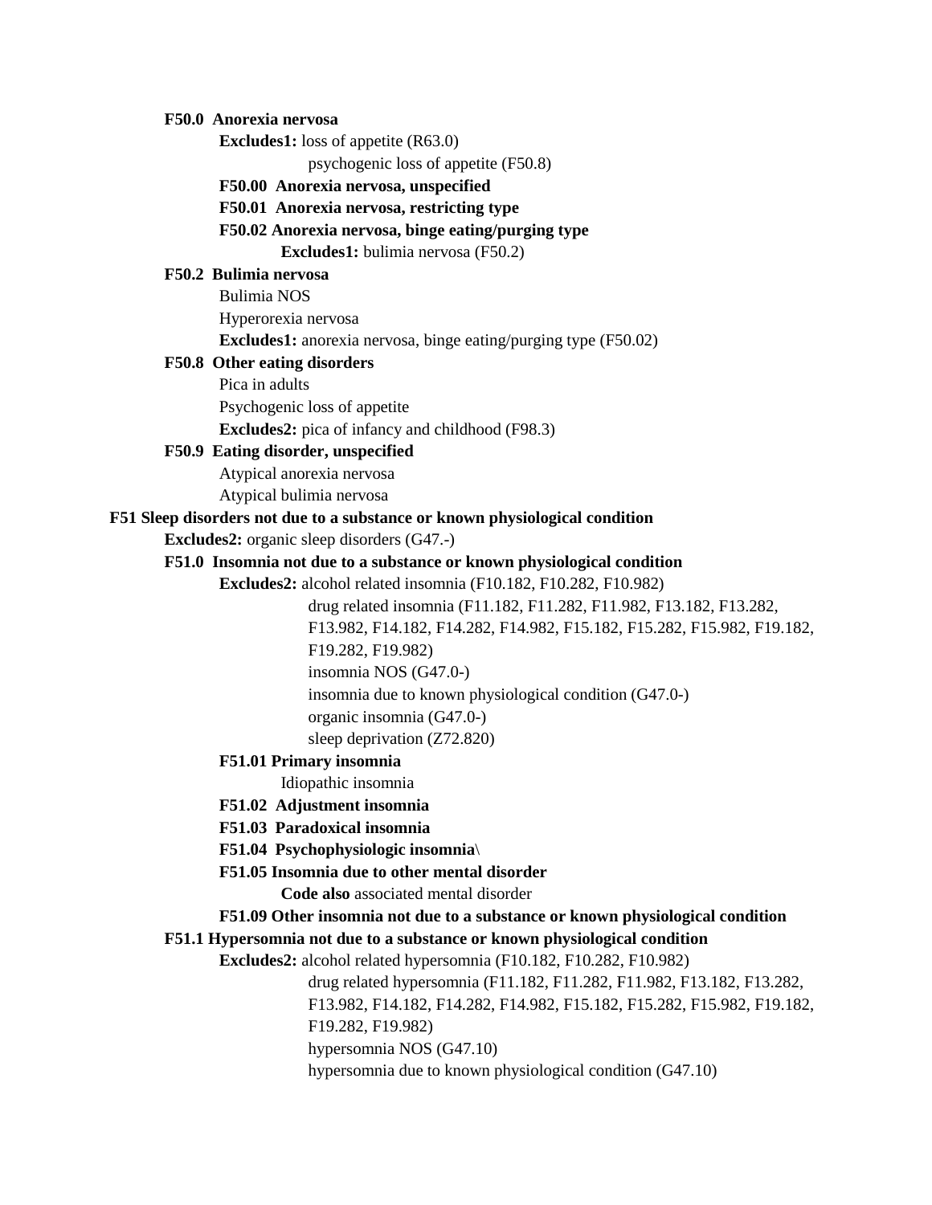**F50.0 Anorexia nervosa**

**Excludes1:** loss of appetite (R63.0)

psychogenic loss of appetite (F50.8)

**F50.00 Anorexia nervosa, unspecified**

**F50.01 Anorexia nervosa, restricting type**

**F50.02 Anorexia nervosa, binge eating/purging type**

**Excludes1:** bulimia nervosa (F50.2)

**F50.2 Bulimia nervosa**

Bulimia NOS

Hyperorexia nervosa

**Excludes1:** anorexia nervosa, binge eating/purging type (F50.02)

**F50.8 Other eating disorders**

Pica in adults

Psychogenic loss of appetite

**Excludes2:** pica of infancy and childhood (F98.3)

**F50.9 Eating disorder, unspecified**

Atypical anorexia nervosa

Atypical bulimia nervosa

**F51 Sleep disorders not due to a substance or known physiological condition**

**Excludes2:** organic sleep disorders (G47.-)

**F51.0 Insomnia not due to a substance or known physiological condition**

**Excludes2:** alcohol related insomnia (F10.182, F10.282, F10.982)

drug related insomnia (F11.182, F11.282, F11.982, F13.182, F13.282, F13.982, F14.182, F14.282, F14.982, F15.182, F15.282, F15.982, F19.182, F19.282, F19.982)

insomnia NOS (G47.0-)

insomnia due to known physiological condition (G47.0-)

organic insomnia (G47.0-)

sleep deprivation (Z72.820)

**F51.01 Primary insomnia**

Idiopathic insomnia

**F51.02 Adjustment insomnia**

**F51.03 Paradoxical insomnia**

**F51.04 Psychophysiologic insomnia\**

**F51.05 Insomnia due to other mental disorder**

**Code also** associated mental disorder

**F51.09 Other insomnia not due to a substance or known physiological condition**

**F51.1 Hypersomnia not due to a substance or known physiological condition**

**Excludes2:** alcohol related hypersomnia (F10.182, F10.282, F10.982)

drug related hypersomnia (F11.182, F11.282, F11.982, F13.182, F13.282, F13.982, F14.182, F14.282, F14.982, F15.182, F15.282, F15.982, F19.182, F19.282, F19.982)

hypersomnia NOS (G47.10)

hypersomnia due to known physiological condition (G47.10)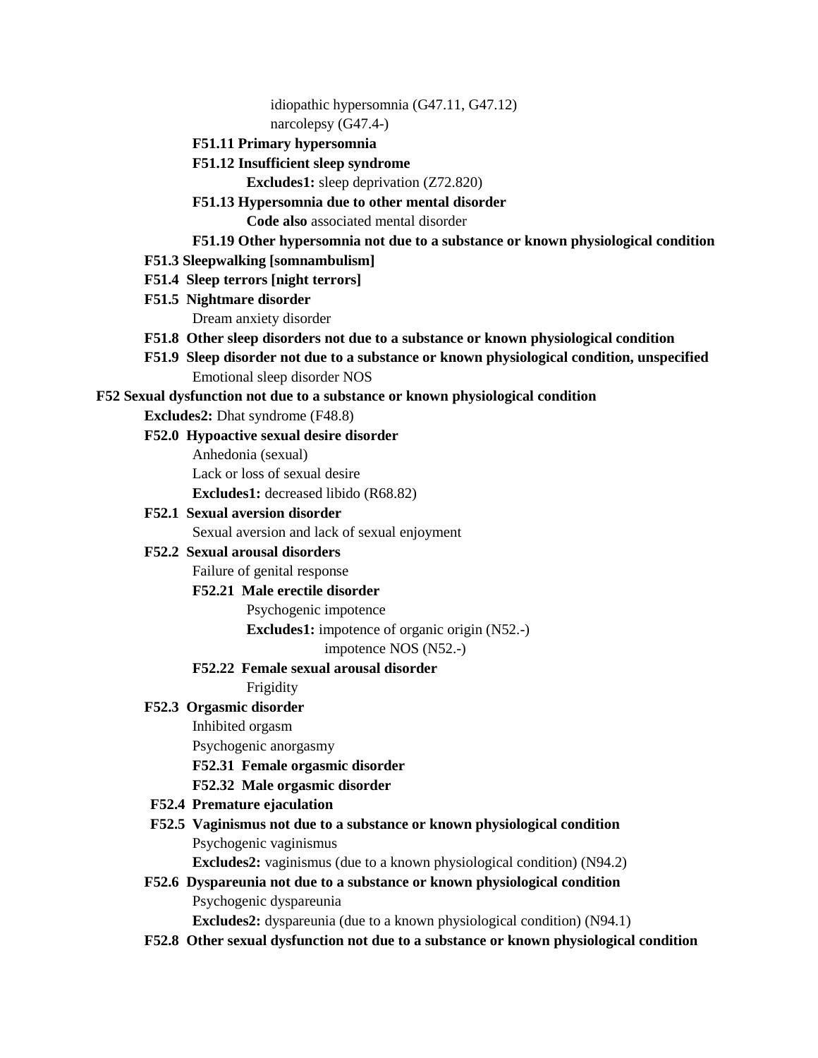idiopathic hypersomnia (G47.11, G47.12)
narcolepsy (G47.4-)

**F51.11 Primary hypersomnia**

**F51.12 Insufficient sleep syndrome**

**Excludes1:** sleep deprivation (Z72.820)

**F51.13 Hypersomnia due to other mental disorder**

**Code also** associated mental disorder

**F51.19 Other hypersomnia not due to a substance or known physiological condition**

**F51.3 Sleepwalking [somnambulism]**

**F51.4 Sleep terrors [night terrors]**

**F51.5 Nightmare disorder**

Dream anxiety disorder

**F51.8 Other sleep disorders not due to a substance or known physiological condition**

**F51.9 Sleep disorder not due to a substance or known physiological condition, unspecified**

Emotional sleep disorder NOS

**F52 Sexual dysfunction not due to a substance or known physiological condition**

**Excludes2:** Dhat syndrome (F48.8)

**F52.0 Hypoactive sexual desire disorder**

Anhedonia (sexual)
Lack or loss of sexual desire
**Excludes1:** decreased libido (R68.82)

**F52.1 Sexual aversion disorder**

Sexual aversion and lack of sexual enjoyment

**F52.2 Sexual arousal disorders**

Failure of genital response

**F52.21 Male erectile disorder**

Psychogenic impotence
**Excludes1:** impotence of organic origin (N52.-)
impotence NOS (N52.-)

**F52.22 Female sexual arousal disorder**

Frigidity

**F52.3 Orgasmic disorder**

Inhibited orgasm
Psychogenic anorgasmy

**F52.31 Female orgasmic disorder**

**F52.32 Male orgasmic disorder**

**F52.4 Premature ejaculation**

**F52.5 Vaginismus not due to a substance or known physiological condition**

Psychogenic vaginismus
**Excludes2:** vaginismus (due to a known physiological condition) (N94.2)

**F52.6 Dyspareunia not due to a substance or known physiological condition**

Psychogenic dyspareunia
**Excludes2:** dyspareunia (due to a known physiological condition) (N94.1)

**F52.8 Other sexual dysfunction not due to a substance or known physiological condition**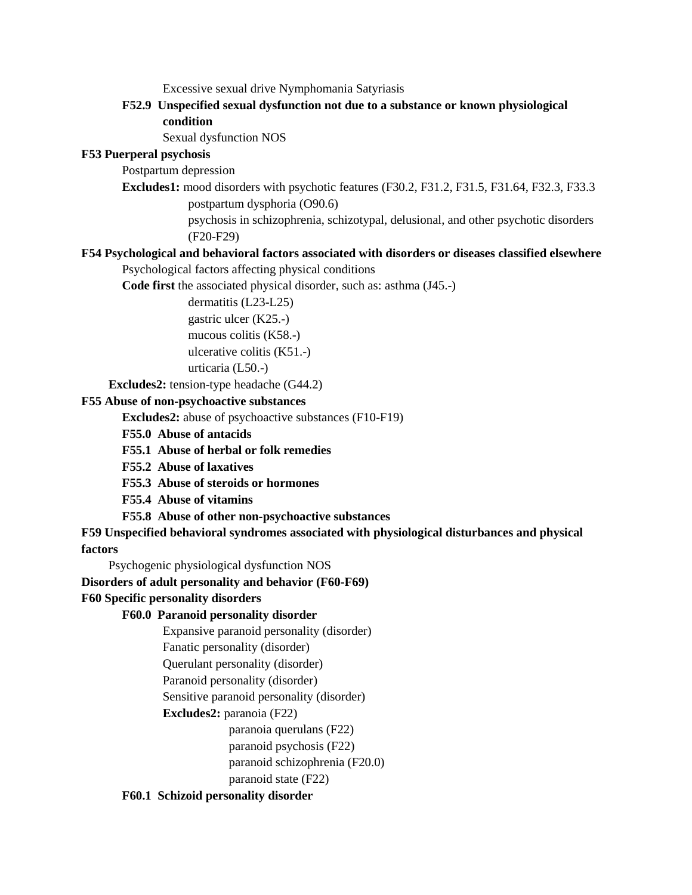Excessive sexual drive Nymphomania Satyriasis

**F52.9 Unspecified sexual dysfunction not due to a substance or known physiological condition**

Sexual dysfunction NOS

**F53 Puerperal psychosis**

Postpartum depression

**Excludes1:** mood disorders with psychotic features (F30.2, F31.2, F31.5, F31.64, F32.3, F33.3
postpartum dysphoria (O90.6)
psychosis in schizophrenia, schizotypal, delusional, and other psychotic disorders (F20-F29)

**F54 Psychological and behavioral factors associated with disorders or diseases classified elsewhere**

Psychological factors affecting physical conditions

**Code first** the associated physical disorder, such as: asthma (J45.-)
dermatitis (L23-L25)
gastric ulcer (K25.-)
mucous colitis (K58.-)
ulcerative colitis (K51.-)
urticaria (L50.-)

**Excludes2:** tension-type headache (G44.2)

**F55 Abuse of non-psychoactive substances**

**Excludes2:** abuse of psychoactive substances (F10-F19)

**F55.0 Abuse of antacids**

**F55.1 Abuse of herbal or folk remedies**

**F55.2 Abuse of laxatives**

**F55.3 Abuse of steroids or hormones**

**F55.4 Abuse of vitamins**

**F55.8 Abuse of other non-psychoactive substances**

**F59 Unspecified behavioral syndromes associated with physiological disturbances and physical factors**

Psychogenic physiological dysfunction NOS

**Disorders of adult personality and behavior (F60-F69)**

**F60 Specific personality disorders**

**F60.0 Paranoid personality disorder**

Expansive paranoid personality (disorder)
Fanatic personality (disorder)
Querulant personality (disorder)
Paranoid personality (disorder)
Sensitive paranoid personality (disorder)

**Excludes2:** paranoia (F22)
paranoia querulans (F22)
paranoid psychosis (F22)
paranoid schizophrenia (F20.0)
paranoid state (F22)

**F60.1 Schizoid personality disorder**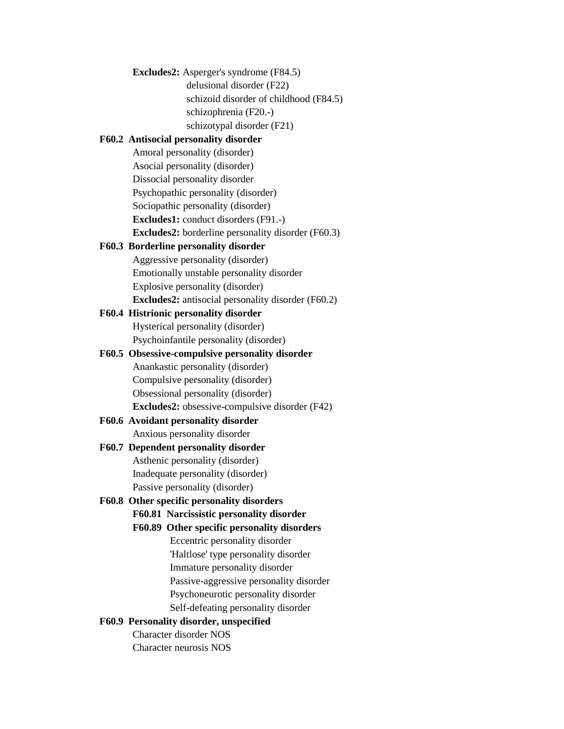**Excludes2:** Asperger's syndrome (F84.5)
delusional disorder (F22)
schizoid disorder of childhood (F84.5)
schizophrenia (F20.-)
schizotypal disorder (F21)

**F60.2 Antisocial personality disorder**

Amoral personality (disorder)
Asocial personality (disorder)
Dissocial personality disorder
Psychopathic personality (disorder)
Sociopathic personality (disorder)
**Excludes1:** conduct disorders (F91.-)
**Excludes2:** borderline personality disorder (F60.3)

**F60.3 Borderline personality disorder**

Aggressive personality (disorder)
Emotionally unstable personality disorder
Explosive personality (disorder)
**Excludes2:** antisocial personality disorder (F60.2)

**F60.4 Histrionic personality disorder**

Hysterical personality (disorder)
Psychoinfantile personality (disorder)

**F60.5 Obsessive-compulsive personality disorder**

Anankastic personality (disorder)
Compulsive personality (disorder)
Obsessional personality (disorder)
**Excludes2:** obsessive-compulsive disorder (F42)

**F60.6 Avoidant personality disorder**

Anxious personality disorder

**F60.7 Dependent personality disorder**

Asthenic personality (disorder)
Inadequate personality (disorder)
Passive personality (disorder)

**F60.8 Other specific personality disorders**

**F60.81 Narcissistic personality disorder**

**F60.89 Other specific personality disorders**

Eccentric personality disorder
'Haltlose' type personality disorder
Immature personality disorder
Passive-aggressive personality disorder
Psychoneurotic personality disorder
Self-defeating personality disorder

**F60.9 Personality disorder, unspecified**

Character disorder NOS
Character neurosis NOS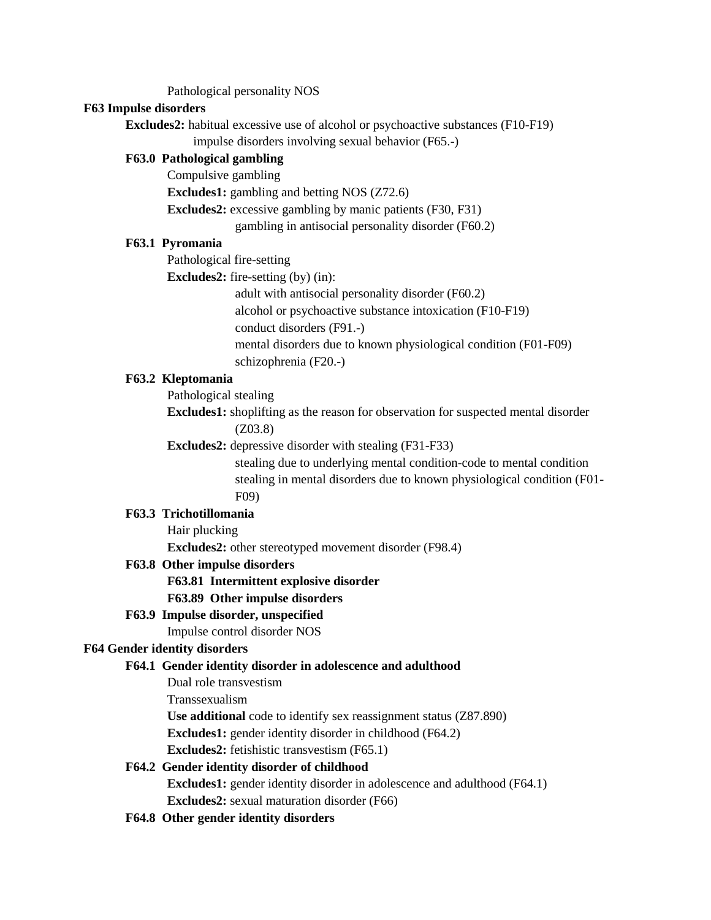Pathological personality NOS

**F63 Impulse disorders**

**Excludes2:** habitual excessive use of alcohol or psychoactive substances (F10-F19)
impulse disorders involving sexual behavior (F65.-)

**F63.0 Pathological gambling**

Compulsive gambling

**Excludes1:** gambling and betting NOS (Z72.6)

**Excludes2:** excessive gambling by manic patients (F30, F31)
gambling in antisocial personality disorder (F60.2)

**F63.1 Pyromania**

Pathological fire-setting

**Excludes2:** fire-setting (by) (in):
adult with antisocial personality disorder (F60.2)
alcohol or psychoactive substance intoxication (F10-F19)
conduct disorders (F91.-)
mental disorders due to known physiological condition (F01-F09)
schizophrenia (F20.-)

**F63.2 Kleptomania**

Pathological stealing

**Excludes1:** shoplifting as the reason for observation for suspected mental disorder (Z03.8)

**Excludes2:** depressive disorder with stealing (F31-F33)
stealing due to underlying mental condition-code to mental condition
stealing in mental disorders due to known physiological condition (F01-F09)

**F63.3 Trichotillomania**

Hair plucking

**Excludes2:** other stereotyped movement disorder (F98.4)

**F63.8 Other impulse disorders**

**F63.81 Intermittent explosive disorder**

**F63.89 Other impulse disorders**

**F63.9 Impulse disorder, unspecified**

Impulse control disorder NOS

**F64 Gender identity disorders**

**F64.1 Gender identity disorder in adolescence and adulthood**

Dual role transvestism

Transsexualism

**Use additional** code to identify sex reassignment status (Z87.890)

**Excludes1:** gender identity disorder in childhood (F64.2)

**Excludes2:** fetishistic transvestism (F65.1)

**F64.2 Gender identity disorder of childhood**

**Excludes1:** gender identity disorder in adolescence and adulthood (F64.1)

**Excludes2:** sexual maturation disorder (F66)

**F64.8 Other gender identity disorders**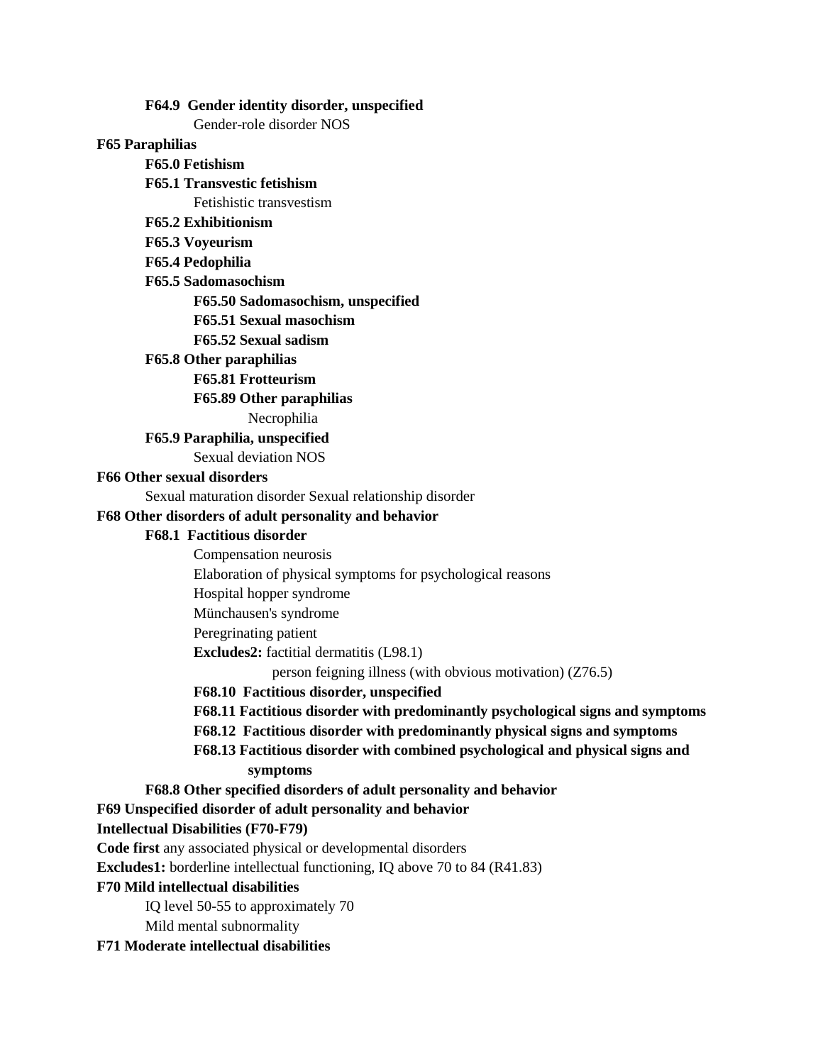**F64.9 Gender identity disorder, unspecified**

Gender-role disorder NOS

**F65 Paraphilias**

**F65.0 Fetishism**

**F65.1 Transvestic fetishism**

Fetishistic transvestism

**F65.2 Exhibitionism**

**F65.3 Voyeurism**

**F65.4 Pedophilia**

**F65.5 Sadomasochism**

**F65.50 Sadomasochism, unspecified**

**F65.51 Sexual masochism**

**F65.52 Sexual sadism**

**F65.8 Other paraphilias**

**F65.81 Frotteurism**

**F65.89 Other paraphilias**

Necrophilia

**F65.9 Paraphilia, unspecified**

Sexual deviation NOS

**F66 Other sexual disorders**

Sexual maturation disorder Sexual relationship disorder

**F68 Other disorders of adult personality and behavior**

**F68.1 Factitious disorder**

Compensation neurosis

Elaboration of physical symptoms for psychological reasons

Hospital hopper syndrome

Münchausen's syndrome

Peregrinating patient

**Excludes2:** factitial dermatitis (L98.1)

person feigning illness (with obvious motivation) (Z76.5)

**F68.10 Factitious disorder, unspecified**

**F68.11 Factitious disorder with predominantly psychological signs and symptoms**

**F68.12 Factitious disorder with predominantly physical signs and symptoms**

**F68.13 Factitious disorder with combined psychological and physical signs and symptoms**

**F68.8 Other specified disorders of adult personality and behavior**

**F69 Unspecified disorder of adult personality and behavior**

**Intellectual Disabilities (F70-F79)**

**Code first** any associated physical or developmental disorders

**Excludes1:** borderline intellectual functioning, IQ above 70 to 84 (R41.83)

**F70 Mild intellectual disabilities**

IQ level 50-55 to approximately 70

Mild mental subnormality

**F71 Moderate intellectual disabilities**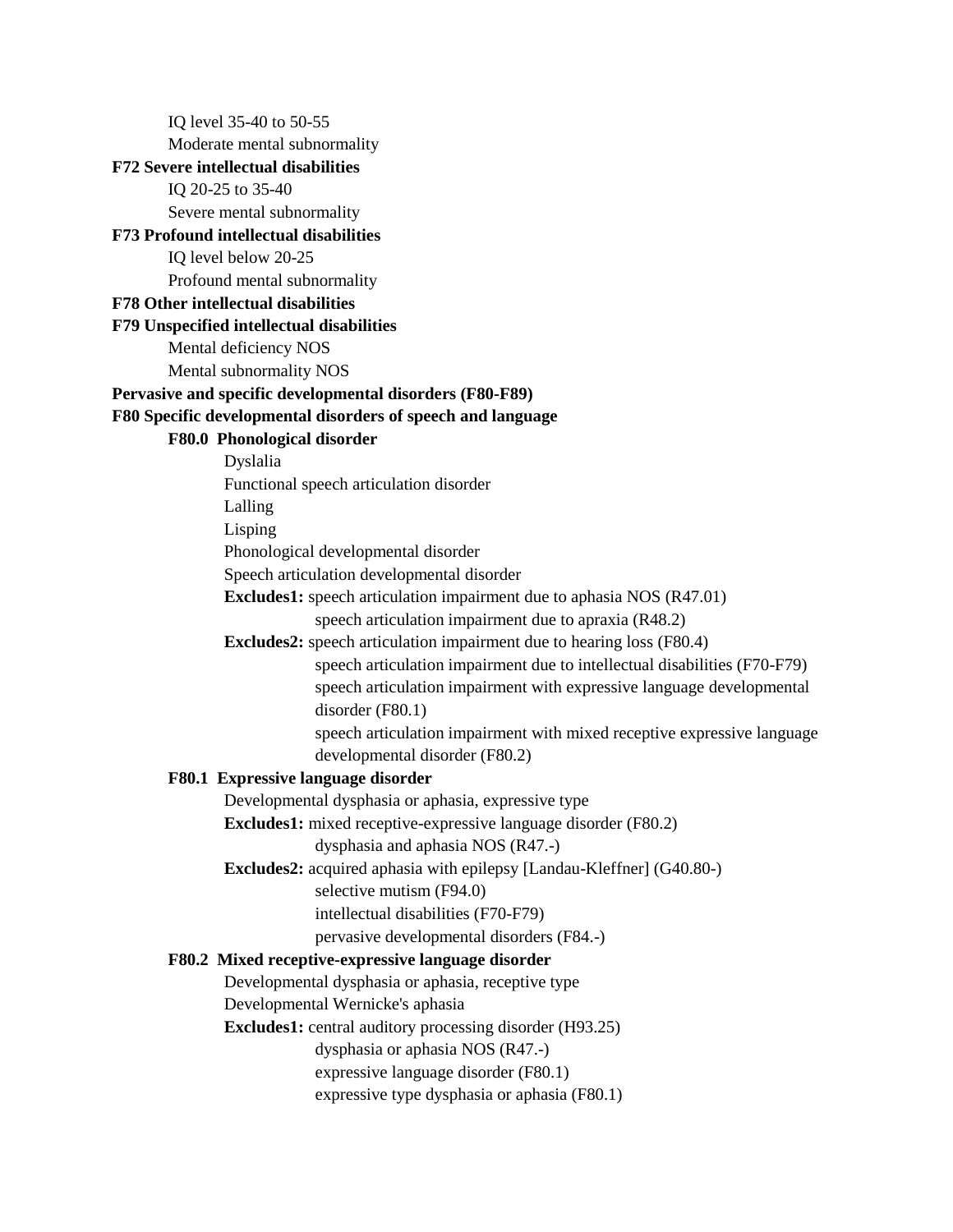IQ level 35-40 to 50-55

Moderate mental subnormality

**F72 Severe intellectual disabilities**

IQ 20-25 to 35-40

Severe mental subnormality

**F73 Profound intellectual disabilities**

IQ level below 20-25

Profound mental subnormality

**F78 Other intellectual disabilities**

**F79 Unspecified intellectual disabilities**

Mental deficiency NOS

Mental subnormality NOS

**Pervasive and specific developmental disorders (F80-F89)**

**F80 Specific developmental disorders of speech and language**

**F80.0 Phonological disorder**

Dyslalia

Functional speech articulation disorder

Lalling

Lisping

Phonological developmental disorder

Speech articulation developmental disorder

**Excludes1:** speech articulation impairment due to aphasia NOS (R47.01)

speech articulation impairment due to apraxia (R48.2)

**Excludes2:** speech articulation impairment due to hearing loss (F80.4)

speech articulation impairment due to intellectual disabilities (F70-F79)

speech articulation impairment with expressive language developmental disorder (F80.1)

speech articulation impairment with mixed receptive expressive language developmental disorder (F80.2)

**F80.1 Expressive language disorder**

Developmental dysphasia or aphasia, expressive type

**Excludes1:** mixed receptive-expressive language disorder (F80.2)

dysphasia and aphasia NOS (R47.-)

**Excludes2:** acquired aphasia with epilepsy [Landau-Kleffner] (G40.80-)

selective mutism (F94.0)

intellectual disabilities (F70-F79)

pervasive developmental disorders (F84.-)

**F80.2 Mixed receptive-expressive language disorder**

Developmental dysphasia or aphasia, receptive type

Developmental Wernicke's aphasia

**Excludes1:** central auditory processing disorder (H93.25)

dysphasia or aphasia NOS (R47.-)

expressive language disorder (F80.1)

expressive type dysphasia or aphasia (F80.1)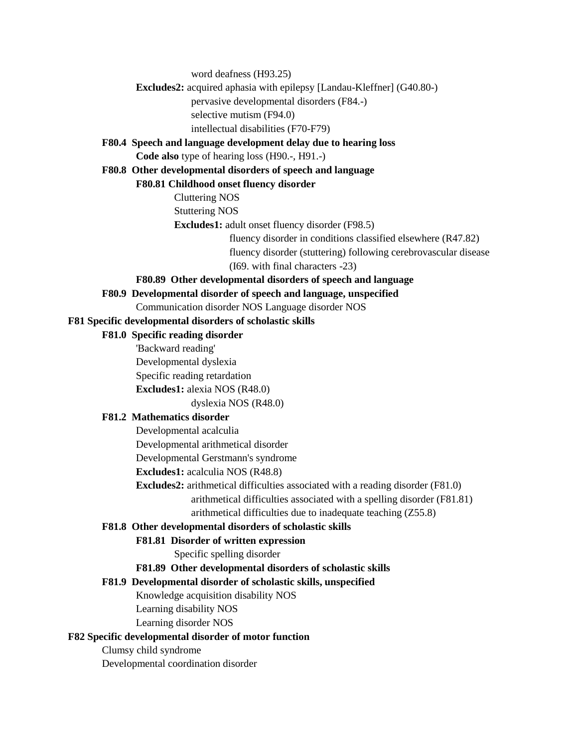word deafness (H93.25)

**Excludes2:** acquired aphasia with epilepsy [Landau-Kleffner] (G40.80-)
pervasive developmental disorders (F84.-)
selective mutism (F94.0)
intellectual disabilities (F70-F79)

**F80.4 Speech and language development delay due to hearing loss**

**Code also** type of hearing loss (H90.-, H91.-)

**F80.8 Other developmental disorders of speech and language**

**F80.81 Childhood onset fluency disorder**

Cluttering NOS
Stuttering NOS

**Excludes1:** adult onset fluency disorder (F98.5)
fluency disorder in conditions classified elsewhere (R47.82)
fluency disorder (stuttering) following cerebrovascular disease (I69. with final characters -23)

**F80.89 Other developmental disorders of speech and language**

**F80.9 Developmental disorder of speech and language, unspecified**

Communication disorder NOS Language disorder NOS

**F81 Specific developmental disorders of scholastic skills**

**F81.0 Specific reading disorder**

'Backward reading'
Developmental dyslexia
Specific reading retardation

**Excludes1:** alexia NOS (R48.0)
dyslexia NOS (R48.0)

**F81.2 Mathematics disorder**

Developmental acalculia
Developmental arithmetical disorder
Developmental Gerstmann's syndrome

**Excludes1:** acalculia NOS (R48.8)

**Excludes2:** arithmetical difficulties associated with a reading disorder (F81.0)
arithmetical difficulties associated with a spelling disorder (F81.81)
arithmetical difficulties due to inadequate teaching (Z55.8)

**F81.8 Other developmental disorders of scholastic skills**

**F81.81 Disorder of written expression**

Specific spelling disorder

**F81.89 Other developmental disorders of scholastic skills**

**F81.9 Developmental disorder of scholastic skills, unspecified**

Knowledge acquisition disability NOS
Learning disability NOS
Learning disorder NOS

**F82 Specific developmental disorder of motor function**

Clumsy child syndrome
Developmental coordination disorder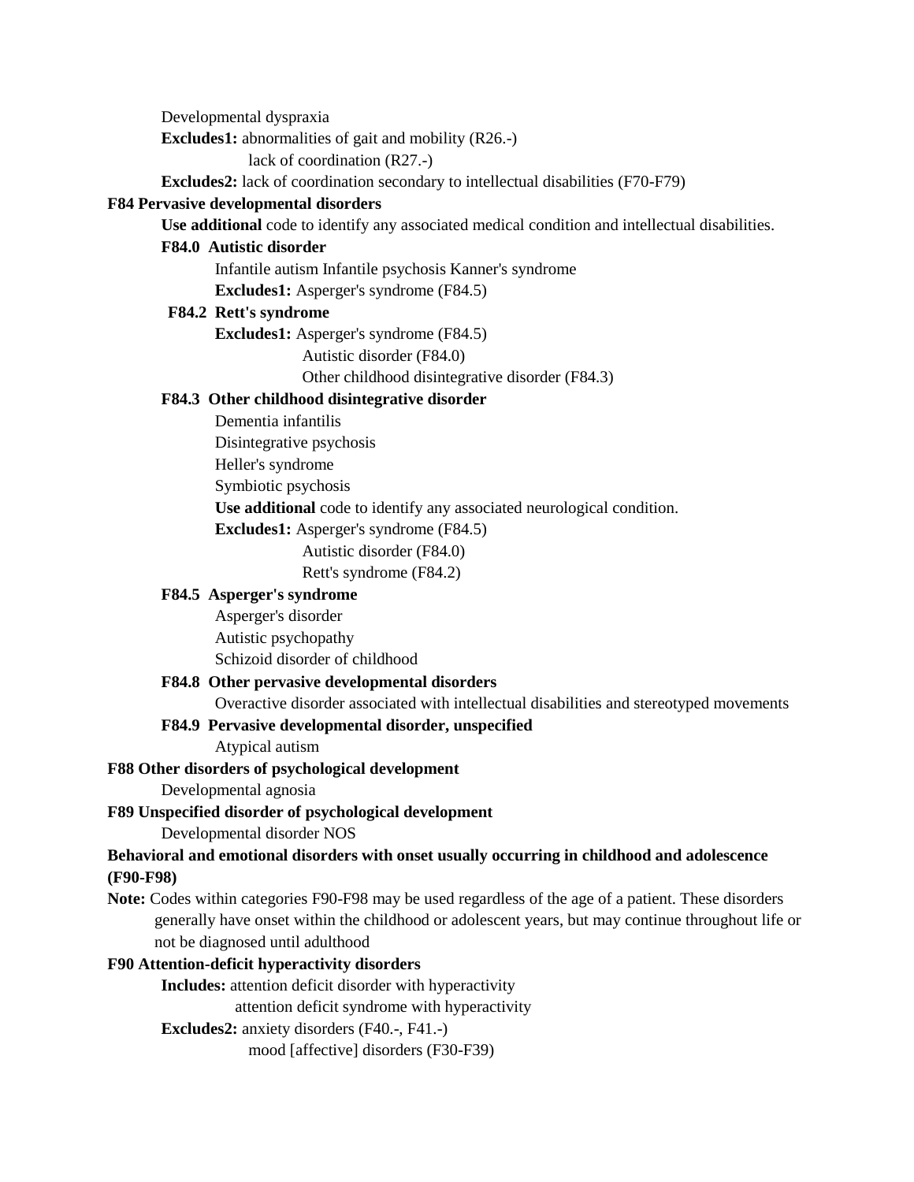Developmental dyspraxia

**Excludes1:** abnormalities of gait and mobility (R26.-)

lack of coordination (R27.-)

**Excludes2:** lack of coordination secondary to intellectual disabilities (F70-F79)

**F84 Pervasive developmental disorders**

**Use additional** code to identify any associated medical condition and intellectual disabilities.

**F84.0 Autistic disorder**

Infantile autism Infantile psychosis Kanner's syndrome

**Excludes1:** Asperger's syndrome (F84.5)

**F84.2 Rett's syndrome**

**Excludes1:** Asperger's syndrome (F84.5)

Autistic disorder (F84.0)

Other childhood disintegrative disorder (F84.3)

**F84.3 Other childhood disintegrative disorder**

Dementia infantilis

Disintegrative psychosis

Heller's syndrome

Symbiotic psychosis

**Use additional** code to identify any associated neurological condition.

**Excludes1:** Asperger's syndrome (F84.5)

Autistic disorder (F84.0)

Rett's syndrome (F84.2)

**F84.5 Asperger's syndrome**

Asperger's disorder

Autistic psychopathy

Schizoid disorder of childhood

**F84.8 Other pervasive developmental disorders**

Overactive disorder associated with intellectual disabilities and stereotyped movements

**F84.9 Pervasive developmental disorder, unspecified**

Atypical autism

**F88 Other disorders of psychological development**

Developmental agnosia

**F89 Unspecified disorder of psychological development**

Developmental disorder NOS

**Behavioral and emotional disorders with onset usually occurring in childhood and adolescence (F90-F98)**

**Note:** Codes within categories F90-F98 may be used regardless of the age of a patient. These disorders generally have onset within the childhood or adolescent years, but may continue throughout life or not be diagnosed until adulthood

**F90 Attention-deficit hyperactivity disorders**

**Includes:** attention deficit disorder with hyperactivity

attention deficit syndrome with hyperactivity

**Excludes2:** anxiety disorders (F40.-, F41.-)

mood [affective] disorders (F30-F39)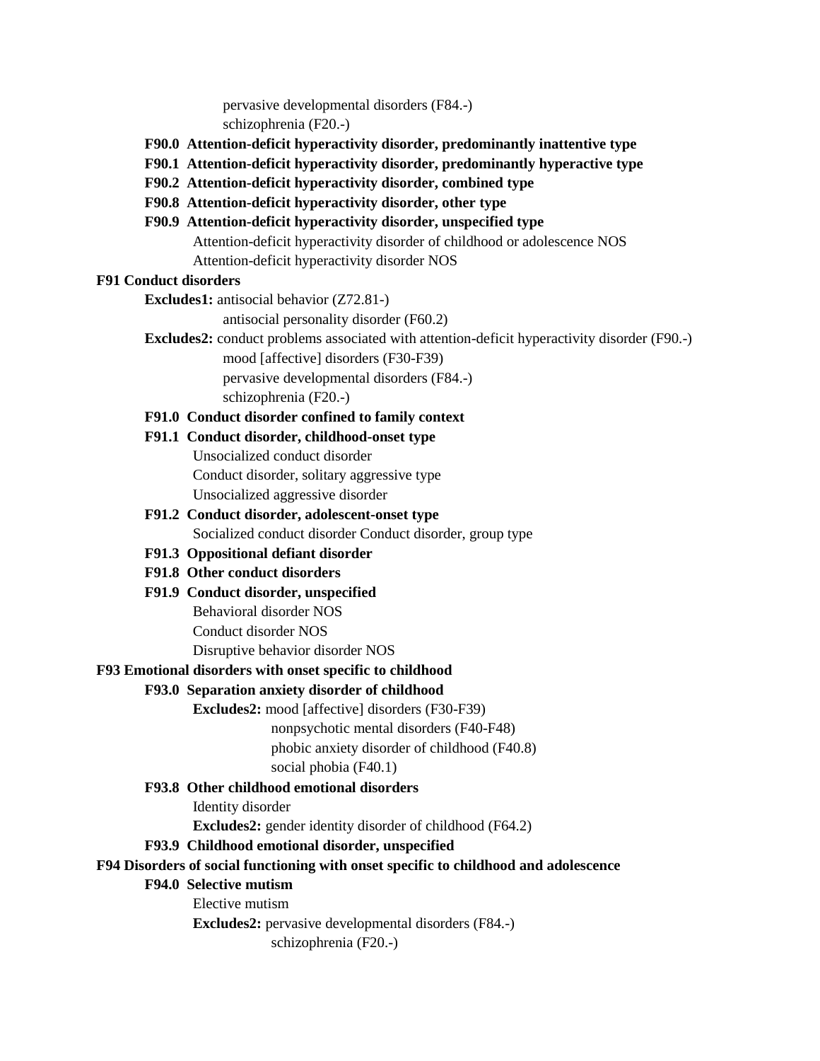pervasive developmental disorders (F84.-)
schizophrenia (F20.-)

**F90.0 Attention-deficit hyperactivity disorder, predominantly inattentive type**

**F90.1 Attention-deficit hyperactivity disorder, predominantly hyperactive type**

**F90.2 Attention-deficit hyperactivity disorder, combined type**

**F90.8 Attention-deficit hyperactivity disorder, other type**

**F90.9 Attention-deficit hyperactivity disorder, unspecified type**

Attention-deficit hyperactivity disorder of childhood or adolescence NOS
Attention-deficit hyperactivity disorder NOS

**F91 Conduct disorders**

**Excludes1:** antisocial behavior (Z72.81-)
antisocial personality disorder (F60.2)

**Excludes2:** conduct problems associated with attention-deficit hyperactivity disorder (F90.-)
mood [affective] disorders (F30-F39)
pervasive developmental disorders (F84.-)
schizophrenia (F20.-)

**F91.0 Conduct disorder confined to family context**

**F91.1 Conduct disorder, childhood-onset type**

Unsocialized conduct disorder
Conduct disorder, solitary aggressive type
Unsocialized aggressive disorder

**F91.2 Conduct disorder, adolescent-onset type**

Socialized conduct disorder Conduct disorder, group type

**F91.3 Oppositional defiant disorder**

**F91.8 Other conduct disorders**

**F91.9 Conduct disorder, unspecified**

Behavioral disorder NOS
Conduct disorder NOS
Disruptive behavior disorder NOS

**F93 Emotional disorders with onset specific to childhood**

**F93.0 Separation anxiety disorder of childhood**

**Excludes2:** mood [affective] disorders (F30-F39)
nonpsychotic mental disorders (F40-F48)
phobic anxiety disorder of childhood (F40.8)
social phobia (F40.1)

**F93.8 Other childhood emotional disorders**

Identity disorder

**Excludes2:** gender identity disorder of childhood (F64.2)

**F93.9 Childhood emotional disorder, unspecified**

**F94 Disorders of social functioning with onset specific to childhood and adolescence**

**F94.0 Selective mutism**

Elective mutism

**Excludes2:** pervasive developmental disorders (F84.-)
schizophrenia (F20.-)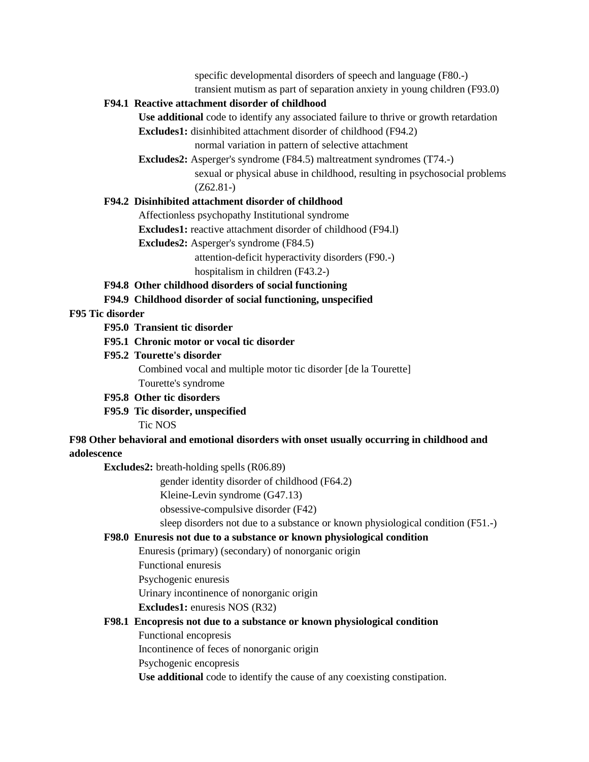specific developmental disorders of speech and language (F80.-)
transient mutism as part of separation anxiety in young children (F93.0)

**F94.1 Reactive attachment disorder of childhood**

**Use additional** code to identify any associated failure to thrive or growth retardation

**Excludes1:** disinhibited attachment disorder of childhood (F94.2)
normal variation in pattern of selective attachment

**Excludes2:** Asperger's syndrome (F84.5) maltreatment syndromes (T74.-)
sexual or physical abuse in childhood, resulting in psychosocial problems (Z62.81-)

**F94.2 Disinhibited attachment disorder of childhood**

Affectionless psychopathy Institutional syndrome

**Excludes1:** reactive attachment disorder of childhood (F94.l)

**Excludes2:** Asperger's syndrome (F84.5)
attention-deficit hyperactivity disorders (F90.-)
hospitalism in children (F43.2-)

**F94.8 Other childhood disorders of social functioning**

**F94.9 Childhood disorder of social functioning, unspecified**

**F95 Tic disorder**

**F95.0 Transient tic disorder**

**F95.1 Chronic motor or vocal tic disorder**

**F95.2 Tourette's disorder**

Combined vocal and multiple motor tic disorder [de la Tourette]
Tourette's syndrome

**F95.8 Other tic disorders**

**F95.9 Tic disorder, unspecified**

Tic NOS

**F98 Other behavioral and emotional disorders with onset usually occurring in childhood and adolescence**

**Excludes2:** breath-holding spells (R06.89)
gender identity disorder of childhood (F64.2)
Kleine-Levin syndrome (G47.13)
obsessive-compulsive disorder (F42)
sleep disorders not due to a substance or known physiological condition (F51.-)

**F98.0 Enuresis not due to a substance or known physiological condition**

Enuresis (primary) (secondary) of nonorganic origin
Functional enuresis
Psychogenic enuresis
Urinary incontinence of nonorganic origin

**Excludes1:** enuresis NOS (R32)

**F98.1 Encopresis not due to a substance or known physiological condition**

Functional encopresis
Incontinence of feces of nonorganic origin
Psychogenic encopresis

**Use additional** code to identify the cause of any coexisting constipation.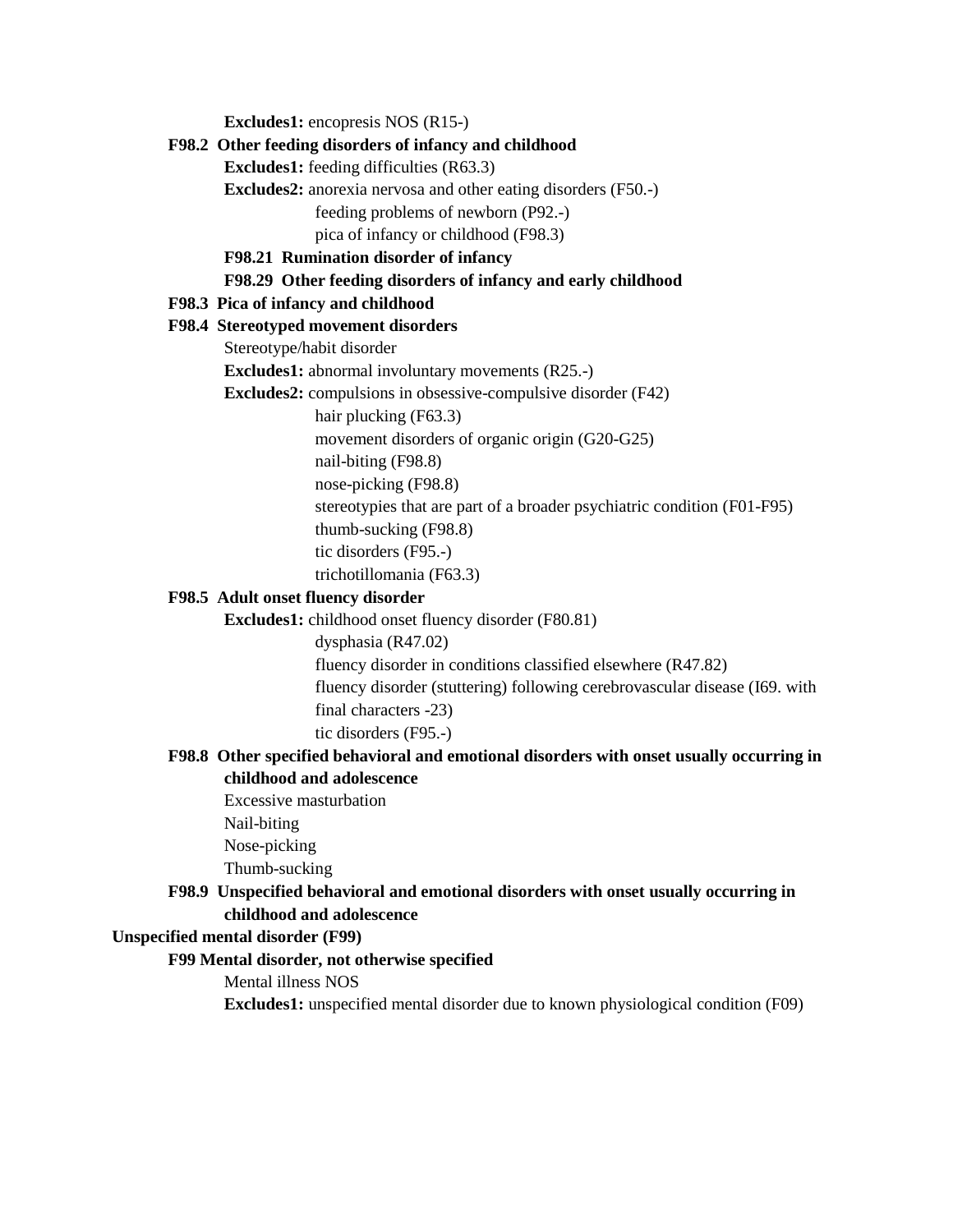**Excludes1:** encopresis NOS (R15-)

**F98.2 Other feeding disorders of infancy and childhood**

**Excludes1:** feeding difficulties (R63.3)

**Excludes2:** anorexia nervosa and other eating disorders (F50.-)
feeding problems of newborn (P92.-)
pica of infancy or childhood (F98.3)

**F98.21 Rumination disorder of infancy**

**F98.29 Other feeding disorders of infancy and early childhood**

**F98.3 Pica of infancy and childhood**

**F98.4 Stereotyped movement disorders**

Stereotype/habit disorder

**Excludes1:** abnormal involuntary movements (R25.-)

**Excludes2:** compulsions in obsessive-compulsive disorder (F42)
hair plucking (F63.3)
movement disorders of organic origin (G20-G25)
nail-biting (F98.8)
nose-picking (F98.8)
stereotypies that are part of a broader psychiatric condition (F01-F95)
thumb-sucking (F98.8)
tic disorders (F95.-)
trichotillomania (F63.3)

**F98.5 Adult onset fluency disorder**

**Excludes1:** childhood onset fluency disorder (F80.81)
dysphasia (R47.02)
fluency disorder in conditions classified elsewhere (R47.82)
fluency disorder (stuttering) following cerebrovascular disease (I69. with final characters -23)
tic disorders (F95.-)

**F98.8 Other specified behavioral and emotional disorders with onset usually occurring in childhood and adolescence**

Excessive masturbation
Nail-biting
Nose-picking
Thumb-sucking

**F98.9 Unspecified behavioral and emotional disorders with onset usually occurring in childhood and adolescence**

**Unspecified mental disorder (F99)**

**F99 Mental disorder, not otherwise specified**

Mental illness NOS

**Excludes1:** unspecified mental disorder due to known physiological condition (F09)